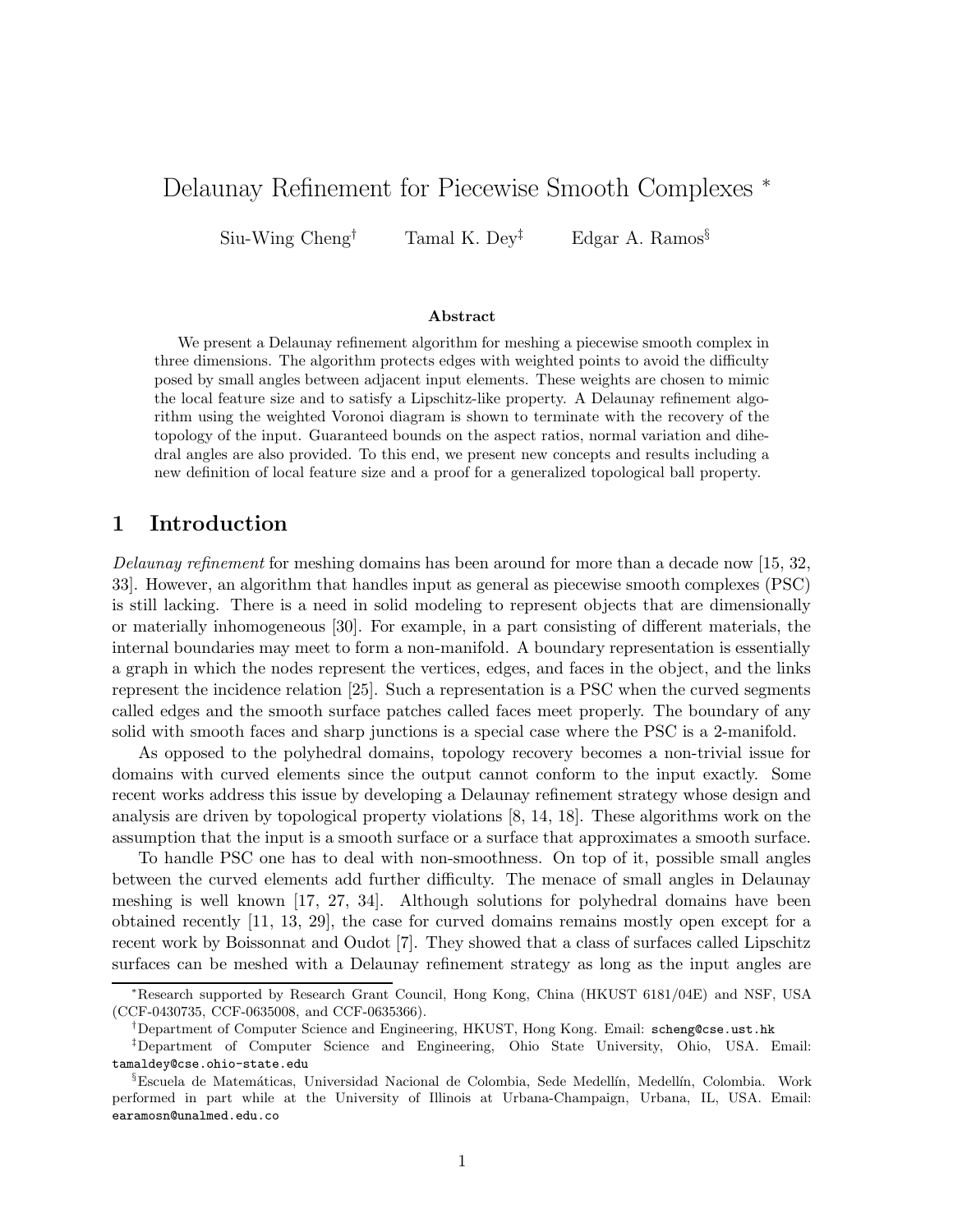# Delaunay Refinement for Piecewise Smooth Complexes *

Siu-Wing Cheng[†] Tamal K. Dey[‡] Edgar A. Ramos[§]

### Abstract

We present a Delaunay refinement algorithm for meshing a piecewise smooth complex in three dimensions. The algorithm protects edges with weighted points to avoid the difficulty posed by small angles between adjacent input elements. These weights are chosen to mimic the local feature size and to satisfy a Lipschitz-like property. A Delaunay refinement algorithm using the weighted Voronoi diagram is shown to terminate with the recovery of the topology of the input. Guaranteed bounds on the aspect ratios, normal variation and dihedral angles are also provided. To this end, we present new concepts and results including a new definition of local feature size and a proof for a generalized topological ball property.

## 1 Introduction

*Delaunay refinement* for meshing domains has been around for more than a decade now [15, 32, 33]. However, an algorithm that handles input as general as piecewise smooth complexes (PSC) is still lacking. There is a need in solid modeling to represent objects that are dimensionally or materially inhomogeneous [30]. For example, in a part consisting of different materials, the internal boundaries may meet to form a non-manifold. A boundary representation is essentially a graph in which the nodes represent the vertices, edges, and faces in the object, and the links represent the incidence relation [25]. Such a representation is a PSC when the curved segments called edges and the smooth surface patches called faces meet properly. The boundary of any solid with smooth faces and sharp junctions is a special case where the PSC is a 2-manifold.

As opposed to the polyhedral domains, topology recovery becomes a non-trivial issue for domains with curved elements since the output cannot conform to the input exactly. Some recent works address this issue by developing a Delaunay refinement strategy whose design and analysis are driven by topological property violations [8, 14, 18]. These algorithms work on the assumption that the input is a smooth surface or a surface that approximates a smooth surface.

To handle PSC one has to deal with non-smoothness. On top of it, possible small angles between the curved elements add further difficulty. The menace of small angles in Delaunay meshing is well known [17, 27, 34]. Although solutions for polyhedral domains have been obtained recently [11, 13, 29], the case for curved domains remains mostly open except for a recent work by Boissonnat and Oudot [7]. They showed that a class of surfaces called Lipschitz surfaces can be meshed with a Delaunay refinement strategy as long as the input angles are

*Research supported by Research Grant Council, Hong Kong, China (HKUST 6181/04E) and NSF, USA (CCF-0430735, CCF-0635008, and CCF-0635366).

[†]Department of Computer Science and Engineering, HKUST, Hong Kong. Email: scheng@cse.ust.hk

[‡]Department of Computer Science and Engineering, Ohio State University, Ohio, USA. Email: tamaldey@cse.ohio-state.edu

[§]Escuela de Matemáticas, Universidad Nacional de Colombia, Sede Medellín, Medellín, Colombia. Work performed in part while at the University of Illinois at Urbana-Champaign, Urbana, IL, USA. Email: earamosn@unalmed.edu.co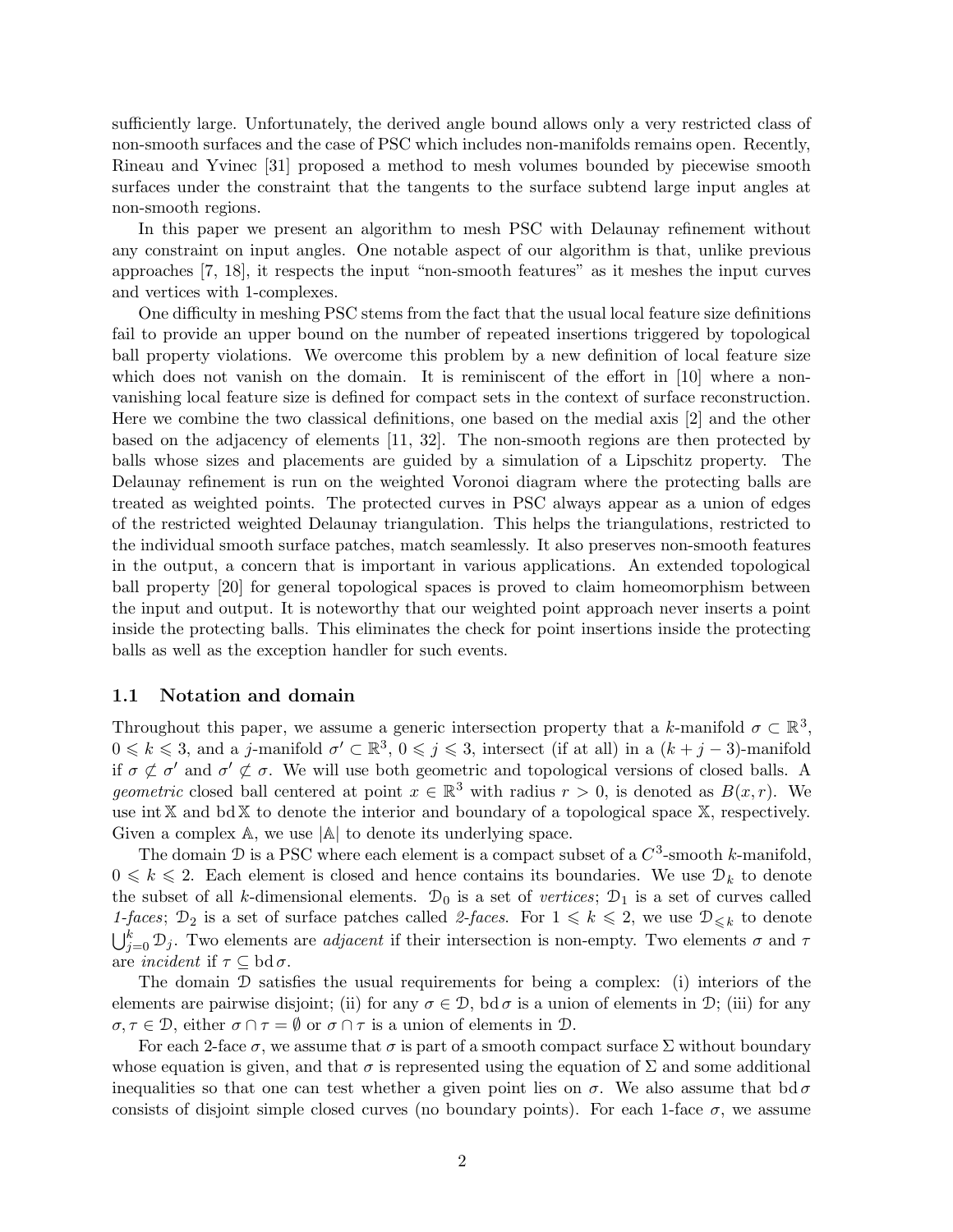sufficiently large. Unfortunately, the derived angle bound allows only a very restricted class of non-smooth surfaces and the case of PSC which includes non-manifolds remains open. Recently, Rineau and Yvinec [31] proposed a method to mesh volumes bounded by piecewise smooth surfaces under the constraint that the tangents to the surface subtend large input angles at non-smooth regions.

In this paper we present an algorithm to mesh PSC with Delaunay refinement without any constraint on input angles. One notable aspect of our algorithm is that, unlike previous approaches [7, 18], it respects the input "non-smooth features" as it meshes the input curves and vertices with 1-complexes.

One difficulty in meshing PSC stems from the fact that the usual local feature size definitions fail to provide an upper bound on the number of repeated insertions triggered by topological ball property violations. We overcome this problem by a new definition of local feature size which does not vanish on the domain. It is reminiscent of the effort in [10] where a non-vanishing local feature size is defined for compact sets in the context of surface reconstruction. Here we combine the two classical definitions, one based on the medial axis [2] and the other based on the adjacency of elements [11, 32]. The non-smooth regions are then protected by balls whose sizes and placements are guided by a simulation of a Lipschitz property. The Delaunay refinement is run on the weighted Voronoi diagram where the protecting balls are treated as weighted points. The protected curves in PSC always appear as a union of edges of the restricted weighted Delaunay triangulation. This helps the triangulations, restricted to the individual smooth surface patches, match seamlessly. It also preserves non-smooth features in the output, a concern that is important in various applications. An extended topological ball property [20] for general topological spaces is proved to claim homeomorphism between the input and output. It is noteworthy that our weighted point approach never inserts a point inside the protecting balls. This eliminates the check for point insertions inside the protecting balls as well as the exception handler for such events.

### 1.1 Notation and domain

Throughout this paper, we assume a generic intersection property that a $k$-manifold $\sigma \subset \mathbb{R}^3$, $0 \leqslant k \leqslant 3$, and a $j$-manifold $\sigma' \subset \mathbb{R}^3$, $0 \leqslant j \leqslant 3$, intersect (if at all) in a $(k+j-3)$-manifold if $\sigma \not\subset \sigma'$ and $\sigma' \not\subset \sigma$. We will use both geometric and topological versions of closed balls. A *geometric* closed ball centered at point $x \in \mathbb{R}^3$ with radius $r > 0$, is denoted as $B(x, r)$. We use $\operatorname{int} \mathbb{X}$ and $\operatorname{bd} \mathbb{X}$ to denote the interior and boundary of a topological space $\mathbb{X}$, respectively. Given a complex $\mathbb{A}$, we use $|\mathbb{A}|$ to denote its underlying space.

The domain $\mathcal{D}$ is a PSC where each element is a compact subset of a $C^3$-smooth $k$-manifold, $0 \leqslant k \leqslant 2$. Each element is closed and hence contains its boundaries. We use $\mathcal{D}_k$ to denote the subset of all $k$-dimensional elements. $\mathcal{D}_0$ is a set of *vertices*; $\mathcal{D}_1$ is a set of curves called *1-faces*; $\mathcal{D}_2$ is a set of surface patches called *2-faces*. For $1 \leqslant k \leqslant 2$, we use $\mathcal{D}_{\leqslant k}$ to denote $\bigcup_{j=0}^{k} \mathcal{D}_j$. Two elements are *adjacent* if their intersection is non-empty. Two elements $\sigma$ and $\tau$ are *incident* if $\tau \subseteq \operatorname{bd} \sigma$.

The domain $\mathcal{D}$ satisfies the usual requirements for being a complex: (i) interiors of the elements are pairwise disjoint; (ii) for any $\sigma \in \mathcal{D}$, $\operatorname{bd} \sigma$ is a union of elements in $\mathcal{D}$; (iii) for any $\sigma, \tau \in \mathcal{D}$, either $\sigma \cap \tau = \emptyset$ or $\sigma \cap \tau$ is a union of elements in $\mathcal{D}$.

For each 2-face $\sigma$, we assume that $\sigma$ is part of a smooth compact surface $\Sigma$ without boundary whose equation is given, and that $\sigma$ is represented using the equation of $\Sigma$ and some additional inequalities so that one can test whether a given point lies on $\sigma$. We also assume that $\operatorname{bd} \sigma$ consists of disjoint simple closed curves (no boundary points). For each 1-face $\sigma$, we assume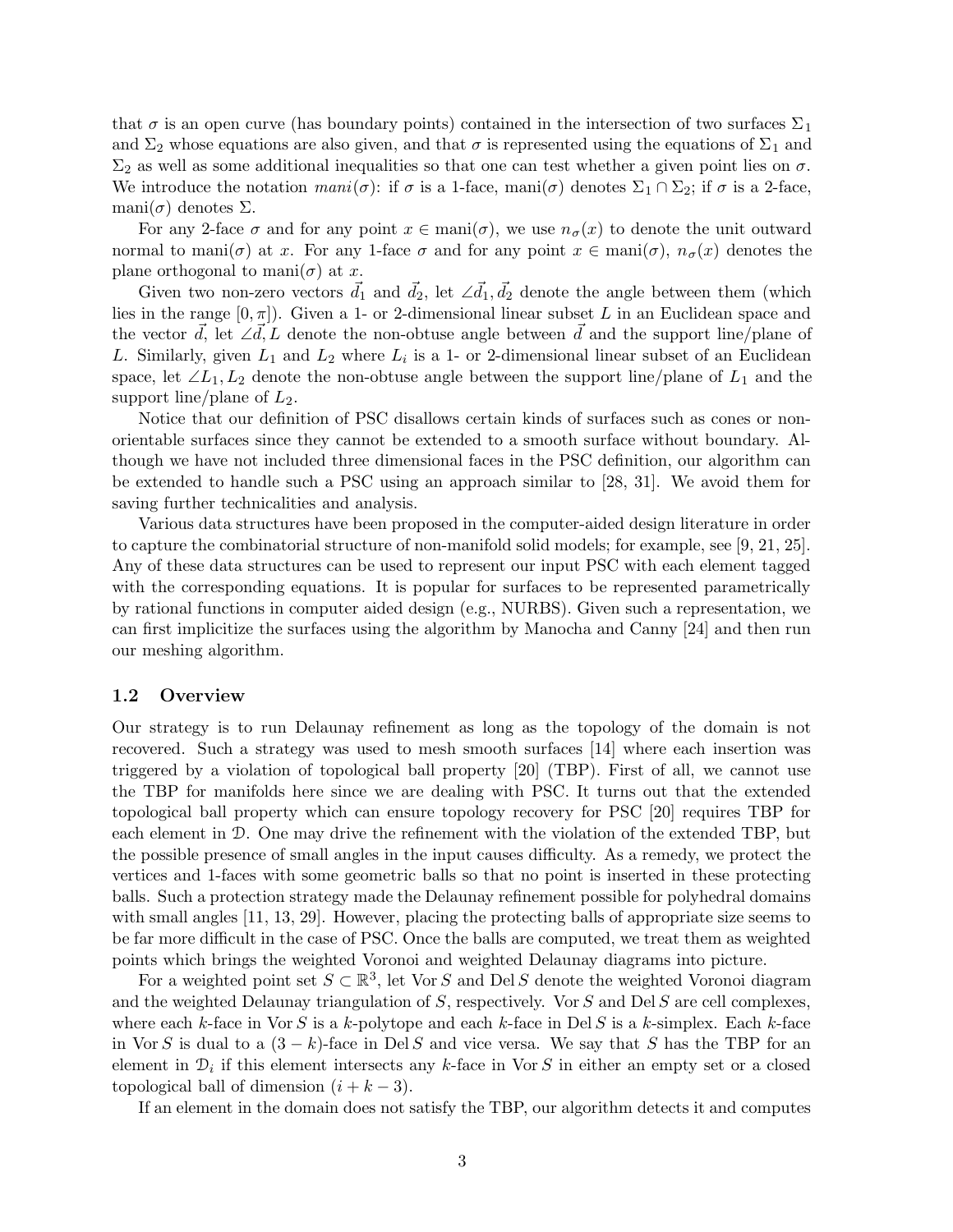that $\sigma$ is an open curve (has boundary points) contained in the intersection of two surfaces $\Sigma_1$ and $\Sigma_2$ whose equations are also given, and that $\sigma$ is represented using the equations of $\Sigma_1$ and $\Sigma_2$ as well as some additional inequalities so that one can test whether a given point lies on $\sigma$. We introduce the notation $mani(\sigma)$: if $\sigma$ is a 1-face, $\text{mani}(\sigma)$ denotes $\Sigma_1 \cap \Sigma_2$; if $\sigma$ is a 2-face, $\text{mani}(\sigma)$ denotes $\Sigma$.

For any 2-face $\sigma$ and for any point $x \in \text{mani}(\sigma)$, we use $n_\sigma(x)$ to denote the unit outward normal to $\text{mani}(\sigma)$ at $x$. For any 1-face $\sigma$ and for any point $x \in \text{mani}(\sigma)$, $n_\sigma(x)$ denotes the plane orthogonal to $\text{mani}(\sigma)$ at $x$.

Given two non-zero vectors $\vec{d_1}$ and $\vec{d_2}$, let $\angle \vec{d_1}, \vec{d_2}$ denote the angle between them (which lies in the range $[0, \pi]$). Given a 1- or 2-dimensional linear subset $L$ in an Euclidean space and the vector $\vec{d}$, let $\angle \vec{d}, L$ denote the non-obtuse angle between $\vec{d}$ and the support line/plane of $L$. Similarly, given $L_1$ and $L_2$ where $L_i$ is a 1- or 2-dimensional linear subset of an Euclidean space, let $\angle L_1, L_2$ denote the non-obtuse angle between the support line/plane of $L_1$ and the support line/plane of $L_2$.

Notice that our definition of PSC disallows certain kinds of surfaces such as cones or non-orientable surfaces since they cannot be extended to a smooth surface without boundary. Although we have not included three dimensional faces in the PSC definition, our algorithm can be extended to handle such a PSC using an approach similar to [28, 31]. We avoid them for saving further technicalities and analysis.

Various data structures have been proposed in the computer-aided design literature in order to capture the combinatorial structure of non-manifold solid models; for example, see [9, 21, 25]. Any of these data structures can be used to represent our input PSC with each element tagged with the corresponding equations. It is popular for surfaces to be represented parametrically by rational functions in computer aided design (e.g., NURBS). Given such a representation, we can first implicitize the surfaces using the algorithm by Manocha and Canny [24] and then run our meshing algorithm.

## 1.2 Overview

Our strategy is to run Delaunay refinement as long as the topology of the domain is not recovered. Such a strategy was used to mesh smooth surfaces [14] where each insertion was triggered by a violation of topological ball property [20] (TBP). First of all, we cannot use the TBP for manifolds here since we are dealing with PSC. It turns out that the extended topological ball property which can ensure topology recovery for PSC [20] requires TBP for each element in $\mathcal{D}$. One may drive the refinement with the violation of the extended TBP, but the possible presence of small angles in the input causes difficulty. As a remedy, we protect the vertices and 1-faces with some geometric balls so that no point is inserted in these protecting balls. Such a protection strategy made the Delaunay refinement possible for polyhedral domains with small angles [11, 13, 29]. However, placing the protecting balls of appropriate size seems to be far more difficult in the case of PSC. Once the balls are computed, we treat them as weighted points which brings the weighted Voronoi and weighted Delaunay diagrams into picture.

For a weighted point set $S \subset \mathbb{R}^3$, let $\text{Vor}\, S$ and $\text{Del}\, S$ denote the weighted Voronoi diagram and the weighted Delaunay triangulation of $S$, respectively. $\text{Vor}\, S$ and $\text{Del}\, S$ are cell complexes, where each $k$-face in $\text{Vor}\, S$ is a $k$-polytope and each $k$-face in $\text{Del}\, S$ is a $k$-simplex. Each $k$-face in $\text{Vor}\, S$ is dual to a $(3-k)$-face in $\text{Del}\, S$ and vice versa. We say that $S$ has the TBP for an element in $\mathcal{D}_i$ if this element intersects any $k$-face in $\text{Vor}\, S$ in either an empty set or a closed topological ball of dimension $(i + k - 3)$.

If an element in the domain does not satisfy the TBP, our algorithm detects it and computes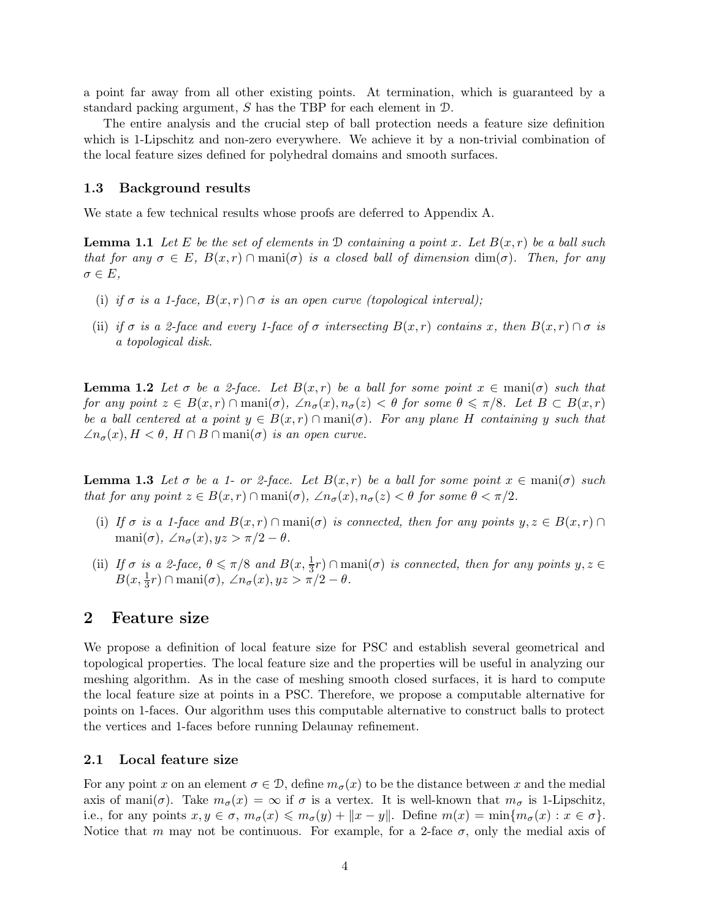a point far away from all other existing points. At termination, which is guaranteed by a standard packing argument, $S$ has the TBP for each element in $\mathcal{D}$.

The entire analysis and the crucial step of ball protection needs a feature size definition which is 1-Lipschitz and non-zero everywhere. We achieve it by a non-trivial combination of the local feature sizes defined for polyhedral domains and smooth surfaces.

### 1.3 Background results

We state a few technical results whose proofs are deferred to Appendix A.

**Lemma 1.1** *Let $E$ be the set of elements in $\mathcal{D}$ containing a point $x$. Let $B(x,r)$ be a ball such that for any $\sigma \in E$, $B(x,r) \cap \mathrm{mani}(\sigma)$ is a closed ball of dimension $\dim(\sigma)$. Then, for any $\sigma \in E$,*

- (i) *if $\sigma$ is a 1-face, $B(x,r) \cap \sigma$ is an open curve (topological interval);*
- (ii) *if $\sigma$ is a 2-face and every 1-face of $\sigma$ intersecting $B(x,r)$ contains $x$, then $B(x,r) \cap \sigma$ is a topological disk.*

**Lemma 1.2** *Let $\sigma$ be a 2-face. Let $B(x,r)$ be a ball for some point $x \in \mathrm{mani}(\sigma)$ such that for any point $z \in B(x,r) \cap \mathrm{mani}(\sigma)$, $\angle n_\sigma(x), n_\sigma(z) < \theta$ for some $\theta \leqslant \pi/8$. Let $B \subset B(x,r)$ be a ball centered at a point $y \in B(x,r) \cap \mathrm{mani}(\sigma)$. For any plane $H$ containing $y$ such that $\angle n_\sigma(x), H < \theta$, $H \cap B \cap \mathrm{mani}(\sigma)$ is an open curve.*

**Lemma 1.3** *Let $\sigma$ be a 1- or 2-face. Let $B(x,r)$ be a ball for some point $x \in \mathrm{mani}(\sigma)$ such that for any point $z \in B(x,r) \cap \mathrm{mani}(\sigma)$, $\angle n_\sigma(x), n_\sigma(z) < \theta$ for some $\theta < \pi/2$.*

- (i) *If $\sigma$ is a 1-face and $B(x,r) \cap \mathrm{mani}(\sigma)$ is connected, then for any points $y,z \in B(x,r) \cap \mathrm{mani}(\sigma)$, $\angle n_\sigma(x), yz > \pi/2 - \theta$.*
- (ii) *If $\sigma$ is a 2-face, $\theta \leqslant \pi/8$ and $B(x, \frac{1}{3}r) \cap \mathrm{mani}(\sigma)$ is connected, then for any points $y,z \in B(x, \frac{1}{3}r) \cap \mathrm{mani}(\sigma)$, $\angle n_\sigma(x), yz > \pi/2 - \theta$.*

## 2 Feature size

We propose a definition of local feature size for PSC and establish several geometrical and topological properties. The local feature size and the properties will be useful in analyzing our meshing algorithm. As in the case of meshing smooth closed surfaces, it is hard to compute the local feature size at points in a PSC. Therefore, we propose a computable alternative for points on 1-faces. Our algorithm uses this computable alternative to construct balls to protect the vertices and 1-faces before running Delaunay refinement.

### 2.1 Local feature size

For any point $x$ on an element $\sigma \in \mathcal{D}$, define $m_\sigma(x)$ to be the distance between $x$ and the medial axis of $\mathrm{mani}(\sigma)$. Take $m_\sigma(x) = \infty$ if $\sigma$ is a vertex. It is well-known that $m_\sigma$ is 1-Lipschitz, i.e., for any points $x, y \in \sigma$, $m_\sigma(x) \leqslant m_\sigma(y) + \|x - y\|$. Define $m(x) = \min\{m_\sigma(x) : x \in \sigma\}$. Notice that $m$ may not be continuous. For example, for a 2-face $\sigma$, only the medial axis of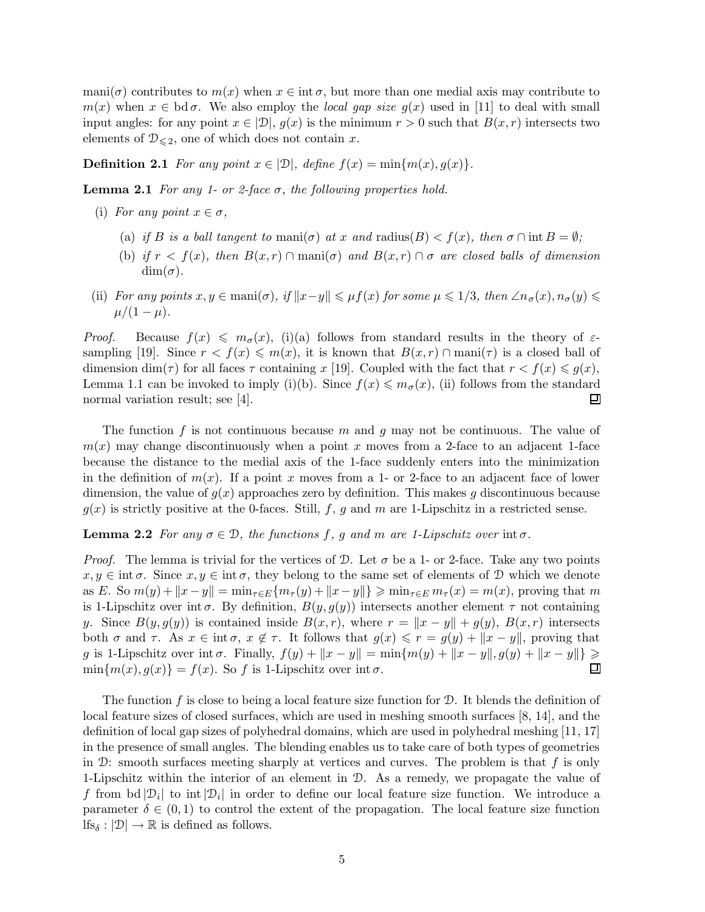$\text{mani}(\sigma)$ contributes to $m(x)$ when $x \in \text{int}\,\sigma$, but more than one medial axis may contribute to $m(x)$ when $x \in \text{bd}\,\sigma$. We also employ the *local gap size* $g(x)$ used in [11] to deal with small input angles: for any point $x \in |\mathcal{D}|$, $g(x)$ is the minimum $r > 0$ such that $B(x, r)$ intersects two elements of $\mathcal{D}_{\leqslant 2}$, one of which does not contain $x$.

**Definition 2.1** *For any point $x \in |\mathcal{D}|$, define $f(x) = \min\{m(x), g(x)\}$.*

**Lemma 2.1** *For any 1- or 2-face $\sigma$, the following properties hold.*

(i) *For any point $x \in \sigma$,*

  (a) *if $B$ is a ball tangent to $\text{mani}(\sigma)$ at $x$ and $\text{radius}(B) < f(x)$, then $\sigma \cap \text{int}\,B = \emptyset$;*

  (b) *if $r < f(x)$, then $B(x, r) \cap \text{mani}(\sigma)$ and $B(x, r) \cap \sigma$ are closed balls of dimension $\dim(\sigma)$.*

(ii) *For any points $x, y \in \text{mani}(\sigma)$, if $\|x - y\| \leqslant \mu f(x)$ for some $\mu \leqslant 1/3$, then $\angle n_\sigma(x), n_\sigma(y) \leqslant \mu/(1-\mu)$.*

*Proof.* Because $f(x) \leqslant m_\sigma(x)$, (i)(a) follows from standard results in the theory of $\varepsilon$-sampling [19]. Since $r < f(x) \leqslant m(x)$, it is known that $B(x, r) \cap \text{mani}(\tau)$ is a closed ball of dimension $\dim(\tau)$ for all faces $\tau$ containing $x$ [19]. Coupled with the fact that $r < f(x) \leqslant g(x)$, Lemma 1.1 can be invoked to imply (i)(b). Since $f(x) \leqslant m_\sigma(x)$, (ii) follows from the standard normal variation result; see [4]. ◻

The function $f$ is not continuous because $m$ and $g$ may not be continuous. The value of $m(x)$ may change discontinuously when a point $x$ moves from a 2-face to an adjacent 1-face because the distance to the medial axis of the 1-face suddenly enters into the minimization in the definition of $m(x)$. If a point $x$ moves from a 1- or 2-face to an adjacent face of lower dimension, the value of $g(x)$ approaches zero by definition. This makes $g$ discontinuous because $g(x)$ is strictly positive at the 0-faces. Still, $f$, $g$ and $m$ are 1-Lipschitz in a restricted sense.

**Lemma 2.2** *For any $\sigma \in \mathcal{D}$, the functions $f$, $g$ and $m$ are 1-Lipschitz over $\text{int}\,\sigma$.*

*Proof.* The lemma is trivial for the vertices of $\mathcal{D}$. Let $\sigma$ be a 1- or 2-face. Take any two points $x, y \in \text{int}\,\sigma$. Since $x, y \in \text{int}\,\sigma$, they belong to the same set of elements of $\mathcal{D}$ which we denote as $E$. So $m(y) + \|x - y\| = \min_{\tau \in E}\{m_\tau(y) + \|x - y\|\} \geqslant \min_{\tau \in E} m_\tau(x) = m(x)$, proving that $m$ is 1-Lipschitz over $\text{int}\,\sigma$. By definition, $B(y, g(y))$ intersects another element $\tau$ not containing $y$. Since $B(y, g(y))$ is contained inside $B(x, r)$, where $r = \|x - y\| + g(y)$, $B(x, r)$ intersects both $\sigma$ and $\tau$. As $x \in \text{int}\,\sigma$, $x \notin \tau$. It follows that $g(x) \leqslant r = g(y) + \|x - y\|$, proving that $g$ is 1-Lipschitz over $\text{int}\,\sigma$. Finally, $f(y) + \|x - y\| = \min\{m(y) + \|x - y\|, g(y) + \|x - y\|\} \geqslant \min\{m(x), g(x)\} = f(x)$. So $f$ is 1-Lipschitz over $\text{int}\,\sigma$. ◻

The function $f$ is close to being a local feature size function for $\mathcal{D}$. It blends the definition of local feature sizes of closed surfaces, which are used in meshing smooth surfaces [8, 14], and the definition of local gap sizes of polyhedral domains, which are used in polyhedral meshing [11, 17] in the presence of small angles. The blending enables us to take care of both types of geometries in $\mathcal{D}$: smooth surfaces meeting sharply at vertices and curves. The problem is that $f$ is only 1-Lipschitz within the interior of an element in $\mathcal{D}$. As a remedy, we propagate the value of $f$ from $\text{bd}\,|\mathcal{D}_i|$ to $\text{int}\,|\mathcal{D}_i|$ in order to define our local feature size function. We introduce a parameter $\delta \in (0, 1)$ to control the extent of the propagation. The local feature size function $\text{lfs}_\delta : |\mathcal{D}| \to \mathbb{R}$ is defined as follows.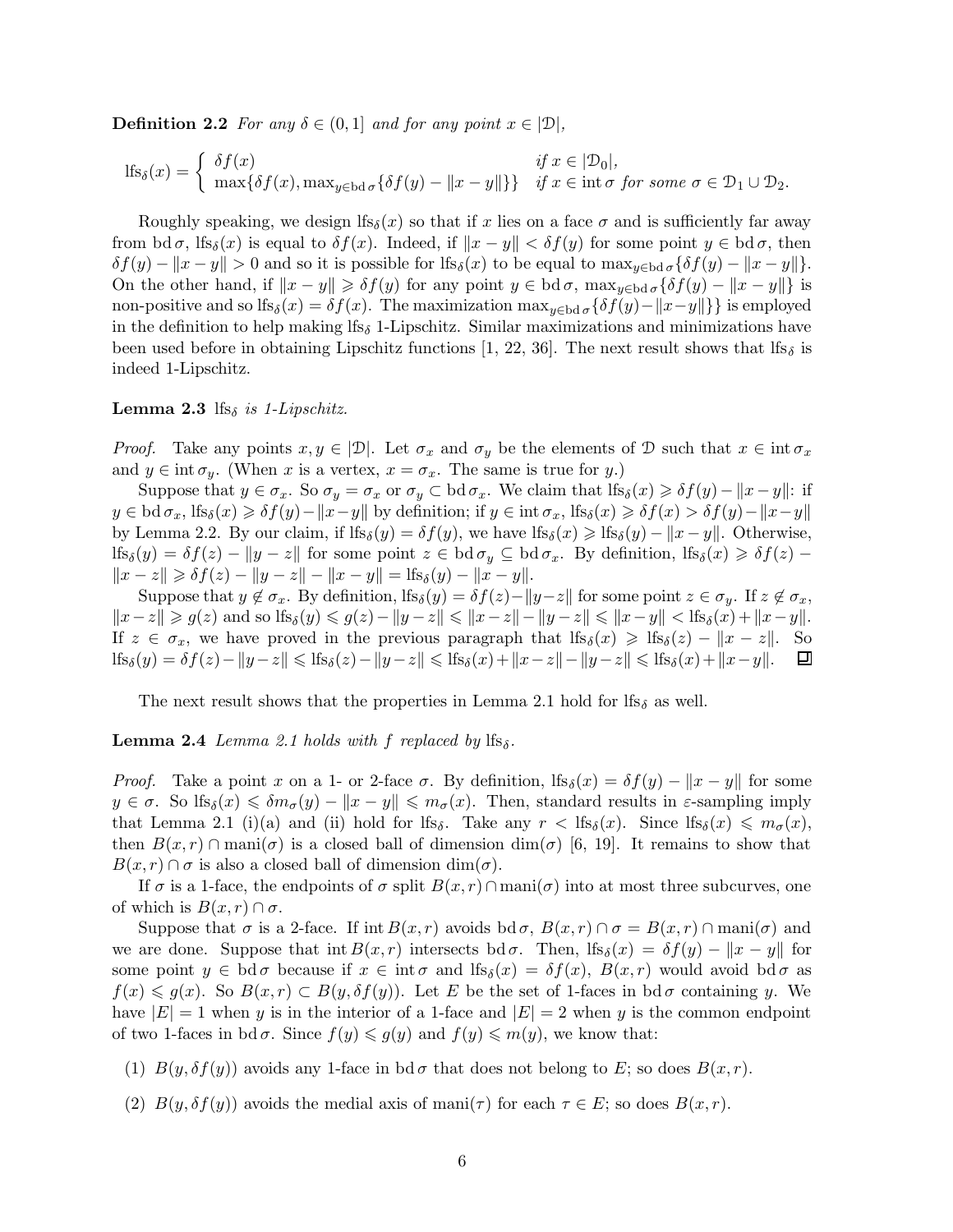**Definition 2.2** *For any $\delta \in (0,1]$ and for any point $x \in |\mathcal{D}|$,*

$$\mathrm{lfs}_\delta(x) = \begin{cases} \delta f(x) & \text{if } x \in |\mathcal{D}_0|, \\ \max\{\delta f(x), \max_{y \in \mathrm{bd}\,\sigma}\{\delta f(y) - \|x-y\|\}\} & \text{if } x \in \mathrm{int}\,\sigma \text{ for some } \sigma \in \mathcal{D}_1 \cup \mathcal{D}_2. \end{cases}$$

Roughly speaking, we design $\mathrm{lfs}_\delta(x)$ so that if $x$ lies on a face $\sigma$ and is sufficiently far away from $\mathrm{bd}\,\sigma$, $\mathrm{lfs}_\delta(x)$ is equal to $\delta f(x)$. Indeed, if $\|x-y\| < \delta f(y)$ for some point $y \in \mathrm{bd}\,\sigma$, then $\delta f(y) - \|x-y\| > 0$ and so it is possible for $\mathrm{lfs}_\delta(x)$ to be equal to $\max_{y \in \mathrm{bd}\,\sigma}\{\delta f(y) - \|x-y\|\}$. On the other hand, if $\|x-y\| \geqslant \delta f(y)$ for any point $y \in \mathrm{bd}\,\sigma$, $\max_{y \in \mathrm{bd}\,\sigma}\{\delta f(y) - \|x-y\|\}$ is non-positive and so $\mathrm{lfs}_\delta(x) = \delta f(x)$. The maximization $\max_{y \in \mathrm{bd}\,\sigma}\{\delta f(y) - \|x-y\|\}$ is employed in the definition to help making $\mathrm{lfs}_\delta$ 1-Lipschitz. Similar maximizations and minimizations have been used before in obtaining Lipschitz functions [1, 22, 36]. The next result shows that $\mathrm{lfs}_\delta$ is indeed 1-Lipschitz.

**Lemma 2.3** *$\mathrm{lfs}_\delta$ is 1-Lipschitz.*

*Proof.* Take any points $x, y \in |\mathcal{D}|$. Let $\sigma_x$ and $\sigma_y$ be the elements of $\mathcal{D}$ such that $x \in \mathrm{int}\,\sigma_x$ and $y \in \mathrm{int}\,\sigma_y$. (When $x$ is a vertex, $x = \sigma_x$. The same is true for $y$.)

Suppose that $y \in \sigma_x$. So $\sigma_y = \sigma_x$ or $\sigma_y \subset \mathrm{bd}\,\sigma_x$. We claim that $\mathrm{lfs}_\delta(x) \geqslant \delta f(y) - \|x-y\|$: if $y \in \mathrm{bd}\,\sigma_x$, $\mathrm{lfs}_\delta(x) \geqslant \delta f(y) - \|x-y\|$ by definition; if $y \in \mathrm{int}\,\sigma_x$, $\mathrm{lfs}_\delta(x) \geqslant \delta f(x) > \delta f(y) - \|x-y\|$ by Lemma 2.2. By our claim, if $\mathrm{lfs}_\delta(y) = \delta f(y)$, we have $\mathrm{lfs}_\delta(x) \geqslant \mathrm{lfs}_\delta(y) - \|x-y\|$. Otherwise, $\mathrm{lfs}_\delta(y) = \delta f(z) - \|y-z\|$ for some point $z \in \mathrm{bd}\,\sigma_y \subseteq \mathrm{bd}\,\sigma_x$. By definition, $\mathrm{lfs}_\delta(x) \geqslant \delta f(z) - \|x-z\| \geqslant \delta f(z) - \|y-z\| - \|x-y\| = \mathrm{lfs}_\delta(y) - \|x-y\|$.

Suppose that $y \notin \sigma_x$. By definition, $\mathrm{lfs}_\delta(y) = \delta f(z) - \|y-z\|$ for some point $z \in \sigma_y$. If $z \notin \sigma_x$, $\|x-z\| \geqslant g(z)$ and so $\mathrm{lfs}_\delta(y) \leqslant g(z) - \|y-z\| \leqslant \|x-z\| - \|y-z\| \leqslant \|x-y\| < \mathrm{lfs}_\delta(x) + \|x-y\|$. If $z \in \sigma_x$, we have proved in the previous paragraph that $\mathrm{lfs}_\delta(x) \geqslant \mathrm{lfs}_\delta(z) - \|x-z\|$. So $\mathrm{lfs}_\delta(y) = \delta f(z) - \|y-z\| \leqslant \mathrm{lfs}_\delta(z) - \|y-z\| \leqslant \mathrm{lfs}_\delta(x) + \|x-z\| - \|y-z\| \leqslant \mathrm{lfs}_\delta(x) + \|x-y\|$. $\square$

The next result shows that the properties in Lemma 2.1 hold for $\mathrm{lfs}_\delta$ as well.

**Lemma 2.4** *Lemma 2.1 holds with $f$ replaced by $\mathrm{lfs}_\delta$.*

*Proof.* Take a point $x$ on a 1- or 2-face $\sigma$. By definition, $\mathrm{lfs}_\delta(x) = \delta f(y) - \|x-y\|$ for some $y \in \sigma$. So $\mathrm{lfs}_\delta(x) \leqslant \delta m_\sigma(y) - \|x-y\| \leqslant m_\sigma(x)$. Then, standard results in $\varepsilon$-sampling imply that Lemma 2.1 (i)(a) and (ii) hold for $\mathrm{lfs}_\delta$. Take any $r < \mathrm{lfs}_\delta(x)$. Since $\mathrm{lfs}_\delta(x) \leqslant m_\sigma(x)$, then $B(x,r) \cap \mathrm{mani}(\sigma)$ is a closed ball of dimension $\dim(\sigma)$ [6, 19]. It remains to show that $B(x,r) \cap \sigma$ is also a closed ball of dimension $\dim(\sigma)$.

If $\sigma$ is a 1-face, the endpoints of $\sigma$ split $B(x,r) \cap \mathrm{mani}(\sigma)$ into at most three subcurves, one of which is $B(x,r) \cap \sigma$.

Suppose that $\sigma$ is a 2-face. If $\mathrm{int}\,B(x,r)$ avoids $\mathrm{bd}\,\sigma$, $B(x,r) \cap \sigma = B(x,r) \cap \mathrm{mani}(\sigma)$ and we are done. Suppose that $\mathrm{int}\,B(x,r)$ intersects $\mathrm{bd}\,\sigma$. Then, $\mathrm{lfs}_\delta(x) = \delta f(y) - \|x-y\|$ for some point $y \in \mathrm{bd}\,\sigma$ because if $x \in \mathrm{int}\,\sigma$ and $\mathrm{lfs}_\delta(x) = \delta f(x)$, $B(x,r)$ would avoid $\mathrm{bd}\,\sigma$ as $f(x) \leqslant g(x)$. So $B(x,r) \subset B(y, \delta f(y))$. Let $E$ be the set of 1-faces in $\mathrm{bd}\,\sigma$ containing $y$. We have $|E| = 1$ when $y$ is in the interior of a 1-face and $|E| = 2$ when $y$ is the common endpoint of two 1-faces in $\mathrm{bd}\,\sigma$. Since $f(y) \leqslant g(y)$ and $f(y) \leqslant m(y)$, we know that:

(1) $B(y, \delta f(y))$ avoids any 1-face in $\mathrm{bd}\,\sigma$ that does not belong to $E$; so does $B(x,r)$.

(2) $B(y, \delta f(y))$ avoids the medial axis of $\mathrm{mani}(\tau)$ for each $\tau \in E$; so does $B(x,r)$.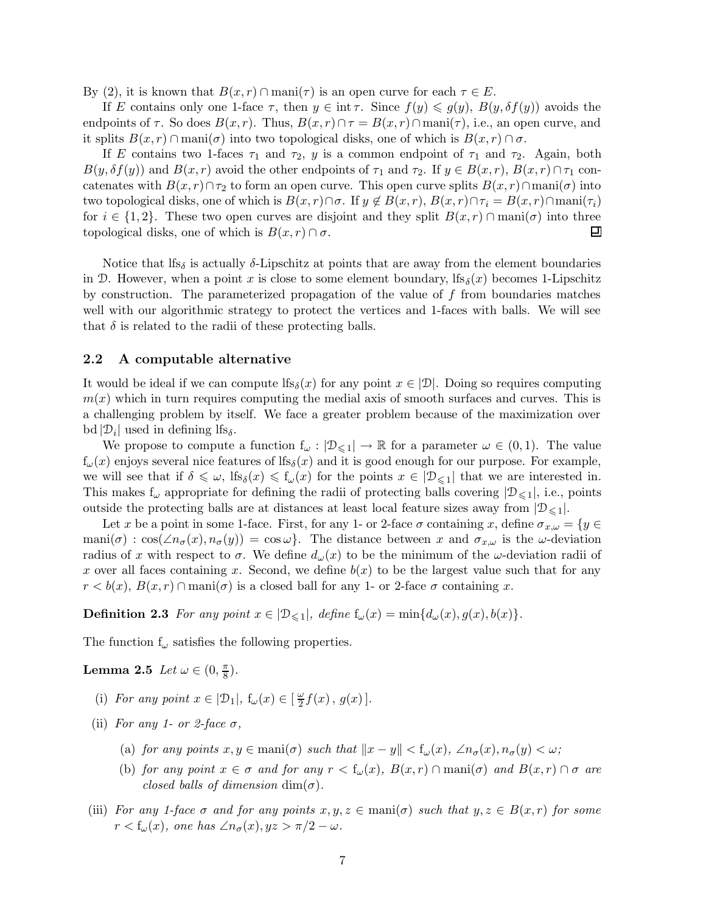By (2), it is known that $B(x,r) \cap \text{mani}(\tau)$ is an open curve for each $\tau \in E$.

If $E$ contains only one 1-face $\tau$, then $y \in \text{int}\, \tau$. Since $f(y) \leqslant g(y)$, $B(y, \delta f(y))$ avoids the endpoints of $\tau$. So does $B(x,r)$. Thus, $B(x,r) \cap \tau = B(x,r) \cap \text{mani}(\tau)$, i.e., an open curve, and it splits $B(x,r) \cap \text{mani}(\sigma)$ into two topological disks, one of which is $B(x,r) \cap \sigma$.

If $E$ contains two 1-faces $\tau_1$ and $\tau_2$, $y$ is a common endpoint of $\tau_1$ and $\tau_2$. Again, both $B(y, \delta f(y))$ and $B(x,r)$ avoid the other endpoints of $\tau_1$ and $\tau_2$. If $y \in B(x,r)$, $B(x,r) \cap \tau_1$ concatenates with $B(x,r) \cap \tau_2$ to form an open curve. This open curve splits $B(x,r) \cap \text{mani}(\sigma)$ into two topological disks, one of which is $B(x,r) \cap \sigma$. If $y \notin B(x,r)$, $B(x,r) \cap \tau_i = B(x,r) \cap \text{mani}(\tau_i)$ for $i \in \{1,2\}$. These two open curves are disjoint and they split $B(x,r) \cap \text{mani}(\sigma)$ into three topological disks, one of which is $B(x,r) \cap \sigma$. ∎

Notice that $\text{lfs}_\delta$ is actually $\delta$-Lipschitz at points that are away from the element boundaries in $\mathcal{D}$. However, when a point $x$ is close to some element boundary, $\text{lfs}_\delta(x)$ becomes 1-Lipschitz by construction. The parameterized propagation of the value of $f$ from boundaries matches well with our algorithmic strategy to protect the vertices and 1-faces with balls. We will see that $\delta$ is related to the radii of these protecting balls.

### 2.2 A computable alternative

It would be ideal if we can compute $\text{lfs}_\delta(x)$ for any point $x \in |\mathcal{D}|$. Doing so requires computing $m(x)$ which in turn requires computing the medial axis of smooth surfaces and curves. This is a challenging problem by itself. We face a greater problem because of the maximization over $\text{bd}\,|\mathcal{D}_i|$ used in defining $\text{lfs}_\delta$.

We propose to compute a function $\text{f}_\omega : |\mathcal{D}_{\leqslant 1}| \to \mathbb{R}$ for a parameter $\omega \in (0,1)$. The value $\text{f}_\omega(x)$ enjoys several nice features of $\text{lfs}_\delta(x)$ and it is good enough for our purpose. For example, we will see that if $\delta \leqslant \omega$, $\text{lfs}_\delta(x) \leqslant \text{f}_\omega(x)$ for the points $x \in |\mathcal{D}_{\leqslant 1}|$ that we are interested in. This makes $\text{f}_\omega$ appropriate for defining the radii of protecting balls covering $|\mathcal{D}_{\leqslant 1}|$, i.e., points outside the protecting balls are at distances at least local feature sizes away from $|\mathcal{D}_{\leqslant 1}|$.

Let $x$ be a point in some 1-face. First, for any 1- or 2-face $\sigma$ containing $x$, define $\sigma_{x,\omega} = \{y \in \text{mani}(\sigma) : \cos(\angle n_\sigma(x), n_\sigma(y)) = \cos\omega\}$. The distance between $x$ and $\sigma_{x,\omega}$ is the $\omega$-deviation radius of $x$ with respect to $\sigma$. We define $d_\omega(x)$ to be the minimum of the $\omega$-deviation radii of $x$ over all faces containing $x$. Second, we define $b(x)$ to be the largest value such that for any $r < b(x)$, $B(x,r) \cap \text{mani}(\sigma)$ is a closed ball for any 1- or 2-face $\sigma$ containing $x$.

**Definition 2.3** *For any point $x \in |\mathcal{D}_{\leqslant 1}|$, define $\text{f}_\omega(x) = \min\{d_\omega(x), g(x), b(x)\}$.*

The function $\text{f}_\omega$ satisfies the following properties.

**Lemma 2.5** *Let $\omega \in (0, \frac{\pi}{8})$.*

(i) *For any point $x \in |\mathcal{D}_1|$, $\text{f}_\omega(x) \in [\,\frac{\omega}{2} f(x)\,,\, g(x)\,]$.*

(ii) *For any 1- or 2-face $\sigma$,*

  (a) *for any points $x, y \in \text{mani}(\sigma)$ such that $\|x - y\| < \text{f}_\omega(x)$, $\angle n_\sigma(x), n_\sigma(y) < \omega$;*

  (b) *for any point $x \in \sigma$ and for any $r < \text{f}_\omega(x)$, $B(x,r) \cap \text{mani}(\sigma)$ and $B(x,r) \cap \sigma$ are closed balls of dimension $\dim(\sigma)$.*

(iii) *For any 1-face $\sigma$ and for any points $x, y, z \in \text{mani}(\sigma)$ such that $y, z \in B(x,r)$ for some $r < \text{f}_\omega(x)$, one has $\angle n_\sigma(x), yz > \pi/2 - \omega$.*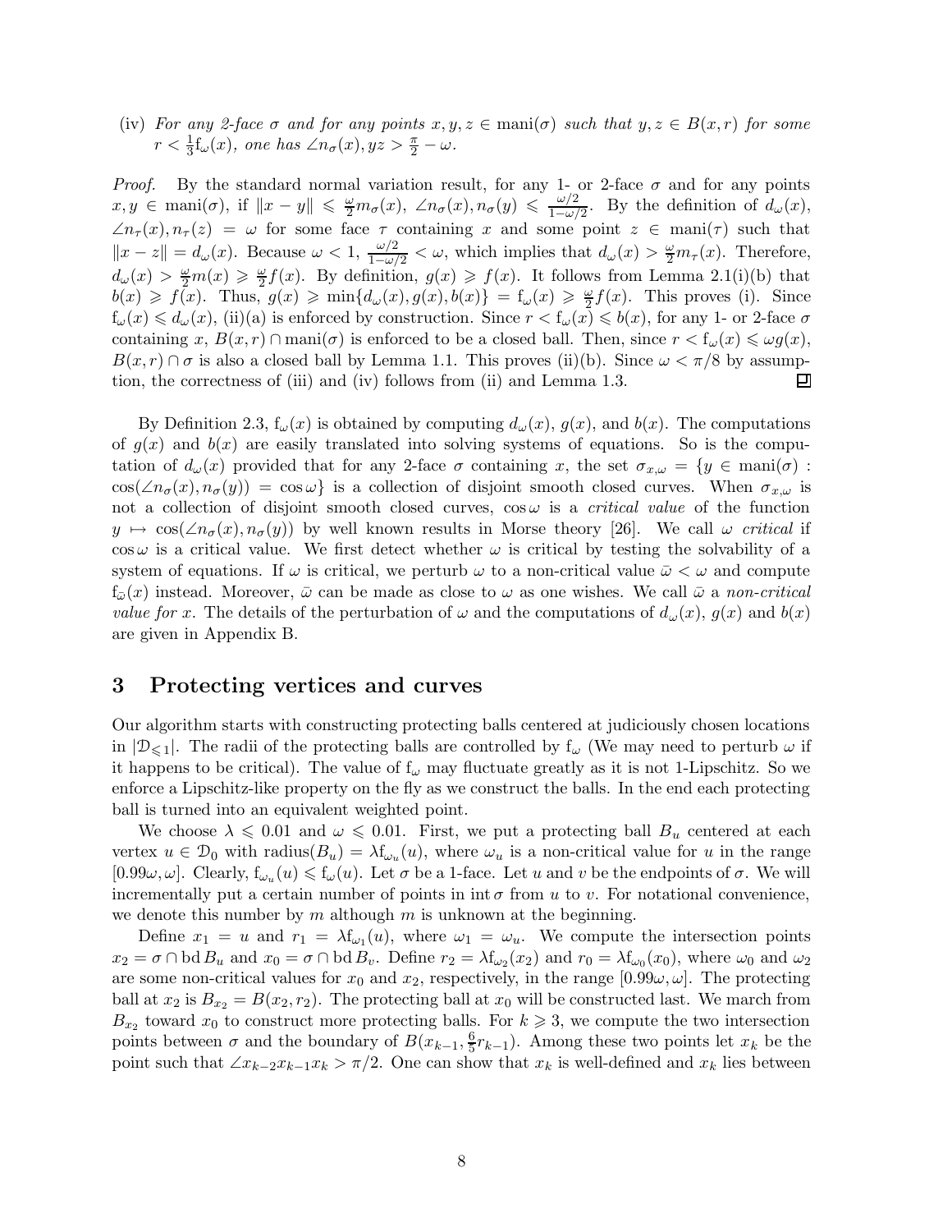(iv) *For any 2-face $\sigma$ and for any points $x, y, z \in \text{mani}(\sigma)$ such that $y, z \in B(x, r)$ for some $r < \frac{1}{3}\text{f}_\omega(x)$, one has $\angle n_\sigma(x), yz > \frac{\pi}{2} - \omega$.*

*Proof.* By the standard normal variation result, for any 1- or 2-face $\sigma$ and for any points $x, y \in \text{mani}(\sigma)$, if $\|x - y\| \leqslant \frac{\omega}{2} m_\sigma(x)$, $\angle n_\sigma(x), n_\sigma(y) \leqslant \frac{\omega/2}{1-\omega/2}$. By the definition of $d_\omega(x)$, $\angle n_\tau(x), n_\tau(z) = \omega$ for some face $\tau$ containing $x$ and some point $z \in \text{mani}(\tau)$ such that $\|x - z\| = d_\omega(x)$. Because $\omega < 1$, $\frac{\omega/2}{1-\omega/2} < \omega$, which implies that $d_\omega(x) > \frac{\omega}{2} m_\tau(x)$. Therefore, $d_\omega(x) > \frac{\omega}{2} m(x) \geqslant \frac{\omega}{2} f(x)$. By definition, $g(x) \geqslant f(x)$. It follows from Lemma 2.1(i)(b) that $b(x) \geqslant f(x)$. Thus, $g(x) \geqslant \min\{d_\omega(x), g(x), b(x)\} = \text{f}_\omega(x) \geqslant \frac{\omega}{2} f(x)$. This proves (i). Since $\text{f}_\omega(x) \leqslant d_\omega(x)$, (ii)(a) is enforced by construction. Since $r < \text{f}_\omega(x) \leqslant b(x)$, for any 1- or 2-face $\sigma$ containing $x$, $B(x, r) \cap \text{mani}(\sigma)$ is enforced to be a closed ball. Then, since $r < \text{f}_\omega(x) \leqslant \omega g(x)$, $B(x, r) \cap \sigma$ is also a closed ball by Lemma 1.1. This proves (ii)(b). Since $\omega < \pi/8$ by assumption, the correctness of (iii) and (iv) follows from (ii) and Lemma 1.3. ◻

By Definition 2.3, $\text{f}_\omega(x)$ is obtained by computing $d_\omega(x)$, $g(x)$, and $b(x)$. The computations of $g(x)$ and $b(x)$ are easily translated into solving systems of equations. So is the computation of $d_\omega(x)$ provided that for any 2-face $\sigma$ containing $x$, the set $\sigma_{x,\omega} = \{y \in \text{mani}(\sigma) : \cos(\angle n_\sigma(x), n_\sigma(y)) = \cos\omega\}$ is a collection of disjoint smooth closed curves. When $\sigma_{x,\omega}$ is not a collection of disjoint smooth closed curves, $\cos\omega$ is a *critical value* of the function $y \mapsto \cos(\angle n_\sigma(x), n_\sigma(y))$ by well known results in Morse theory [26]. We call $\omega$ *critical* if $\cos\omega$ is a critical value. We first detect whether $\omega$ is critical by testing the solvability of a system of equations. If $\omega$ is critical, we perturb $\omega$ to a non-critical value $\bar{\omega} < \omega$ and compute $\text{f}_{\bar{\omega}}(x)$ instead. Moreover, $\bar{\omega}$ can be made as close to $\omega$ as one wishes. We call $\bar{\omega}$ a *non-critical value for* $x$. The details of the perturbation of $\omega$ and the computations of $d_\omega(x)$, $g(x)$ and $b(x)$ are given in Appendix B.

# 3 Protecting vertices and curves

Our algorithm starts with constructing protecting balls centered at judiciously chosen locations in $|\mathcal{D}_{\leqslant 1}|$. The radii of the protecting balls are controlled by $\text{f}_\omega$ (We may need to perturb $\omega$ if it happens to be critical). The value of $\text{f}_\omega$ may fluctuate greatly as it is not 1-Lipschitz. So we enforce a Lipschitz-like property on the fly as we construct the balls. In the end each protecting ball is turned into an equivalent weighted point.

We choose $\lambda \leqslant 0.01$ and $\omega \leqslant 0.01$. First, we put a protecting ball $B_u$ centered at each vertex $u \in \mathcal{D}_0$ with $\text{radius}(B_u) = \lambda \text{f}_{\omega_u}(u)$, where $\omega_u$ is a non-critical value for $u$ in the range $[0.99\omega, \omega]$. Clearly, $\text{f}_{\omega_u}(u) \leqslant \text{f}_\omega(u)$. Let $\sigma$ be a 1-face. Let $u$ and $v$ be the endpoints of $\sigma$. We will incrementally put a certain number of points in $\text{int}\,\sigma$ from $u$ to $v$. For notational convenience, we denote this number by $m$ although $m$ is unknown at the beginning.

Define $x_1 = u$ and $r_1 = \lambda \text{f}_{\omega_1}(u)$, where $\omega_1 = \omega_u$. We compute the intersection points $x_2 = \sigma \cap \text{bd}\, B_u$ and $x_0 = \sigma \cap \text{bd}\, B_v$. Define $r_2 = \lambda \text{f}_{\omega_2}(x_2)$ and $r_0 = \lambda \text{f}_{\omega_0}(x_0)$, where $\omega_0$ and $\omega_2$ are some non-critical values for $x_0$ and $x_2$, respectively, in the range $[0.99\omega, \omega]$. The protecting ball at $x_2$ is $B_{x_2} = B(x_2, r_2)$. The protecting ball at $x_0$ will be constructed last. We march from $B_{x_2}$ toward $x_0$ to construct more protecting balls. For $k \geqslant 3$, we compute the two intersection points between $\sigma$ and the boundary of $B(x_{k-1}, \frac{6}{5} r_{k-1})$. Among these two points let $x_k$ be the point such that $\angle x_{k-2} x_{k-1} x_k > \pi/2$. One can show that $x_k$ is well-defined and $x_k$ lies between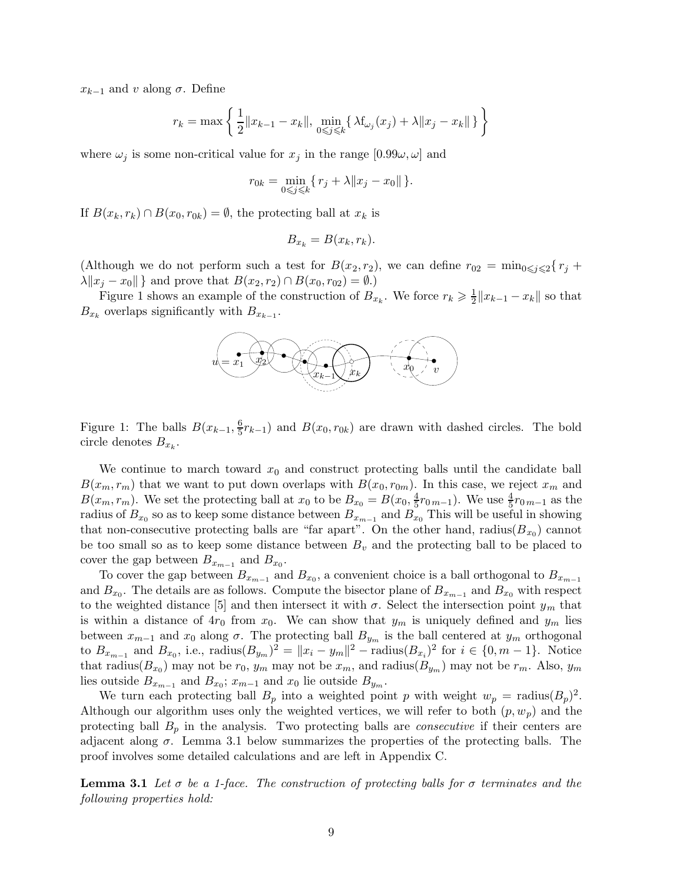$x_{k-1}$ and $v$ along $\sigma$. Define

$$r_k = \max\left\{ \frac{1}{2}\|x_{k-1} - x_k\|,\ \min_{0 \leqslant j \leqslant k}\{\, \lambda \mathrm{f}_{\omega_j}(x_j) + \lambda\|x_j - x_k\| \,\} \right\}$$

where $\omega_j$ is some non-critical value for $x_j$ in the range $[0.99\omega, \omega]$ and

$$r_{0k} = \min_{0 \leqslant j \leqslant k}\{\, r_j + \lambda\|x_j - x_0\| \,\}.$$

If $B(x_k, r_k) \cap B(x_0, r_{0k}) = \emptyset$, the protecting ball at $x_k$ is

$$B_{x_k} = B(x_k, r_k).$$

(Although we do not perform such a test for $B(x_2, r_2)$, we can define $r_{02} = \min_{0 \leqslant j \leqslant 2}\{\, r_j + \lambda\|x_j - x_0\| \,\}$ and prove that $B(x_2, r_2) \cap B(x_0, r_{02}) = \emptyset$.)

Figure 1 shows an example of the construction of $B_{x_k}$. We force $r_k \geqslant \frac{1}{2}\|x_{k-1} - x_k\|$ so that $B_{x_k}$ overlaps significantly with $B_{x_{k-1}}$.

Figure 1: The balls $B(x_{k-1}, \frac{6}{5}r_{k-1})$ and $B(x_0, r_{0k})$ are drawn with dashed circles. The bold circle denotes $B_{x_k}$.

We continue to march toward $x_0$ and construct protecting balls until the candidate ball $B(x_m, r_m)$ that we want to put down overlaps with $B(x_0, r_{0m})$. In this case, we reject $x_m$ and $B(x_m, r_m)$. We set the protecting ball at $x_0$ to be $B_{x_0} = B(x_0, \frac{4}{5}r_{0\,m-1})$. We use $\frac{4}{5}r_{0\,m-1}$ as the radius of $B_{x_0}$ so as to keep some distance between $B_{x_{m-1}}$ and $B_{x_0}$ This will be useful in showing that non-consecutive protecting balls are "far apart". On the other hand, radius$(B_{x_0})$ cannot be too small so as to keep some distance between $B_v$ and the protecting ball to be placed to cover the gap between $B_{x_{m-1}}$ and $B_{x_0}$.

To cover the gap between $B_{x_{m-1}}$ and $B_{x_0}$, a convenient choice is a ball orthogonal to $B_{x_{m-1}}$ and $B_{x_0}$. The details are as follows. Compute the bisector plane of $B_{x_{m-1}}$ and $B_{x_0}$ with respect to the weighted distance [5] and then intersect it with $\sigma$. Select the intersection point $y_m$ that is within a distance of $4r_0$ from $x_0$. We can show that $y_m$ is uniquely defined and $y_m$ lies between $x_{m-1}$ and $x_0$ along $\sigma$. The protecting ball $B_{y_m}$ is the ball centered at $y_m$ orthogonal to $B_{x_{m-1}}$ and $B_{x_0}$, i.e., radius$(B_{y_m})^2 = \|x_i - y_m\|^2 - \text{radius}(B_{x_i})^2$ for $i \in \{0, m-1\}$. Notice that radius$(B_{x_0})$ may not be $r_0$, $y_m$ may not be $x_m$, and radius$(B_{y_m})$ may not be $r_m$. Also, $y_m$ lies outside $B_{x_{m-1}}$ and $B_{x_0}$; $x_{m-1}$ and $x_0$ lie outside $B_{y_m}$.

We turn each protecting ball $B_p$ into a weighted point $p$ with weight $w_p = \text{radius}(B_p)^2$. Although our algorithm uses only the weighted vertices, we will refer to both $(p, w_p)$ and the protecting ball $B_p$ in the analysis. Two protecting balls are *consecutive* if their centers are adjacent along $\sigma$. Lemma 3.1 below summarizes the properties of the protecting balls. The proof involves some detailed calculations and are left in Appendix C.

**Lemma 3.1** *Let $\sigma$ be a 1-face. The construction of protecting balls for $\sigma$ terminates and the following properties hold:*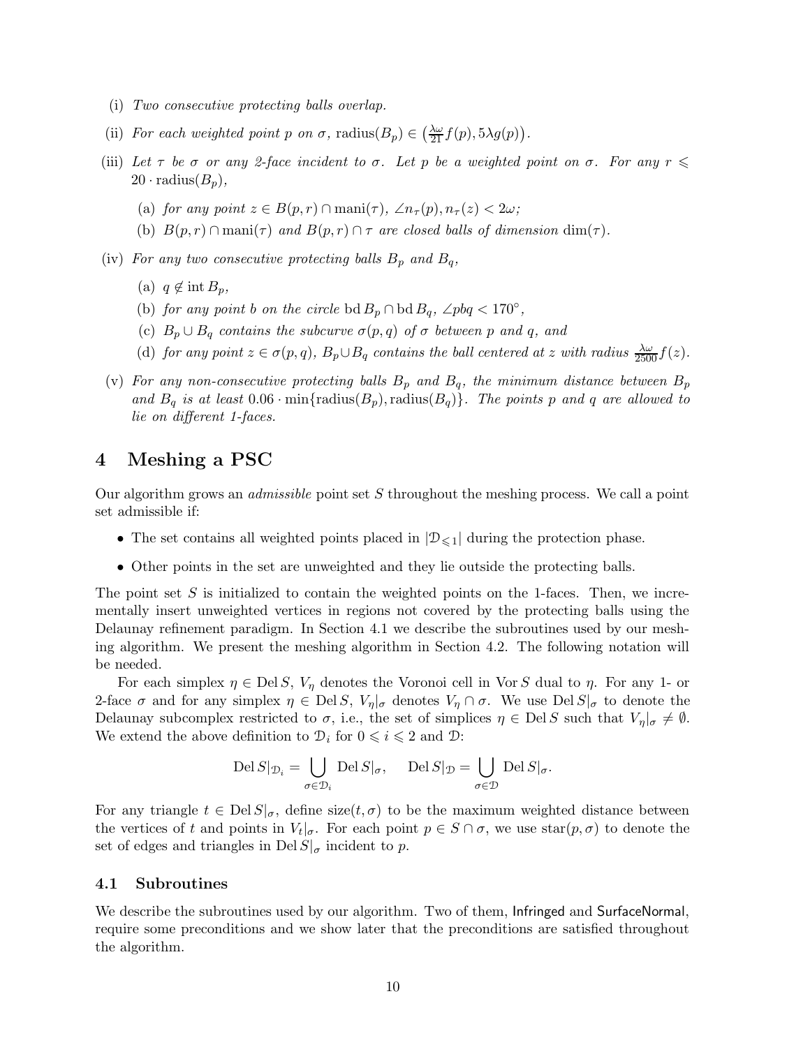(i) *Two consecutive protecting balls overlap.*

(ii) *For each weighted point $p$ on $\sigma$,* $\text{radius}(B_p) \in \left(\frac{\lambda\omega}{21} f(p), 5\lambda g(p)\right)$.

(iii) *Let $\tau$ be $\sigma$ or any 2-face incident to $\sigma$. Let $p$ be a weighted point on $\sigma$. For any $r \leqslant 20 \cdot \text{radius}(B_p)$,*

   (a) *for any point $z \in B(p, r) \cap \text{mani}(\tau)$, $\angle n_\tau(p), n_\tau(z) < 2\omega$;*

   (b) *$B(p, r) \cap \text{mani}(\tau)$ and $B(p, r) \cap \tau$ are closed balls of dimension $\dim(\tau)$.*

(iv) *For any two consecutive protecting balls $B_p$ and $B_q$,*

   (a) *$q \notin \text{int}\, B_p$,*

   (b) *for any point $b$ on the circle $\text{bd}\, B_p \cap \text{bd}\, B_q$, $\angle pbq < 170^\circ$,*

   (c) *$B_p \cup B_q$ contains the subcurve $\sigma(p, q)$ of $\sigma$ between $p$ and $q$, and*

   (d) *for any point $z \in \sigma(p, q)$, $B_p \cup B_q$ contains the ball centered at $z$ with radius $\frac{\lambda\omega}{2500} f(z)$.*

(v) *For any non-consecutive protecting balls $B_p$ and $B_q$, the minimum distance between $B_p$ and $B_q$ is at least $0.06 \cdot \min\{\text{radius}(B_p), \text{radius}(B_q)\}$. The points $p$ and $q$ are allowed to lie on different 1-faces.*

# 4 Meshing a PSC

Our algorithm grows an *admissible* point set $S$ throughout the meshing process. We call a point set admissible if:

- The set contains all weighted points placed in $|\mathcal{D}_{\leqslant 1}|$ during the protection phase.
- Other points in the set are unweighted and they lie outside the protecting balls.

The point set $S$ is initialized to contain the weighted points on the 1-faces. Then, we incrementally insert unweighted vertices in regions not covered by the protecting balls using the Delaunay refinement paradigm. In Section 4.1 we describe the subroutines used by our meshing algorithm. We present the meshing algorithm in Section 4.2. The following notation will be needed.

For each simplex $\eta \in \text{Del}\, S$, $V_\eta$ denotes the Voronoi cell in $\text{Vor}\, S$ dual to $\eta$. For any 1- or 2-face $\sigma$ and for any simplex $\eta \in \text{Del}\, S$, $V_\eta|_\sigma$ denotes $V_\eta \cap \sigma$. We use $\text{Del}\, S|_\sigma$ to denote the Delaunay subcomplex restricted to $\sigma$, i.e., the set of simplices $\eta \in \text{Del}\, S$ such that $V_\eta|_\sigma \neq \emptyset$. We extend the above definition to $\mathcal{D}_i$ for $0 \leqslant i \leqslant 2$ and $\mathcal{D}$:

$$\text{Del}\, S|_{\mathcal{D}_i} = \bigcup_{\sigma \in \mathcal{D}_i} \text{Del}\, S|_\sigma, \quad \text{Del}\, S|_{\mathcal{D}} = \bigcup_{\sigma \in \mathcal{D}} \text{Del}\, S|_\sigma.$$

For any triangle $t \in \text{Del}\, S|_\sigma$, define $\text{size}(t, \sigma)$ to be the maximum weighted distance between the vertices of $t$ and points in $V_t|_\sigma$. For each point $p \in S \cap \sigma$, we use $\text{star}(p, \sigma)$ to denote the set of edges and triangles in $\text{Del}\, S|_\sigma$ incident to $p$.

## 4.1 Subroutines

We describe the subroutines used by our algorithm. Two of them, Infringed and SurfaceNormal, require some preconditions and we show later that the preconditions are satisfied throughout the algorithm.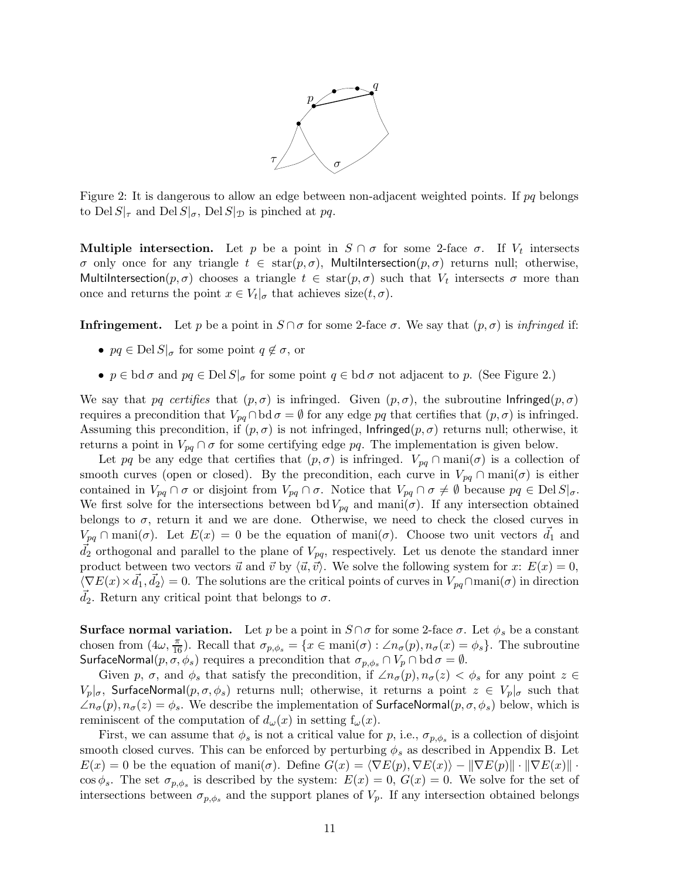Figure 2: It is dangerous to allow an edge between non-adjacent weighted points. If $pq$ belongs to $\mathrm{Del}\, S|_\tau$ and $\mathrm{Del}\, S|_\sigma$, $\mathrm{Del}\, S|_{\mathcal{D}}$ is pinched at $pq$.

**Multiple intersection.** Let $p$ be a point in $S \cap \sigma$ for some 2-face $\sigma$. If $V_t$ intersects $\sigma$ only once for any triangle $t \in \mathrm{star}(p, \sigma)$, $\mathsf{MultiIntersection}(p, \sigma)$ returns null; otherwise, $\mathsf{MultiIntersection}(p, \sigma)$ chooses a triangle $t \in \mathrm{star}(p, \sigma)$ such that $V_t$ intersects $\sigma$ more than once and returns the point $x \in V_t|_\sigma$ that achieves $\mathrm{size}(t, \sigma)$.

**Infringement.** Let $p$ be a point in $S \cap \sigma$ for some 2-face $\sigma$. We say that $(p, \sigma)$ is *infringed* if:

- $pq \in \mathrm{Del}\, S|_\sigma$ for some point $q \notin \sigma$, or
- $p \in \mathrm{bd}\, \sigma$ and $pq \in \mathrm{Del}\, S|_\sigma$ for some point $q \in \mathrm{bd}\, \sigma$ not adjacent to $p$. (See Figure 2.)

We say that $pq$ *certifies* that $(p, \sigma)$ is infringed. Given $(p, \sigma)$, the subroutine $\mathsf{Infringed}(p, \sigma)$ requires a precondition that $V_{pq} \cap \mathrm{bd}\, \sigma = \emptyset$ for any edge $pq$ that certifies that $(p, \sigma)$ is infringed. Assuming this precondition, if $(p, \sigma)$ is not infringed, $\mathsf{Infringed}(p, \sigma)$ returns null; otherwise, it returns a point in $V_{pq} \cap \sigma$ for some certifying edge $pq$. The implementation is given below.

Let $pq$ be any edge that certifies that $(p, \sigma)$ is infringed. $V_{pq} \cap \mathrm{mani}(\sigma)$ is a collection of smooth curves (open or closed). By the precondition, each curve in $V_{pq} \cap \mathrm{mani}(\sigma)$ is either contained in $V_{pq} \cap \sigma$ or disjoint from $V_{pq} \cap \sigma$. Notice that $V_{pq} \cap \sigma \neq \emptyset$ because $pq \in \mathrm{Del}\, S|_\sigma$. We first solve for the intersections between $\mathrm{bd}\, V_{pq}$ and $\mathrm{mani}(\sigma)$. If any intersection obtained belongs to $\sigma$, return it and we are done. Otherwise, we need to check the closed curves in $V_{pq} \cap \mathrm{mani}(\sigma)$. Let $E(x) = 0$ be the equation of $\mathrm{mani}(\sigma)$. Choose two unit vectors $\vec{d}_1$ and $\vec{d}_2$ orthogonal and parallel to the plane of $V_{pq}$, respectively. Let us denote the standard inner product between two vectors $\vec{u}$ and $\vec{v}$ by $\langle \vec{u}, \vec{v} \rangle$. We solve the following system for $x$: $E(x) = 0$, $\langle \nabla E(x) \times \vec{d}_1, \vec{d}_2 \rangle = 0$. The solutions are the critical points of curves in $V_{pq} \cap \mathrm{mani}(\sigma)$ in direction $\vec{d}_2$. Return any critical point that belongs to $\sigma$.

**Surface normal variation.** Let $p$ be a point in $S \cap \sigma$ for some 2-face $\sigma$. Let $\phi_s$ be a constant chosen from $(4\omega, \frac{\pi}{16})$. Recall that $\sigma_{p,\phi_s} = \{x \in \mathrm{mani}(\sigma) : \angle n_\sigma(p), n_\sigma(x) = \phi_s\}$. The subroutine $\mathsf{SurfaceNormal}(p, \sigma, \phi_s)$ requires a precondition that $\sigma_{p,\phi_s} \cap V_p \cap \mathrm{bd}\, \sigma = \emptyset$.

Given $p$, $\sigma$, and $\phi_s$ that satisfy the precondition, if $\angle n_\sigma(p), n_\sigma(z) < \phi_s$ for any point $z \in V_p|_\sigma$, $\mathsf{SurfaceNormal}(p, \sigma, \phi_s)$ returns null; otherwise, it returns a point $z \in V_p|_\sigma$ such that $\angle n_\sigma(p), n_\sigma(z) = \phi_s$. We describe the implementation of $\mathsf{SurfaceNormal}(p, \sigma, \phi_s)$ below, which is reminiscent of the computation of $d_\omega(x)$ in setting $\mathrm{f}_\omega(x)$.

First, we can assume that $\phi_s$ is not a critical value for $p$, i.e., $\sigma_{p,\phi_s}$ is a collection of disjoint smooth closed curves. This can be enforced by perturbing $\phi_s$ as described in Appendix B. Let $E(x) = 0$ be the equation of $\mathrm{mani}(\sigma)$. Define $G(x) = \langle \nabla E(p), \nabla E(x) \rangle - \|\nabla E(p)\| \cdot \|\nabla E(x)\| \cdot \cos \phi_s$. The set $\sigma_{p,\phi_s}$ is described by the system: $E(x) = 0$, $G(x) = 0$. We solve for the set of intersections between $\sigma_{p,\phi_s}$ and the support planes of $V_p$. If any intersection obtained belongs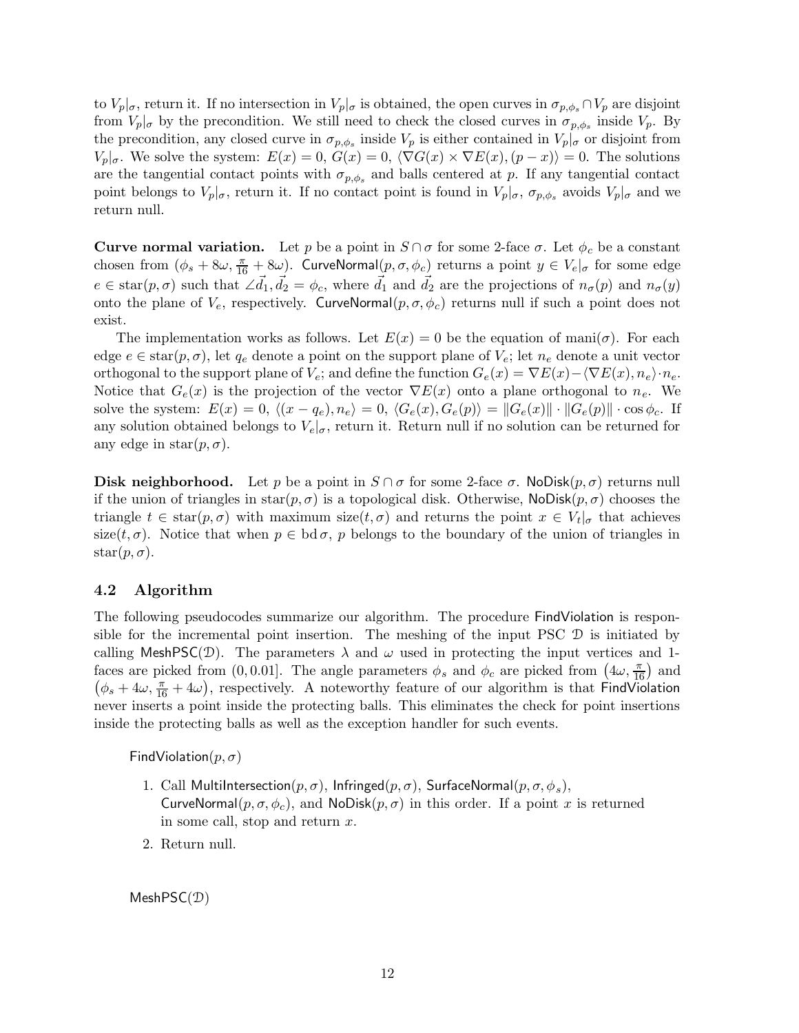to $V_p|_\sigma$, return it. If no intersection in $V_p|_\sigma$ is obtained, the open curves in $\sigma_{p,\phi_s} \cap V_p$ are disjoint from $V_p|_\sigma$ by the precondition. We still need to check the closed curves in $\sigma_{p,\phi_s}$ inside $V_p$. By the precondition, any closed curve in $\sigma_{p,\phi_s}$ inside $V_p$ is either contained in $V_p|_\sigma$ or disjoint from $V_p|_\sigma$. We solve the system: $E(x) = 0$, $G(x) = 0$, $\langle \nabla G(x) \times \nabla E(x), (p - x)\rangle = 0$. The solutions are the tangential contact points with $\sigma_{p,\phi_s}$ and balls centered at $p$. If any tangential contact point belongs to $V_p|_\sigma$, return it. If no contact point is found in $V_p|_\sigma$, $\sigma_{p,\phi_s}$ avoids $V_p|_\sigma$ and we return null.

**Curve normal variation.** Let $p$ be a point in $S \cap \sigma$ for some 2-face $\sigma$. Let $\phi_c$ be a constant chosen from $(\phi_s + 8\omega, \frac{\pi}{16} + 8\omega)$. $\mathsf{CurveNormal}(p, \sigma, \phi_c)$ returns a point $y \in V_e|_\sigma$ for some edge $e \in \mathrm{star}(p, \sigma)$ such that $\angle \vec{d_1}, \vec{d_2} = \phi_c$, where $\vec{d_1}$ and $\vec{d_2}$ are the projections of $n_\sigma(p)$ and $n_\sigma(y)$ onto the plane of $V_e$, respectively. $\mathsf{CurveNormal}(p, \sigma, \phi_c)$ returns null if such a point does not exist.

The implementation works as follows. Let $E(x) = 0$ be the equation of $\mathrm{mani}(\sigma)$. For each edge $e \in \mathrm{star}(p, \sigma)$, let $q_e$ denote a point on the support plane of $V_e$; let $n_e$ denote a unit vector orthogonal to the support plane of $V_e$; and define the function $G_e(x) = \nabla E(x) - \langle \nabla E(x), n_e\rangle \cdot n_e$. Notice that $G_e(x)$ is the projection of the vector $\nabla E(x)$ onto a plane orthogonal to $n_e$. We solve the system: $E(x) = 0$, $\langle (x - q_e), n_e\rangle = 0$, $\langle G_e(x), G_e(p)\rangle = \|G_e(x)\| \cdot \|G_e(p)\| \cdot \cos\phi_c$. If any solution obtained belongs to $V_e|_\sigma$, return it. Return null if no solution can be returned for any edge in $\mathrm{star}(p, \sigma)$.

**Disk neighborhood.** Let $p$ be a point in $S \cap \sigma$ for some 2-face $\sigma$. $\mathsf{NoDisk}(p, \sigma)$ returns null if the union of triangles in $\mathrm{star}(p, \sigma)$ is a topological disk. Otherwise, $\mathsf{NoDisk}(p, \sigma)$ chooses the triangle $t \in \mathrm{star}(p, \sigma)$ with maximum $\mathrm{size}(t, \sigma)$ and returns the point $x \in V_t|_\sigma$ that achieves $\mathrm{size}(t, \sigma)$. Notice that when $p \in \mathrm{bd}\,\sigma$, $p$ belongs to the boundary of the union of triangles in $\mathrm{star}(p, \sigma)$.

### 4.2 Algorithm

The following pseudocodes summarize our algorithm. The procedure $\mathsf{FindViolation}$ is responsible for the incremental point insertion. The meshing of the input PSC $\mathcal{D}$ is initiated by calling $\mathsf{MeshPSC}(\mathcal{D})$. The parameters $\lambda$ and $\omega$ used in protecting the input vertices and 1-faces are picked from $(0, 0.01]$. The angle parameters $\phi_s$ and $\phi_c$ are picked from $\left(4\omega, \frac{\pi}{16}\right)$ and $\left(\phi_s + 4\omega, \frac{\pi}{16} + 4\omega\right)$, respectively. A noteworthy feature of our algorithm is that $\mathsf{FindViolation}$ never inserts a point inside the protecting balls. This eliminates the check for point insertions inside the protecting balls as well as the exception handler for such events.

$\mathsf{FindViolation}(p, \sigma)$

1. Call $\mathsf{MultiIntersection}(p, \sigma)$, $\mathsf{Infringed}(p, \sigma)$, $\mathsf{SurfaceNormal}(p, \sigma, \phi_s)$, $\mathsf{CurveNormal}(p, \sigma, \phi_c)$, and $\mathsf{NoDisk}(p, \sigma)$ in this order. If a point $x$ is returned in some call, stop and return $x$.
2. Return null.

$\mathsf{MeshPSC}(\mathcal{D})$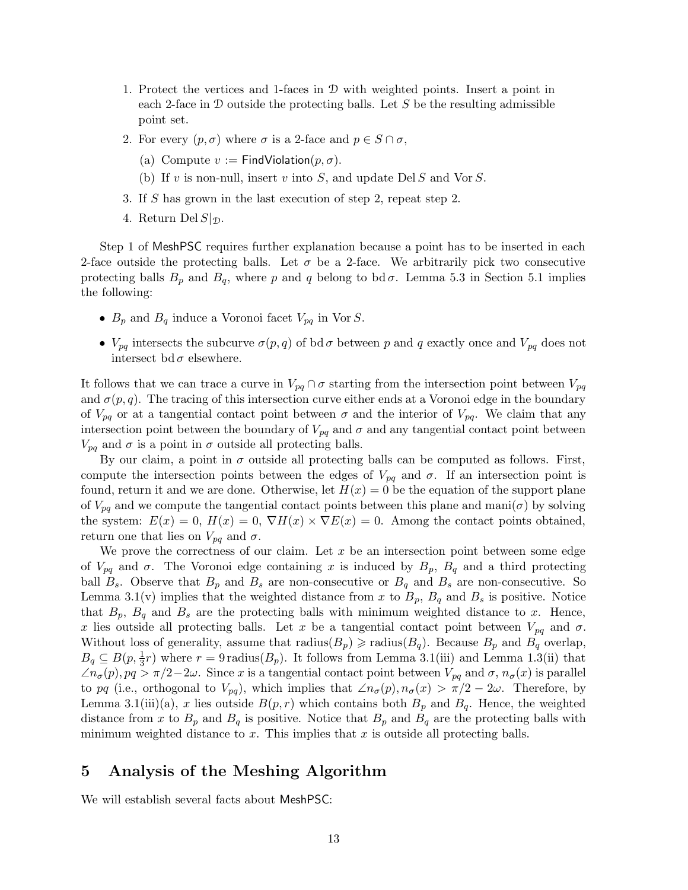1. Protect the vertices and 1-faces in $\mathcal{D}$ with weighted points. Insert a point in each 2-face in $\mathcal{D}$ outside the protecting balls. Let $S$ be the resulting admissible point set.
2. For every $(p, \sigma)$ where $\sigma$ is a 2-face and $p \in S \cap \sigma$,
   (a) Compute $v := \mathsf{FindViolation}(p, \sigma)$.
   (b) If $v$ is non-null, insert $v$ into $S$, and update $\mathrm{Del}\, S$ and $\mathrm{Vor}\, S$.
3. If $S$ has grown in the last execution of step 2, repeat step 2.
4. Return $\mathrm{Del}\, S|_{\mathcal{D}}$.

Step 1 of MeshPSC requires further explanation because a point has to be inserted in each 2-face outside the protecting balls. Let $\sigma$ be a 2-face. We arbitrarily pick two consecutive protecting balls $B_p$ and $B_q$, where $p$ and $q$ belong to $\mathrm{bd}\,\sigma$. Lemma 5.3 in Section 5.1 implies the following:

- $B_p$ and $B_q$ induce a Voronoi facet $V_{pq}$ in $\mathrm{Vor}\, S$.
- $V_{pq}$ intersects the subcurve $\sigma(p, q)$ of $\mathrm{bd}\,\sigma$ between $p$ and $q$ exactly once and $V_{pq}$ does not intersect $\mathrm{bd}\,\sigma$ elsewhere.

It follows that we can trace a curve in $V_{pq} \cap \sigma$ starting from the intersection point between $V_{pq}$ and $\sigma(p, q)$. The tracing of this intersection curve either ends at a Voronoi edge in the boundary of $V_{pq}$ or at a tangential contact point between $\sigma$ and the interior of $V_{pq}$. We claim that any intersection point between the boundary of $V_{pq}$ and $\sigma$ and any tangential contact point between $V_{pq}$ and $\sigma$ is a point in $\sigma$ outside all protecting balls.

By our claim, a point in $\sigma$ outside all protecting balls can be computed as follows. First, compute the intersection points between the edges of $V_{pq}$ and $\sigma$. If an intersection point is found, return it and we are done. Otherwise, let $H(x) = 0$ be the equation of the support plane of $V_{pq}$ and we compute the tangential contact points between this plane and $\mathrm{mani}(\sigma)$ by solving the system: $E(x) = 0$, $H(x) = 0$, $\nabla H(x) \times \nabla E(x) = 0$. Among the contact points obtained, return one that lies on $V_{pq}$ and $\sigma$.

We prove the correctness of our claim. Let $x$ be an intersection point between some edge of $V_{pq}$ and $\sigma$. The Voronoi edge containing $x$ is induced by $B_p$, $B_q$ and a third protecting ball $B_s$. Observe that $B_p$ and $B_s$ are non-consecutive or $B_q$ and $B_s$ are non-consecutive. So Lemma 3.1(v) implies that the weighted distance from $x$ to $B_p$, $B_q$ and $B_s$ is positive. Notice that $B_p$, $B_q$ and $B_s$ are the protecting balls with minimum weighted distance to $x$. Hence, $x$ lies outside all protecting balls. Let $x$ be a tangential contact point between $V_{pq}$ and $\sigma$. Without loss of generality, assume that $\mathrm{radius}(B_p) \geqslant \mathrm{radius}(B_q)$. Because $B_p$ and $B_q$ overlap, $B_q \subseteq B(p, \frac{1}{3}r)$ where $r = 9\,\mathrm{radius}(B_p)$. It follows from Lemma 3.1(iii) and Lemma 1.3(ii) that $\angle n_\sigma(p), pq > \pi/2 - 2\omega$. Since $x$ is a tangential contact point between $V_{pq}$ and $\sigma$, $n_\sigma(x)$ is parallel to $pq$ (i.e., orthogonal to $V_{pq}$), which implies that $\angle n_\sigma(p), n_\sigma(x) > \pi/2 - 2\omega$. Therefore, by Lemma 3.1(iii)(a), $x$ lies outside $B(p, r)$ which contains both $B_p$ and $B_q$. Hence, the weighted distance from $x$ to $B_p$ and $B_q$ is positive. Notice that $B_p$ and $B_q$ are the protecting balls with minimum weighted distance to $x$. This implies that $x$ is outside all protecting balls.

# 5 Analysis of the Meshing Algorithm

We will establish several facts about MeshPSC: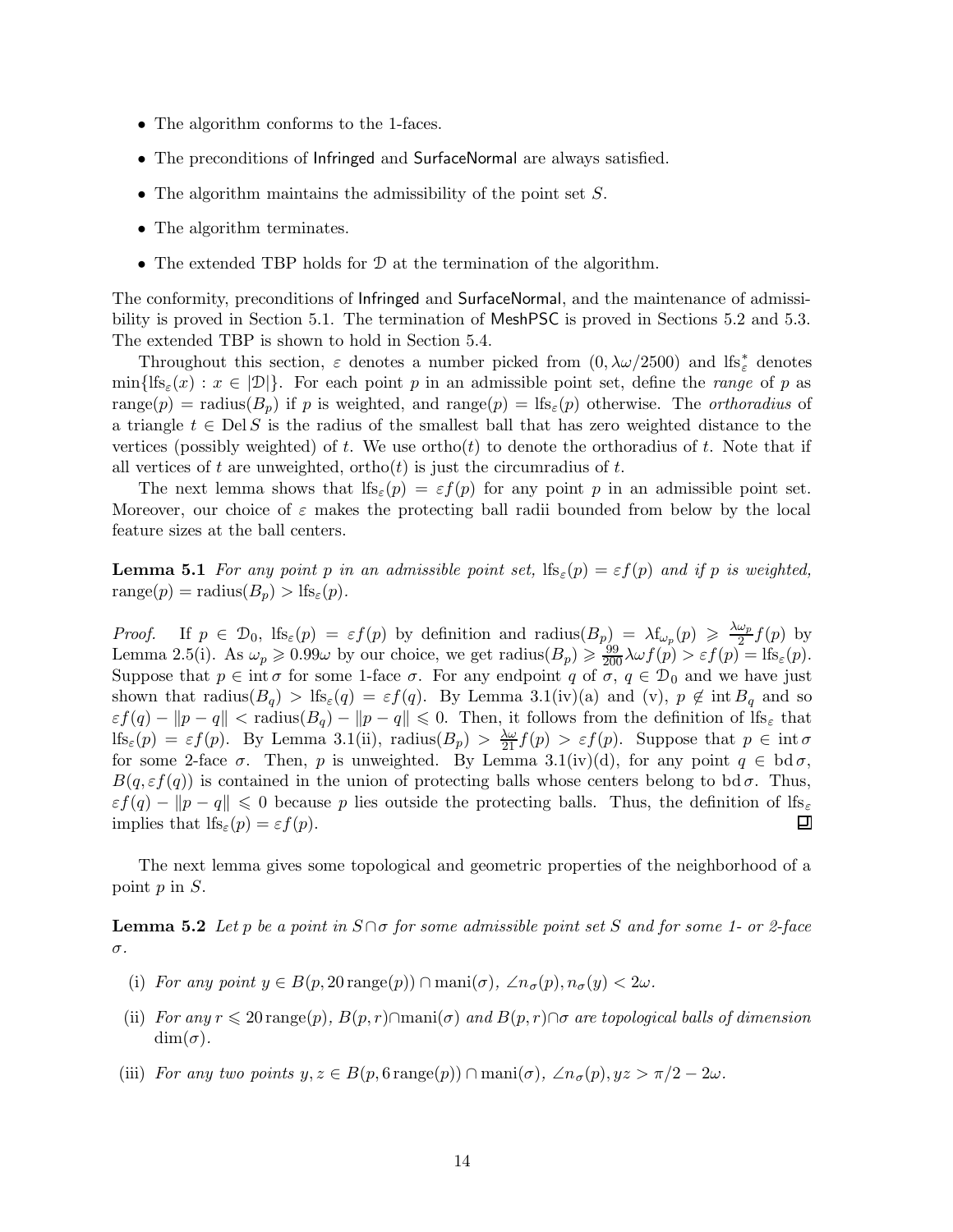- The algorithm conforms to the 1-faces.
- The preconditions of Infringed and SurfaceNormal are always satisfied.
- The algorithm maintains the admissibility of the point set $S$.
- The algorithm terminates.
- The extended TBP holds for $\mathcal{D}$ at the termination of the algorithm.

The conformity, preconditions of Infringed and SurfaceNormal, and the maintenance of admissibility is proved in Section 5.1. The termination of MeshPSC is proved in Sections 5.2 and 5.3. The extended TBP is shown to hold in Section 5.4.

Throughout this section, $\varepsilon$ denotes a number picked from $(0, \lambda\omega/2500)$ and $\mathrm{lfs}^*_\varepsilon$ denotes $\min\{\mathrm{lfs}_\varepsilon(x) : x \in |\mathcal{D}|\}$. For each point $p$ in an admissible point set, define the *range* of $p$ as $\mathrm{range}(p) = \mathrm{radius}(B_p)$ if $p$ is weighted, and $\mathrm{range}(p) = \mathrm{lfs}_\varepsilon(p)$ otherwise. The *orthoradius* of a triangle $t \in \mathrm{Del}\, S$ is the radius of the smallest ball that has zero weighted distance to the vertices (possibly weighted) of $t$. We use $\mathrm{ortho}(t)$ to denote the orthoradius of $t$. Note that if all vertices of $t$ are unweighted, $\mathrm{ortho}(t)$ is just the circumradius of $t$.

The next lemma shows that $\mathrm{lfs}_\varepsilon(p) = \varepsilon f(p)$ for any point $p$ in an admissible point set. Moreover, our choice of $\varepsilon$ makes the protecting ball radii bounded from below by the local feature sizes at the ball centers.

**Lemma 5.1** *For any point $p$ in an admissible point set, $\mathrm{lfs}_\varepsilon(p) = \varepsilon f(p)$ and if $p$ is weighted, $\mathrm{range}(p) = \mathrm{radius}(B_p) > \mathrm{lfs}_\varepsilon(p)$.*

*Proof.* If $p \in \mathcal{D}_0$, $\mathrm{lfs}_\varepsilon(p) = \varepsilon f(p)$ by definition and $\mathrm{radius}(B_p) = \lambda \mathrm{f}_{\omega_p}(p) \geqslant \frac{\lambda\omega_p}{2} f(p)$ by Lemma 2.5(i). As $\omega_p \geqslant 0.99\omega$ by our choice, we get $\mathrm{radius}(B_p) \geqslant \frac{99}{200}\lambda\omega f(p) > \varepsilon f(p) = \mathrm{lfs}_\varepsilon(p)$. Suppose that $p \in \mathrm{int}\,\sigma$ for some 1-face $\sigma$. For any endpoint $q$ of $\sigma$, $q \in \mathcal{D}_0$ and we have just shown that $\mathrm{radius}(B_q) > \mathrm{lfs}_\varepsilon(q) = \varepsilon f(q)$. By Lemma 3.1(iv)(a) and (v), $p \notin \mathrm{int}\, B_q$ and so $\varepsilon f(q) - \|p - q\| < \mathrm{radius}(B_q) - \|p - q\| \leqslant 0$. Then, it follows from the definition of $\mathrm{lfs}_\varepsilon$ that $\mathrm{lfs}_\varepsilon(p) = \varepsilon f(p)$. By Lemma 3.1(ii), $\mathrm{radius}(B_p) > \frac{\lambda\omega}{21} f(p) > \varepsilon f(p)$. Suppose that $p \in \mathrm{int}\,\sigma$ for some 2-face $\sigma$. Then, $p$ is unweighted. By Lemma 3.1(iv)(d), for any point $q \in \mathrm{bd}\,\sigma$, $B(q, \varepsilon f(q))$ is contained in the union of protecting balls whose centers belong to $\mathrm{bd}\,\sigma$. Thus, $\varepsilon f(q) - \|p - q\| \leqslant 0$ because $p$ lies outside the protecting balls. Thus, the definition of $\mathrm{lfs}_\varepsilon$ implies that $\mathrm{lfs}_\varepsilon(p) = \varepsilon f(p)$. ∎

The next lemma gives some topological and geometric properties of the neighborhood of a point $p$ in $S$.

**Lemma 5.2** *Let $p$ be a point in $S \cap \sigma$ for some admissible point set $S$ and for some 1- or 2-face $\sigma$.*

(i) *For any point $y \in B(p, 20\,\mathrm{range}(p)) \cap \mathrm{mani}(\sigma)$, $\angle n_\sigma(p), n_\sigma(y) < 2\omega$.*

(ii) *For any $r \leqslant 20\,\mathrm{range}(p)$, $B(p, r) \cap \mathrm{mani}(\sigma)$ and $B(p, r) \cap \sigma$ are topological balls of dimension $\dim(\sigma)$.*

(iii) *For any two points $y, z \in B(p, 6\,\mathrm{range}(p)) \cap \mathrm{mani}(\sigma)$, $\angle n_\sigma(p), yz > \pi/2 - 2\omega$.*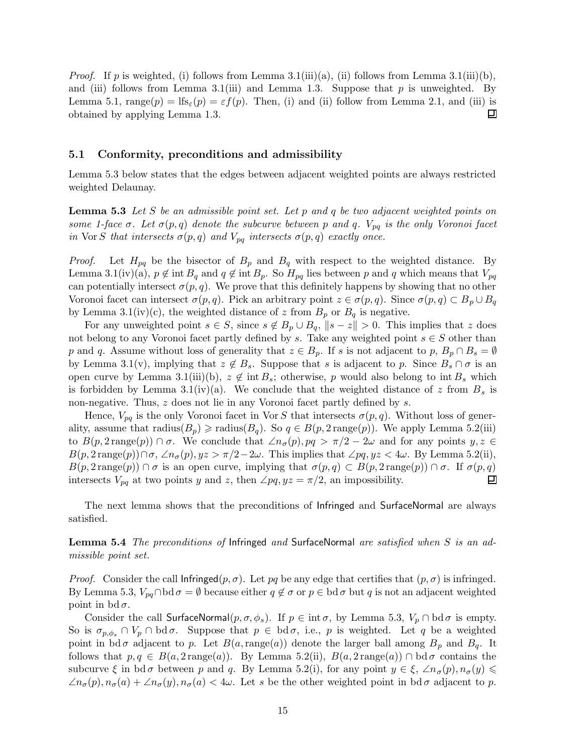*Proof.* If $p$ is weighted, (i) follows from Lemma 3.1(iii)(a), (ii) follows from Lemma 3.1(iii)(b), and (iii) follows from Lemma 3.1(iii) and Lemma 1.3. Suppose that $p$ is unweighted. By Lemma 5.1, $\text{range}(p) = \text{lfs}_\varepsilon(p) = \varepsilon f(p)$. Then, (i) and (ii) follow from Lemma 2.1, and (iii) is obtained by applying Lemma 1.3. ∎

## 5.1 Conformity, preconditions and admissibility

Lemma 5.3 below states that the edges between adjacent weighted points are always restricted weighted Delaunay.

**Lemma 5.3** *Let $S$ be an admissible point set. Let $p$ and $q$ be two adjacent weighted points on some 1-face $\sigma$. Let $\sigma(p,q)$ denote the subcurve between $p$ and $q$. $V_{pq}$ is the only Voronoi facet in $\text{Vor}\, S$ that intersects $\sigma(p,q)$ and $V_{pq}$ intersects $\sigma(p,q)$ exactly once.*

*Proof.* Let $H_{pq}$ be the bisector of $B_p$ and $B_q$ with respect to the weighted distance. By Lemma 3.1(iv)(a), $p \notin \text{int}\, B_q$ and $q \notin \text{int}\, B_p$. So $H_{pq}$ lies between $p$ and $q$ which means that $V_{pq}$ can potentially intersect $\sigma(p,q)$. We prove that this definitely happens by showing that no other Voronoi facet can intersect $\sigma(p,q)$. Pick an arbitrary point $z \in \sigma(p,q)$. Since $\sigma(p,q) \subset B_p \cup B_q$ by Lemma 3.1(iv)(c), the weighted distance of $z$ from $B_p$ or $B_q$ is negative.

For any unweighted point $s \in S$, since $s \notin B_p \cup B_q$, $\|s - z\| > 0$. This implies that $z$ does not belong to any Voronoi facet partly defined by $s$. Take any weighted point $s \in S$ other than $p$ and $q$. Assume without loss of generality that $z \in B_p$. If $s$ is not adjacent to $p$, $B_p \cap B_s = \emptyset$ by Lemma 3.1(v), implying that $z \notin B_s$. Suppose that $s$ is adjacent to $p$. Since $B_s \cap \sigma$ is an open curve by Lemma 3.1(iii)(b), $z \notin \text{int}\, B_s$; otherwise, $p$ would also belong to $\text{int}\, B_s$ which is forbidden by Lemma 3.1(iv)(a). We conclude that the weighted distance of $z$ from $B_s$ is non-negative. Thus, $z$ does not lie in any Voronoi facet partly defined by $s$.

Hence, $V_{pq}$ is the only Voronoi facet in $\text{Vor}\, S$ that intersects $\sigma(p,q)$. Without loss of generality, assume that $\text{radius}(B_p) \geqslant \text{radius}(B_q)$. So $q \in B(p, 2\,\text{range}(p))$. We apply Lemma 5.2(iii) to $B(p, 2\,\text{range}(p)) \cap \sigma$. We conclude that $\angle n_\sigma(p), pq > \pi/2 - 2\omega$ and for any points $y, z \in B(p, 2\,\text{range}(p)) \cap \sigma$, $\angle n_\sigma(p), yz > \pi/2 - 2\omega$. This implies that $\angle pq, yz < 4\omega$. By Lemma 5.2(ii), $B(p, 2\,\text{range}(p)) \cap \sigma$ is an open curve, implying that $\sigma(p,q) \subset B(p, 2\,\text{range}(p)) \cap \sigma$. If $\sigma(p,q)$ intersects $V_{pq}$ at two points $y$ and $z$, then $\angle pq, yz = \pi/2$, an impossibility. ∎

The next lemma shows that the preconditions of Infringed and SurfaceNormal are always satisfied.

**Lemma 5.4** *The preconditions of* Infringed *and* SurfaceNormal *are satisfied when $S$ is an admissible point set.*

*Proof.* Consider the call $\mathsf{Infringed}(p, \sigma)$. Let $pq$ be any edge that certifies that $(p, \sigma)$ is infringed. By Lemma 5.3, $V_{pq} \cap \text{bd}\, \sigma = \emptyset$ because either $q \notin \sigma$ or $p \in \text{bd}\, \sigma$ but $q$ is not an adjacent weighted point in $\text{bd}\, \sigma$.

Consider the call $\mathsf{SurfaceNormal}(p, \sigma, \phi_s)$. If $p \in \text{int}\, \sigma$, by Lemma 5.3, $V_p \cap \text{bd}\, \sigma$ is empty. So is $\sigma_{p,\phi_s} \cap V_p \cap \text{bd}\, \sigma$. Suppose that $p \in \text{bd}\, \sigma$, i.e., $p$ is weighted. Let $q$ be a weighted point in $\text{bd}\, \sigma$ adjacent to $p$. Let $B(a, \text{range}(a))$ denote the larger ball among $B_p$ and $B_q$. It follows that $p, q \in B(a, 2\,\text{range}(a))$. By Lemma 5.2(ii), $B(a, 2\,\text{range}(a)) \cap \text{bd}\, \sigma$ contains the subcurve $\xi$ in $\text{bd}\, \sigma$ between $p$ and $q$. By Lemma 5.2(i), for any point $y \in \xi$, $\angle n_\sigma(p), n_\sigma(y) \leqslant \angle n_\sigma(p), n_\sigma(a) + \angle n_\sigma(y), n_\sigma(a) < 4\omega$. Let $s$ be the other weighted point in $\text{bd}\, \sigma$ adjacent to $p$.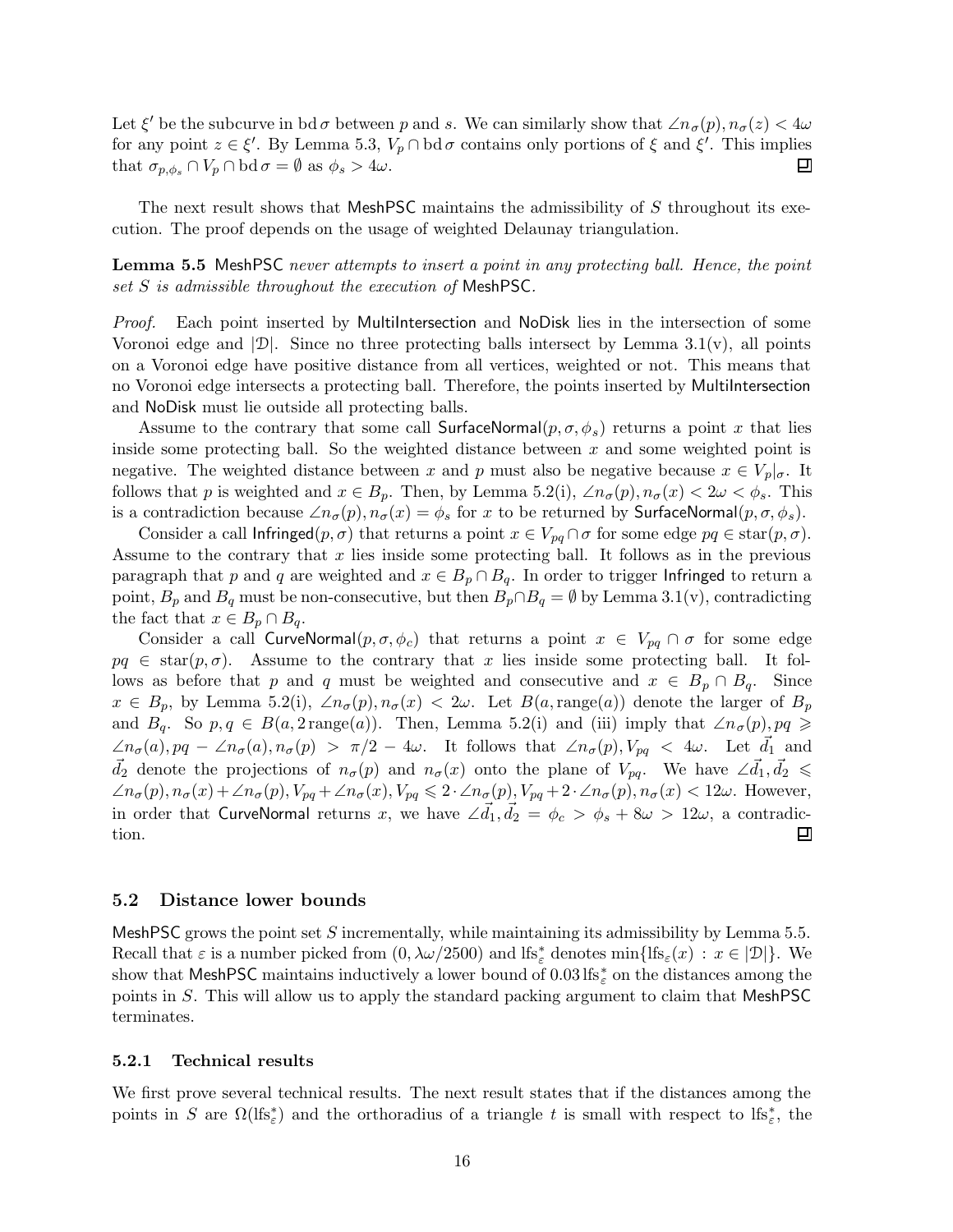Let $\xi'$ be the subcurve in $\mathrm{bd}\,\sigma$ between $p$ and $s$. We can similarly show that $\angle n_\sigma(p), n_\sigma(z) < 4\omega$ for any point $z \in \xi'$. By Lemma 5.3, $V_p \cap \mathrm{bd}\,\sigma$ contains only portions of $\xi$ and $\xi'$. This implies that $\sigma_{p,\phi_s} \cap V_p \cap \mathrm{bd}\,\sigma = \emptyset$ as $\phi_s > 4\omega$. ◻

The next result shows that MeshPSC maintains the admissibility of $S$ throughout its execution. The proof depends on the usage of weighted Delaunay triangulation.

**Lemma 5.5** *MeshPSC never attempts to insert a point in any protecting ball. Hence, the point set $S$ is admissible throughout the execution of MeshPSC.*

*Proof.* Each point inserted by MultiIntersection and NoDisk lies in the intersection of some Voronoi edge and $|\mathcal{D}|$. Since no three protecting balls intersect by Lemma 3.1(v), all points on a Voronoi edge have positive distance from all vertices, weighted or not. This means that no Voronoi edge intersects a protecting ball. Therefore, the points inserted by MultiIntersection and NoDisk must lie outside all protecting balls.

Assume to the contrary that some call SurfaceNormal$(p, \sigma, \phi_s)$ returns a point $x$ that lies inside some protecting ball. So the weighted distance between $x$ and some weighted point is negative. The weighted distance between $x$ and $p$ must also be negative because $x \in V_p|_\sigma$. It follows that $p$ is weighted and $x \in B_p$. Then, by Lemma 5.2(i), $\angle n_\sigma(p), n_\sigma(x) < 2\omega < \phi_s$. This is a contradiction because $\angle n_\sigma(p), n_\sigma(x) = \phi_s$ for $x$ to be returned by SurfaceNormal$(p, \sigma, \phi_s)$.

Consider a call Infringed$(p, \sigma)$ that returns a point $x \in V_{pq} \cap \sigma$ for some edge $pq \in \mathrm{star}(p, \sigma)$. Assume to the contrary that $x$ lies inside some protecting ball. It follows as in the previous paragraph that $p$ and $q$ are weighted and $x \in B_p \cap B_q$. In order to trigger Infringed to return a point, $B_p$ and $B_q$ must be non-consecutive, but then $B_p \cap B_q = \emptyset$ by Lemma 3.1(v), contradicting the fact that $x \in B_p \cap B_q$.

Consider a call CurveNormal$(p, \sigma, \phi_c)$ that returns a point $x \in V_{pq} \cap \sigma$ for some edge $pq \in \mathrm{star}(p, \sigma)$. Assume to the contrary that $x$ lies inside some protecting ball. It follows as before that $p$ and $q$ must be weighted and consecutive and $x \in B_p \cap B_q$. Since $x \in B_p$, by Lemma 5.2(i), $\angle n_\sigma(p), n_\sigma(x) < 2\omega$. Let $B(a, \mathrm{range}(a))$ denote the larger of $B_p$ and $B_q$. So $p, q \in B(a, 2\,\mathrm{range}(a))$. Then, Lemma 5.2(i) and (iii) imply that $\angle n_\sigma(p), pq \geqslant \angle n_\sigma(a), pq - \angle n_\sigma(a), n_\sigma(p) > \pi/2 - 4\omega$. It follows that $\angle n_\sigma(p), V_{pq} < 4\omega$. Let $\vec{d_1}$ and $\vec{d_2}$ denote the projections of $n_\sigma(p)$ and $n_\sigma(x)$ onto the plane of $V_{pq}$. We have $\angle \vec{d_1}, \vec{d_2} \leqslant \angle n_\sigma(p), n_\sigma(x) + \angle n_\sigma(p), V_{pq} + \angle n_\sigma(x), V_{pq} \leqslant 2 \cdot \angle n_\sigma(p), V_{pq} + 2 \cdot \angle n_\sigma(p), n_\sigma(x) < 12\omega$. However, in order that CurveNormal returns $x$, we have $\angle \vec{d_1}, \vec{d_2} = \phi_c > \phi_s + 8\omega > 12\omega$, a contradiction. ◻

### 5.2 Distance lower bounds

MeshPSC grows the point set $S$ incrementally, while maintaining its admissibility by Lemma 5.5. Recall that $\varepsilon$ is a number picked from $(0, \lambda\omega/2500)$ and $\mathrm{lfs}^*_\varepsilon$ denotes $\min\{\mathrm{lfs}_\varepsilon(x) : x \in |\mathcal{D}|\}$. We show that MeshPSC maintains inductively a lower bound of $0.03\,\mathrm{lfs}^*_\varepsilon$ on the distances among the points in $S$. This will allow us to apply the standard packing argument to claim that MeshPSC terminates.

#### 5.2.1 Technical results

We first prove several technical results. The next result states that if the distances among the points in $S$ are $\Omega(\mathrm{lfs}^*_\varepsilon)$ and the orthoradius of a triangle $t$ is small with respect to $\mathrm{lfs}^*_\varepsilon$, the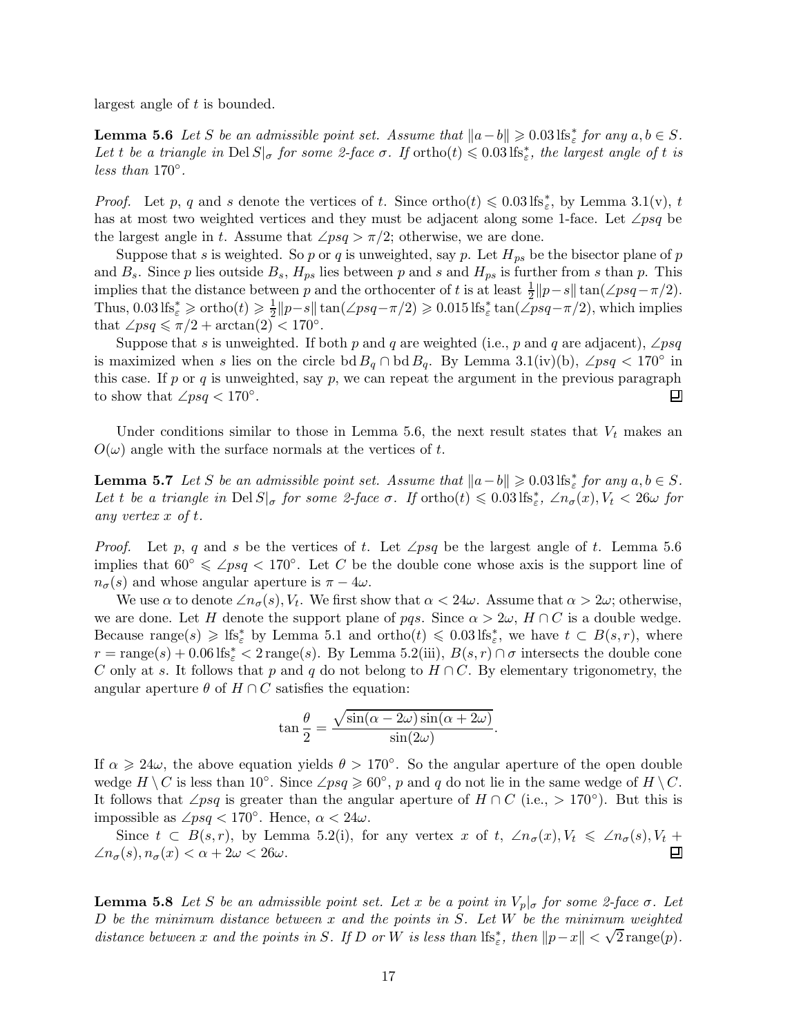largest angle of $t$ is bounded.

**Lemma 5.6** *Let $S$ be an admissible point set. Assume that $\|a-b\| \geqslant 0.03\,\mathrm{lfs}^*_\varepsilon$ for any $a, b \in S$. Let $t$ be a triangle in $\mathrm{Del}\, S|_\sigma$ for some 2-face $\sigma$. If $\mathrm{ortho}(t) \leqslant 0.03\,\mathrm{lfs}^*_\varepsilon$, the largest angle of $t$ is less than $170^\circ$.*

*Proof.* Let $p$, $q$ and $s$ denote the vertices of $t$. Since $\mathrm{ortho}(t) \leqslant 0.03\,\mathrm{lfs}^*_\varepsilon$, by Lemma 3.1(v), $t$ has at most two weighted vertices and they must be adjacent along some 1-face. Let $\angle psq$ be the largest angle in $t$. Assume that $\angle psq > \pi/2$; otherwise, we are done.

Suppose that $s$ is weighted. So $p$ or $q$ is unweighted, say $p$. Let $H_{ps}$ be the bisector plane of $p$ and $B_s$. Since $p$ lies outside $B_s$, $H_{ps}$ lies between $p$ and $s$ and $H_{ps}$ is further from $s$ than $p$. This implies that the distance between $p$ and the orthocenter of $t$ is at least $\frac{1}{2}\|p-s\| \tan(\angle psq - \pi/2)$. Thus, $0.03\,\mathrm{lfs}^*_\varepsilon \geqslant \mathrm{ortho}(t) \geqslant \frac{1}{2}\|p-s\| \tan(\angle psq-\pi/2) \geqslant 0.015\,\mathrm{lfs}^*_\varepsilon \tan(\angle psq-\pi/2)$, which implies that $\angle psq \leqslant \pi/2 + \arctan(2) < 170^\circ$.

Suppose that $s$ is unweighted. If both $p$ and $q$ are weighted (i.e., $p$ and $q$ are adjacent), $\angle psq$ is maximized when $s$ lies on the circle $\mathrm{bd}\, B_q \cap \mathrm{bd}\, B_q$. By Lemma 3.1(iv)(b), $\angle psq < 170^\circ$ in this case. If $p$ or $q$ is unweighted, say $p$, we can repeat the argument in the previous paragraph to show that $\angle psq < 170^\circ$. ∎

Under conditions similar to those in Lemma 5.6, the next result states that $V_t$ makes an $O(\omega)$ angle with the surface normals at the vertices of $t$.

**Lemma 5.7** *Let $S$ be an admissible point set. Assume that $\|a-b\| \geqslant 0.03\,\mathrm{lfs}^*_\varepsilon$ for any $a, b \in S$. Let $t$ be a triangle in $\mathrm{Del}\, S|_\sigma$ for some 2-face $\sigma$. If $\mathrm{ortho}(t) \leqslant 0.03\,\mathrm{lfs}^*_\varepsilon$, $\angle n_\sigma(x), V_t < 26\omega$ for any vertex $x$ of $t$.*

*Proof.* Let $p$, $q$ and $s$ be the vertices of $t$. Let $\angle psq$ be the largest angle of $t$. Lemma 5.6 implies that $60^\circ \leqslant \angle psq < 170^\circ$. Let $C$ be the double cone whose axis is the support line of $n_\sigma(s)$ and whose angular aperture is $\pi - 4\omega$.

We use $\alpha$ to denote $\angle n_\sigma(s), V_t$. We first show that $\alpha < 24\omega$. Assume that $\alpha > 2\omega$; otherwise, we are done. Let $H$ denote the support plane of $pqs$. Since $\alpha > 2\omega$, $H \cap C$ is a double wedge. Because $\mathrm{range}(s) \geqslant \mathrm{lfs}^*_\varepsilon$ by Lemma 5.1 and $\mathrm{ortho}(t) \leqslant 0.03\,\mathrm{lfs}^*_\varepsilon$, we have $t \subset B(s,r)$, where $r = \mathrm{range}(s) + 0.06\,\mathrm{lfs}^*_\varepsilon < 2\,\mathrm{range}(s)$. By Lemma 5.2(iii), $B(s,r) \cap \sigma$ intersects the double cone $C$ only at $s$. It follows that $p$ and $q$ do not belong to $H \cap C$. By elementary trigonometry, the angular aperture $\theta$ of $H \cap C$ satisfies the equation:

$$\tan\frac{\theta}{2} = \frac{\sqrt{\sin(\alpha - 2\omega)\sin(\alpha+2\omega)}}{\sin(2\omega)}.$$

If $\alpha \geqslant 24\omega$, the above equation yields $\theta > 170^\circ$. So the angular aperture of the open double wedge $H \setminus C$ is less than $10^\circ$. Since $\angle psq \geqslant 60^\circ$, $p$ and $q$ do not lie in the same wedge of $H \setminus C$. It follows that $\angle psq$ is greater than the angular aperture of $H \cap C$ (i.e., $> 170^\circ$). But this is impossible as $\angle psq < 170^\circ$. Hence, $\alpha < 24\omega$.

Since $t \subset B(s,r)$, by Lemma 5.2(i), for any vertex $x$ of $t$, $\angle n_\sigma(x), V_t \leqslant \angle n_\sigma(s), V_t + \angle n_\sigma(s), n_\sigma(x) < \alpha + 2\omega < 26\omega$. ∎

**Lemma 5.8** *Let $S$ be an admissible point set. Let $x$ be a point in $V_p|_\sigma$ for some 2-face $\sigma$. Let $D$ be the minimum distance between $x$ and the points in $S$. Let $W$ be the minimum weighted distance between $x$ and the points in $S$. If $D$ or $W$ is less than $\mathrm{lfs}^*_\varepsilon$, then $\|p-x\| < \sqrt{2}\,\mathrm{range}(p)$.*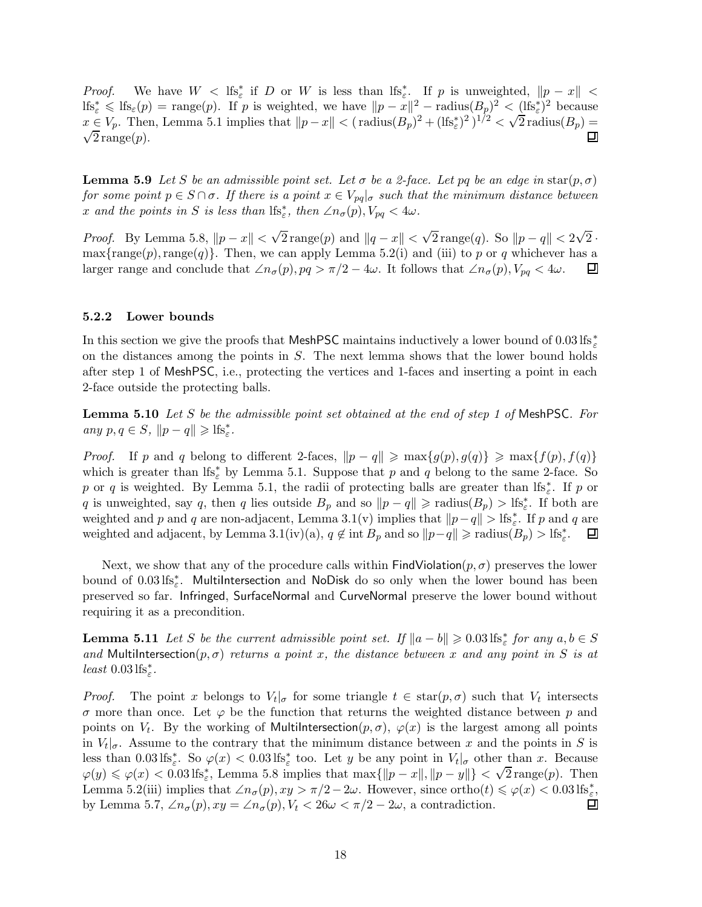*Proof.* We have $W < \mathrm{lfs}^*_\varepsilon$ if $D$ or $W$ is less than $\mathrm{lfs}^*_\varepsilon$. If $p$ is unweighted, $\|p - x\| < \mathrm{lfs}^*_\varepsilon \leqslant \mathrm{lfs}_\varepsilon(p) = \mathrm{range}(p)$. If $p$ is weighted, we have $\|p - x\|^2 - \mathrm{radius}(B_p)^2 < (\mathrm{lfs}^*_\varepsilon)^2$ because $x \in V_p$. Then, Lemma 5.1 implies that $\|p - x\| < (\,\mathrm{radius}(B_p)^2 + (\mathrm{lfs}^*_\varepsilon)^2\,)^{1/2} < \sqrt{2}\,\mathrm{radius}(B_p) = \sqrt{2}\,\mathrm{range}(p)$. ∎

**Lemma 5.9** *Let $S$ be an admissible point set. Let $\sigma$ be a 2-face. Let $pq$ be an edge in $\mathrm{star}(p, \sigma)$ for some point $p \in S \cap \sigma$. If there is a point $x \in V_{pq}|_\sigma$ such that the minimum distance between $x$ and the points in $S$ is less than $\mathrm{lfs}^*_\varepsilon$, then $\angle n_\sigma(p), V_{pq} < 4\omega$.*

*Proof.* By Lemma 5.8, $\|p - x\| < \sqrt{2}\,\mathrm{range}(p)$ and $\|q - x\| < \sqrt{2}\,\mathrm{range}(q)$. So $\|p - q\| < 2\sqrt{2} \cdot \max\{\mathrm{range}(p), \mathrm{range}(q)\}$. Then, we can apply Lemma 5.2(i) and (iii) to $p$ or $q$ whichever has a larger range and conclude that $\angle n_\sigma(p), pq > \pi/2 - 4\omega$. It follows that $\angle n_\sigma(p), V_{pq} < 4\omega$. ∎

### 5.2.2 Lower bounds

In this section we give the proofs that MeshPSC maintains inductively a lower bound of $0.03\,\mathrm{lfs}^*_\varepsilon$ on the distances among the points in $S$. The next lemma shows that the lower bound holds after step 1 of MeshPSC, i.e., protecting the vertices and 1-faces and inserting a point in each 2-face outside the protecting balls.

**Lemma 5.10** *Let $S$ be the admissible point set obtained at the end of step 1 of MeshPSC. For any $p, q \in S$, $\|p - q\| \geqslant \mathrm{lfs}^*_\varepsilon$.*

*Proof.* If $p$ and $q$ belong to different 2-faces, $\|p - q\| \geqslant \max\{g(p), g(q)\} \geqslant \max\{f(p), f(q)\}$ which is greater than $\mathrm{lfs}^*_\varepsilon$ by Lemma 5.1. Suppose that $p$ and $q$ belong to the same 2-face. So $p$ or $q$ is weighted. By Lemma 5.1, the radii of protecting balls are greater than $\mathrm{lfs}^*_\varepsilon$. If $p$ or $q$ is unweighted, say $q$, then $q$ lies outside $B_p$ and so $\|p - q\| \geqslant \mathrm{radius}(B_p) > \mathrm{lfs}^*_\varepsilon$. If both are weighted and $p$ and $q$ are non-adjacent, Lemma 3.1(v) implies that $\|p - q\| > \mathrm{lfs}^*_\varepsilon$. If $p$ and $q$ are weighted and adjacent, by Lemma 3.1(iv)(a), $q \notin \mathrm{int}\, B_p$ and so $\|p - q\| \geqslant \mathrm{radius}(B_p) > \mathrm{lfs}^*_\varepsilon$. ∎

Next, we show that any of the procedure calls within FindViolation$(p, \sigma)$ preserves the lower bound of $0.03\,\mathrm{lfs}^*_\varepsilon$. MultiIntersection and NoDisk do so only when the lower bound has been preserved so far. Infringed, SurfaceNormal and CurveNormal preserve the lower bound without requiring it as a precondition.

**Lemma 5.11** *Let $S$ be the current admissible point set. If $\|a - b\| \geqslant 0.03\,\mathrm{lfs}^*_\varepsilon$ for any $a, b \in S$ and MultiIntersection$(p, \sigma)$ returns a point $x$, the distance between $x$ and any point in $S$ is at least $0.03\,\mathrm{lfs}^*_\varepsilon$.*

*Proof.* The point $x$ belongs to $V_t|_\sigma$ for some triangle $t \in \mathrm{star}(p, \sigma)$ such that $V_t$ intersects $\sigma$ more than once. Let $\varphi$ be the function that returns the weighted distance between $p$ and points on $V_t$. By the working of MultiIntersection$(p, \sigma)$, $\varphi(x)$ is the largest among all points in $V_t|_\sigma$. Assume to the contrary that the minimum distance between $x$ and the points in $S$ is less than $0.03\,\mathrm{lfs}^*_\varepsilon$. So $\varphi(x) < 0.03\,\mathrm{lfs}^*_\varepsilon$ too. Let $y$ be any point in $V_t|_\sigma$ other than $x$. Because $\varphi(y) \leqslant \varphi(x) < 0.03\,\mathrm{lfs}^*_\varepsilon$, Lemma 5.8 implies that $\max\{\|p - x\|, \|p - y\|\} < \sqrt{2}\,\mathrm{range}(p)$. Then Lemma 5.2(iii) implies that $\angle n_\sigma(p), xy > \pi/2 - 2\omega$. However, since $\mathrm{ortho}(t) \leqslant \varphi(x) < 0.03\,\mathrm{lfs}^*_\varepsilon$, by Lemma 5.7, $\angle n_\sigma(p), xy = \angle n_\sigma(p), V_t < 26\omega < \pi/2 - 2\omega$, a contradiction. ∎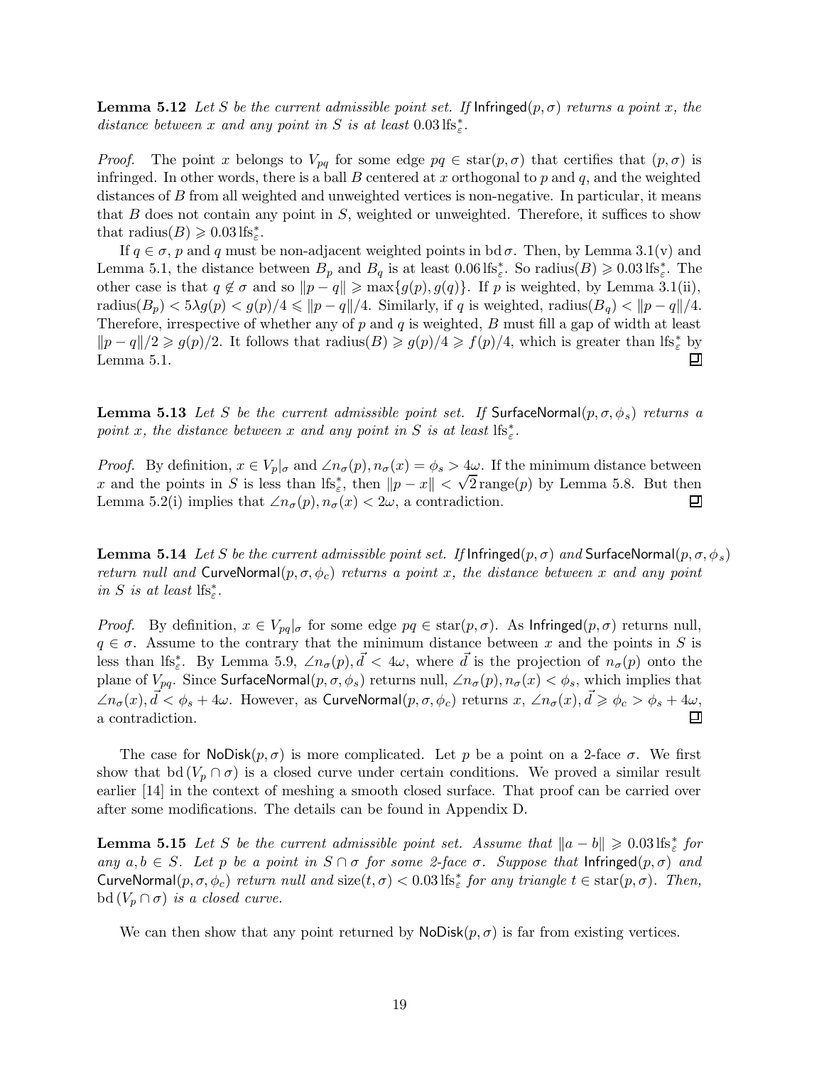**Lemma 5.12** *Let $S$ be the current admissible point set. If* $\mathsf{Infringed}(p, \sigma)$ *returns a point $x$, the distance between $x$ and any point in $S$ is at least $0.03\,\mathrm{lfs}^*_\varepsilon$.*

*Proof.* The point $x$ belongs to $V_{pq}$ for some edge $pq \in \mathrm{star}(p, \sigma)$ that certifies that $(p, \sigma)$ is infringed. In other words, there is a ball $B$ centered at $x$ orthogonal to $p$ and $q$, and the weighted distances of $B$ from all weighted and unweighted vertices is non-negative. In particular, it means that $B$ does not contain any point in $S$, weighted or unweighted. Therefore, it suffices to show that $\mathrm{radius}(B) \geqslant 0.03\,\mathrm{lfs}^*_\varepsilon$.

If $q \in \sigma$, $p$ and $q$ must be non-adjacent weighted points in $\mathrm{bd}\,\sigma$. Then, by Lemma 3.1(v) and Lemma 5.1, the distance between $B_p$ and $B_q$ is at least $0.06\,\mathrm{lfs}^*_\varepsilon$. So $\mathrm{radius}(B) \geqslant 0.03\,\mathrm{lfs}^*_\varepsilon$. The other case is that $q \notin \sigma$ and so $\|p - q\| \geqslant \max\{g(p), g(q)\}$. If $p$ is weighted, by Lemma 3.1(ii), $\mathrm{radius}(B_p) < 5\lambda g(p) < g(p)/4 \leqslant \|p - q\|/4$. Similarly, if $q$ is weighted, $\mathrm{radius}(B_q) < \|p - q\|/4$. Therefore, irrespective of whether any of $p$ and $q$ is weighted, $B$ must fill a gap of width at least $\|p - q\|/2 \geqslant g(p)/2$. It follows that $\mathrm{radius}(B) \geqslant g(p)/4 \geqslant f(p)/4$, which is greater than $\mathrm{lfs}^*_\varepsilon$ by Lemma 5.1. ◻

**Lemma 5.13** *Let $S$ be the current admissible point set. If* $\mathsf{SurfaceNormal}(p, \sigma, \phi_s)$ *returns a point $x$, the distance between $x$ and any point in $S$ is at least $\mathrm{lfs}^*_\varepsilon$.*

*Proof.* By definition, $x \in V_p|_\sigma$ and $\angle n_\sigma(p), n_\sigma(x) = \phi_s > 4\omega$. If the minimum distance between $x$ and the points in $S$ is less than $\mathrm{lfs}^*_\varepsilon$, then $\|p - x\| < \sqrt{2}\,\mathrm{range}(p)$ by Lemma 5.8. But then Lemma 5.2(i) implies that $\angle n_\sigma(p), n_\sigma(x) < 2\omega$, a contradiction. ◻

**Lemma 5.14** *Let $S$ be the current admissible point set. If* $\mathsf{Infringed}(p, \sigma)$ *and* $\mathsf{SurfaceNormal}(p, \sigma, \phi_s)$ *return null and* $\mathsf{CurveNormal}(p, \sigma, \phi_c)$ *returns a point $x$, the distance between $x$ and any point in $S$ is at least $\mathrm{lfs}^*_\varepsilon$.*

*Proof.* By definition, $x \in V_{pq}|_\sigma$ for some edge $pq \in \mathrm{star}(p, \sigma)$. As $\mathsf{Infringed}(p, \sigma)$ returns null, $q \in \sigma$. Assume to the contrary that the minimum distance between $x$ and the points in $S$ is less than $\mathrm{lfs}^*_\varepsilon$. By Lemma 5.9, $\angle n_\sigma(p), \vec{d} < 4\omega$, where $\vec{d}$ is the projection of $n_\sigma(p)$ onto the plane of $V_{pq}$. Since $\mathsf{SurfaceNormal}(p, \sigma, \phi_s)$ returns null, $\angle n_\sigma(p), n_\sigma(x) < \phi_s$, which implies that $\angle n_\sigma(x), \vec{d} < \phi_s + 4\omega$. However, as $\mathsf{CurveNormal}(p, \sigma, \phi_c)$ returns $x$, $\angle n_\sigma(x), \vec{d} \geqslant \phi_c > \phi_s + 4\omega$, a contradiction. ◻

The case for $\mathsf{NoDisk}(p, \sigma)$ is more complicated. Let $p$ be a point on a 2-face $\sigma$. We first show that $\mathrm{bd}\,(V_p \cap \sigma)$ is a closed curve under certain conditions. We proved a similar result earlier [14] in the context of meshing a smooth closed surface. That proof can be carried over after some modifications. The details can be found in Appendix D.

**Lemma 5.15** *Let $S$ be the current admissible point set. Assume that $\|a - b\| \geqslant 0.03\,\mathrm{lfs}^*_\varepsilon$ for any $a, b \in S$. Let $p$ be a point in $S \cap \sigma$ for some 2-face $\sigma$. Suppose that* $\mathsf{Infringed}(p, \sigma)$ *and* $\mathsf{CurveNormal}(p, \sigma, \phi_c)$ *return null and $\mathrm{size}(t, \sigma) < 0.03\,\mathrm{lfs}^*_\varepsilon$ for any triangle $t \in \mathrm{star}(p, \sigma)$. Then, $\mathrm{bd}\,(V_p \cap \sigma)$ is a closed curve.*

We can then show that any point returned by $\mathsf{NoDisk}(p, \sigma)$ is far from existing vertices.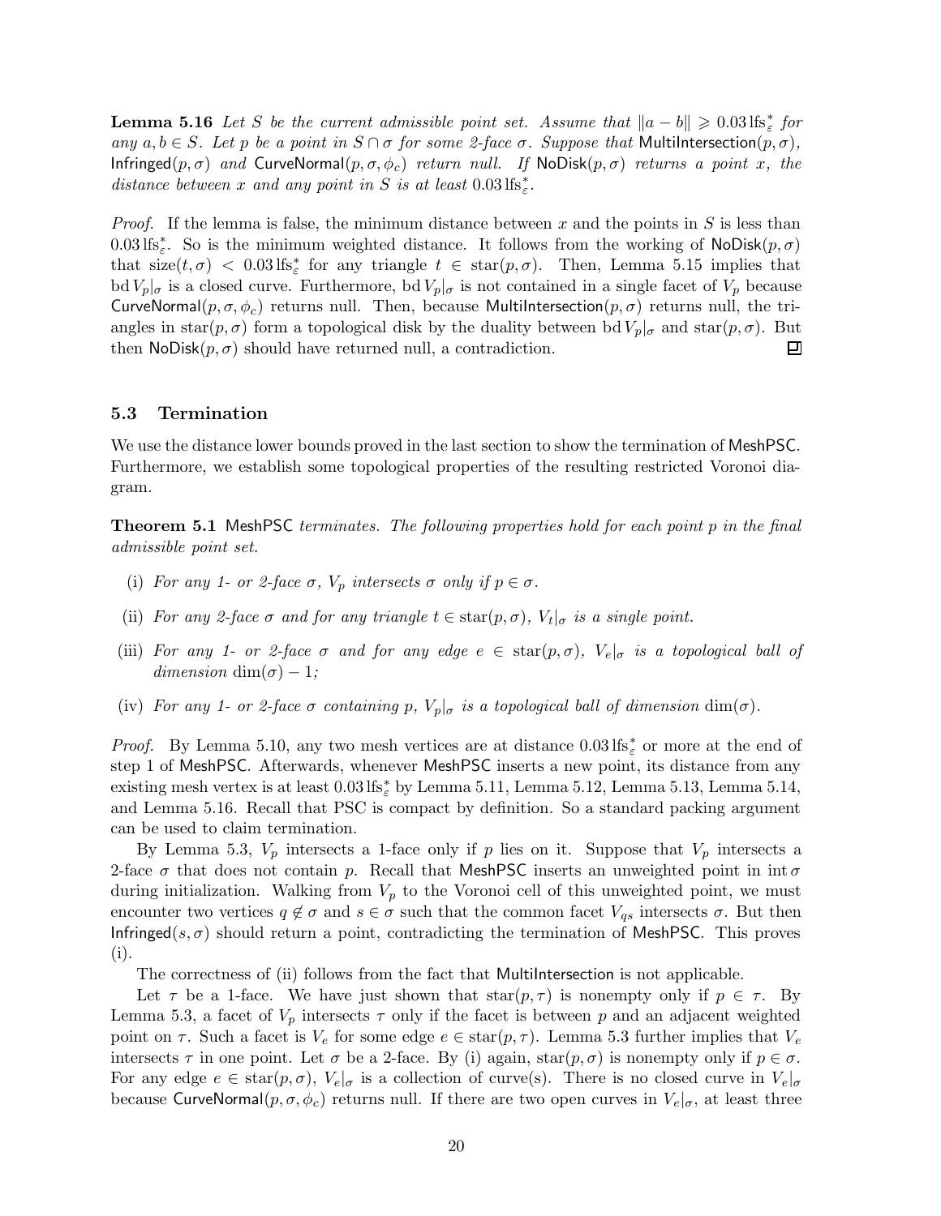**Lemma 5.16** *Let $S$ be the current admissible point set. Assume that $\|a - b\| \geqslant 0.03\,\mathrm{lfs}^*_\varepsilon$ for any $a, b \in S$. Let $p$ be a point in $S \cap \sigma$ for some 2-face $\sigma$. Suppose that* $\mathsf{MultiIntersection}(p, \sigma)$*,* $\mathsf{Infringed}(p, \sigma)$ *and* $\mathsf{CurveNormal}(p, \sigma, \phi_c)$ *return null. If* $\mathsf{NoDisk}(p, \sigma)$ *returns a point $x$, the distance between $x$ and any point in $S$ is at least $0.03\,\mathrm{lfs}^*_\varepsilon$.*

*Proof.* If the lemma is false, the minimum distance between $x$ and the points in $S$ is less than $0.03\,\mathrm{lfs}^*_\varepsilon$. So is the minimum weighted distance. It follows from the working of $\mathsf{NoDisk}(p, \sigma)$ that $\mathrm{size}(t, \sigma) < 0.03\,\mathrm{lfs}^*_\varepsilon$ for any triangle $t \in \mathrm{star}(p, \sigma)$. Then, Lemma 5.15 implies that $\mathrm{bd}\, V_p|_\sigma$ is a closed curve. Furthermore, $\mathrm{bd}\, V_p|_\sigma$ is not contained in a single facet of $V_p$ because $\mathsf{CurveNormal}(p, \sigma, \phi_c)$ returns null. Then, because $\mathsf{MultiIntersection}(p, \sigma)$ returns null, the triangles in $\mathrm{star}(p, \sigma)$ form a topological disk by the duality between $\mathrm{bd}\, V_p|_\sigma$ and $\mathrm{star}(p, \sigma)$. But then $\mathsf{NoDisk}(p, \sigma)$ should have returned null, a contradiction. ◻

### 5.3 Termination

We use the distance lower bounds proved in the last section to show the termination of $\mathsf{MeshPSC}$. Furthermore, we establish some topological properties of the resulting restricted Voronoi diagram.

**Theorem 5.1** $\mathsf{MeshPSC}$ *terminates. The following properties hold for each point $p$ in the final admissible point set.*

(i) *For any 1- or 2-face $\sigma$, $V_p$ intersects $\sigma$ only if $p \in \sigma$.*

(ii) *For any 2-face $\sigma$ and for any triangle $t \in \mathrm{star}(p, \sigma)$, $V_t|_\sigma$ is a single point.*

(iii) *For any 1- or 2-face $\sigma$ and for any edge $e \in \mathrm{star}(p, \sigma)$, $V_e|_\sigma$ is a topological ball of dimension $\dim(\sigma) - 1$;*

(iv) *For any 1- or 2-face $\sigma$ containing $p$, $V_p|_\sigma$ is a topological ball of dimension $\dim(\sigma)$.*

*Proof.* By Lemma 5.10, any two mesh vertices are at distance $0.03\,\mathrm{lfs}^*_\varepsilon$ or more at the end of step 1 of $\mathsf{MeshPSC}$. Afterwards, whenever $\mathsf{MeshPSC}$ inserts a new point, its distance from any existing mesh vertex is at least $0.03\,\mathrm{lfs}^*_\varepsilon$ by Lemma 5.11, Lemma 5.12, Lemma 5.13, Lemma 5.14, and Lemma 5.16. Recall that PSC is compact by definition. So a standard packing argument can be used to claim termination.

By Lemma 5.3, $V_p$ intersects a 1-face only if $p$ lies on it. Suppose that $V_p$ intersects a 2-face $\sigma$ that does not contain $p$. Recall that $\mathsf{MeshPSC}$ inserts an unweighted point in $\mathrm{int}\,\sigma$ during initialization. Walking from $V_p$ to the Voronoi cell of this unweighted point, we must encounter two vertices $q \notin \sigma$ and $s \in \sigma$ such that the common facet $V_{qs}$ intersects $\sigma$. But then $\mathsf{Infringed}(s, \sigma)$ should return a point, contradicting the termination of $\mathsf{MeshPSC}$. This proves (i).

The correctness of (ii) follows from the fact that $\mathsf{MultiIntersection}$ is not applicable.

Let $\tau$ be a 1-face. We have just shown that $\mathrm{star}(p, \tau)$ is nonempty only if $p \in \tau$. By Lemma 5.3, a facet of $V_p$ intersects $\tau$ only if the facet is between $p$ and an adjacent weighted point on $\tau$. Such a facet is $V_e$ for some edge $e \in \mathrm{star}(p, \tau)$. Lemma 5.3 further implies that $V_e$ intersects $\tau$ in one point. Let $\sigma$ be a 2-face. By (i) again, $\mathrm{star}(p, \sigma)$ is nonempty only if $p \in \sigma$. For any edge $e \in \mathrm{star}(p, \sigma)$, $V_e|_\sigma$ is a collection of curve(s). There is no closed curve in $V_e|_\sigma$ because $\mathsf{CurveNormal}(p, \sigma, \phi_c)$ returns null. If there are two open curves in $V_e|_\sigma$, at least three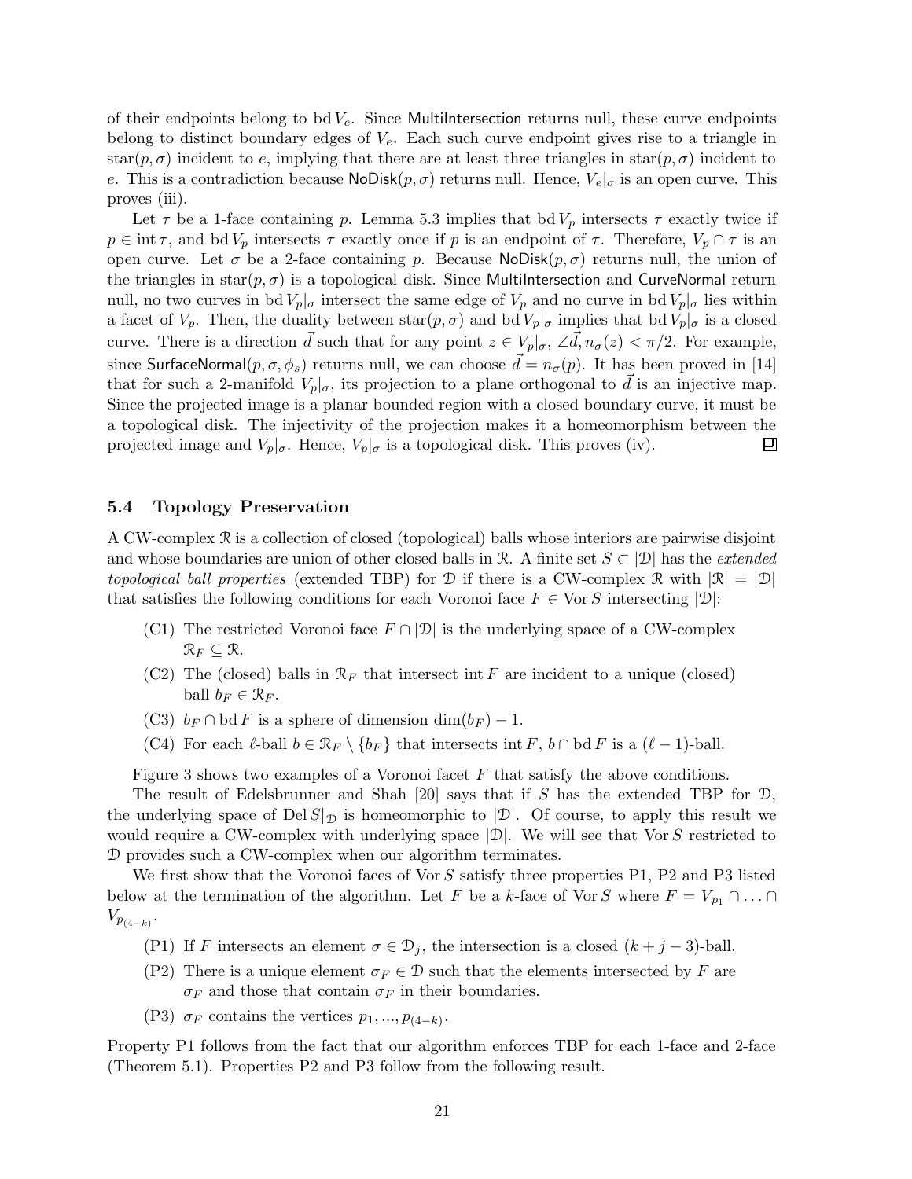of their endpoints belong to $\text{bd}\, V_e$. Since MultiIntersection returns null, these curve endpoints belong to distinct boundary edges of $V_e$. Each such curve endpoint gives rise to a triangle in $\text{star}(p, \sigma)$ incident to $e$, implying that there are at least three triangles in $\text{star}(p, \sigma)$ incident to $e$. This is a contradiction because $\mathsf{NoDisk}(p, \sigma)$ returns null. Hence, $V_e|_\sigma$ is an open curve. This proves (iii).

Let $\tau$ be a 1-face containing $p$. Lemma 5.3 implies that $\text{bd}\, V_p$ intersects $\tau$ exactly twice if $p \in \text{int}\, \tau$, and $\text{bd}\, V_p$ intersects $\tau$ exactly once if $p$ is an endpoint of $\tau$. Therefore, $V_p \cap \tau$ is an open curve. Let $\sigma$ be a 2-face containing $p$. Because $\mathsf{NoDisk}(p, \sigma)$ returns null, the union of the triangles in $\text{star}(p, \sigma)$ is a topological disk. Since MultiIntersection and CurveNormal return null, no two curves in $\text{bd}\, V_p|_\sigma$ intersect the same edge of $V_p$ and no curve in $\text{bd}\, V_p|_\sigma$ lies within a facet of $V_p$. Then, the duality between $\text{star}(p, \sigma)$ and $\text{bd}\, V_p|_\sigma$ implies that $\text{bd}\, V_p|_\sigma$ is a closed curve. There is a direction $\vec{d}$ such that for any point $z \in V_p|_\sigma$, $\angle \vec{d}, n_\sigma(z) < \pi/2$. For example, since $\mathsf{SurfaceNormal}(p, \sigma, \phi_s)$ returns null, we can choose $\vec{d} = n_\sigma(p)$. It has been proved in [14] that for such a 2-manifold $V_p|_\sigma$, its projection to a plane orthogonal to $\vec{d}$ is an injective map. Since the projected image is a planar bounded region with a closed boundary curve, it must be a topological disk. The injectivity of the projection makes it a homeomorphism between the projected image and $V_p|_\sigma$. Hence, $V_p|_\sigma$ is a topological disk. This proves (iv). $\square$

### 5.4 Topology Preservation

A CW-complex $\mathcal{R}$ is a collection of closed (topological) balls whose interiors are pairwise disjoint and whose boundaries are union of other closed balls in $\mathcal{R}$. A finite set $S \subset |\mathcal{D}|$ has the *extended topological ball properties* (extended TBP) for $\mathcal{D}$ if there is a CW-complex $\mathcal{R}$ with $|\mathcal{R}| = |\mathcal{D}|$ that satisfies the following conditions for each Voronoi face $F \in \text{Vor}\, S$ intersecting $|\mathcal{D}|$:

- (C1) The restricted Voronoi face $F \cap |\mathcal{D}|$ is the underlying space of a CW-complex $\mathcal{R}_F \subseteq \mathcal{R}$.
- (C2) The (closed) balls in $\mathcal{R}_F$ that intersect $\text{int}\, F$ are incident to a unique (closed) ball $b_F \in \mathcal{R}_F$.
- (C3) $b_F \cap \text{bd}\, F$ is a sphere of dimension $\dim(b_F) - 1$.
- (C4) For each $\ell$-ball $b \in \mathcal{R}_F \setminus \{b_F\}$ that intersects $\text{int}\, F$, $b \cap \text{bd}\, F$ is a $(\ell - 1)$-ball.

Figure 3 shows two examples of a Voronoi facet $F$ that satisfy the above conditions.

The result of Edelsbrunner and Shah [20] says that if $S$ has the extended TBP for $\mathcal{D}$, the underlying space of $\text{Del}\, S|_\mathcal{D}$ is homeomorphic to $|\mathcal{D}|$. Of course, to apply this result we would require a CW-complex with underlying space $|\mathcal{D}|$. We will see that $\text{Vor}\, S$ restricted to $\mathcal{D}$ provides such a CW-complex when our algorithm terminates.

We first show that the Voronoi faces of $\text{Vor}\, S$ satisfy three properties P1, P2 and P3 listed below at the termination of the algorithm. Let $F$ be a $k$-face of $\text{Vor}\, S$ where $F = V_{p_1} \cap \ldots \cap V_{p_{(4-k)}}$.

- (P1) If $F$ intersects an element $\sigma \in \mathcal{D}_j$, the intersection is a closed $(k + j - 3)$-ball.
- (P2) There is a unique element $\sigma_F \in \mathcal{D}$ such that the elements intersected by $F$ are $\sigma_F$ and those that contain $\sigma_F$ in their boundaries.
- (P3) $\sigma_F$ contains the vertices $p_1, ..., p_{(4-k)}$.

Property P1 follows from the fact that our algorithm enforces TBP for each 1-face and 2-face (Theorem 5.1). Properties P2 and P3 follow from the following result.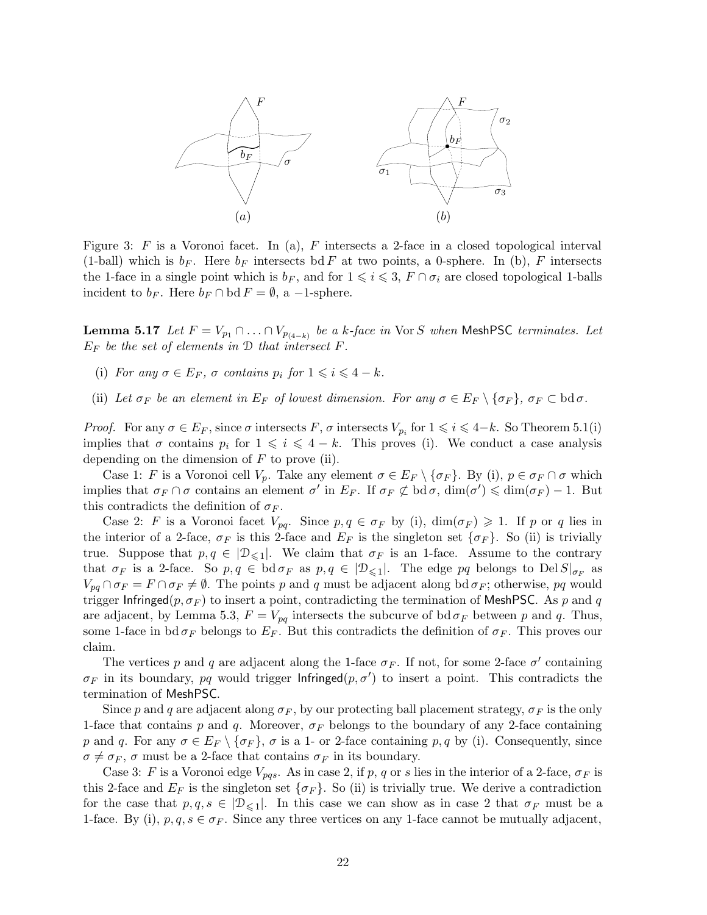Figure 3: $F$ is a Voronoi facet. In (a), $F$ intersects a 2-face in a closed topological interval (1-ball) which is $b_F$. Here $b_F$ intersects $\operatorname{bd} F$ at two points, a 0-sphere. In (b), $F$ intersects the 1-face in a single point which is $b_F$, and for $1 \leqslant i \leqslant 3$, $F \cap \sigma_i$ are closed topological 1-balls incident to $b_F$. Here $b_F \cap \operatorname{bd} F = \emptyset$, a $-1$-sphere.

**Lemma 5.17** *Let $F = V_{p_1} \cap \ldots \cap V_{p_{(4-k)}}$ be a $k$-face in $\operatorname{Vor} S$ when* MeshPSC *terminates. Let $E_F$ be the set of elements in $\mathcal{D}$ that intersect $F$.*

(i) *For any $\sigma \in E_F$, $\sigma$ contains $p_i$ for $1 \leqslant i \leqslant 4-k$.*

(ii) *Let $\sigma_F$ be an element in $E_F$ of lowest dimension. For any $\sigma \in E_F \setminus \{\sigma_F\}$, $\sigma_F \subset \operatorname{bd} \sigma$.*

*Proof.* For any $\sigma \in E_F$, since $\sigma$ intersects $F$, $\sigma$ intersects $V_{p_i}$ for $1 \leqslant i \leqslant 4-k$. So Theorem 5.1(i) implies that $\sigma$ contains $p_i$ for $1 \leqslant i \leqslant 4-k$. This proves (i). We conduct a case analysis depending on the dimension of $F$ to prove (ii).

Case 1: $F$ is a Voronoi cell $V_p$. Take any element $\sigma \in E_F \setminus \{\sigma_F\}$. By (i), $p \in \sigma_F \cap \sigma$ which implies that $\sigma_F \cap \sigma$ contains an element $\sigma'$ in $E_F$. If $\sigma_F \not\subset \operatorname{bd} \sigma$, $\dim(\sigma') \leqslant \dim(\sigma_F) - 1$. But this contradicts the definition of $\sigma_F$.

Case 2: $F$ is a Voronoi facet $V_{pq}$. Since $p, q \in \sigma_F$ by (i), $\dim(\sigma_F) \geqslant 1$. If $p$ or $q$ lies in the interior of a 2-face, $\sigma_F$ is this 2-face and $E_F$ is the singleton set $\{\sigma_F\}$. So (ii) is trivially true. Suppose that $p, q \in |\mathcal{D}_{\leqslant 1}|$. We claim that $\sigma_F$ is an 1-face. Assume to the contrary that $\sigma_F$ is a 2-face. So $p, q \in \operatorname{bd} \sigma_F$ as $p, q \in |\mathcal{D}_{\leqslant 1}|$. The edge $pq$ belongs to $\operatorname{Del} S|_{\sigma_F}$ as $V_{pq} \cap \sigma_F = F \cap \sigma_F \neq \emptyset$. The points $p$ and $q$ must be adjacent along $\operatorname{bd} \sigma_F$; otherwise, $pq$ would trigger Infringed$(p, \sigma_F)$ to insert a point, contradicting the termination of MeshPSC. As $p$ and $q$ are adjacent, by Lemma 5.3, $F = V_{pq}$ intersects the subcurve of $\operatorname{bd} \sigma_F$ between $p$ and $q$. Thus, some 1-face in $\operatorname{bd} \sigma_F$ belongs to $E_F$. But this contradicts the definition of $\sigma_F$. This proves our claim.

The vertices $p$ and $q$ are adjacent along the 1-face $\sigma_F$. If not, for some 2-face $\sigma'$ containing $\sigma_F$ in its boundary, $pq$ would trigger Infringed$(p, \sigma')$ to insert a point. This contradicts the termination of MeshPSC.

Since $p$ and $q$ are adjacent along $\sigma_F$, by our protecting ball placement strategy, $\sigma_F$ is the only 1-face that contains $p$ and $q$. Moreover, $\sigma_F$ belongs to the boundary of any 2-face containing $p$ and $q$. For any $\sigma \in E_F \setminus \{\sigma_F\}$, $\sigma$ is a 1- or 2-face containing $p, q$ by (i). Consequently, since $\sigma \neq \sigma_F$, $\sigma$ must be a 2-face that contains $\sigma_F$ in its boundary.

Case 3: $F$ is a Voronoi edge $V_{pqs}$. As in case 2, if $p$, $q$ or $s$ lies in the interior of a 2-face, $\sigma_F$ is this 2-face and $E_F$ is the singleton set $\{\sigma_F\}$. So (ii) is trivially true. We derive a contradiction for the case that $p, q, s \in |\mathcal{D}_{\leqslant 1}|$. In this case we can show as in case 2 that $\sigma_F$ must be a 1-face. By (i), $p, q, s \in \sigma_F$. Since any three vertices on any 1-face cannot be mutually adjacent,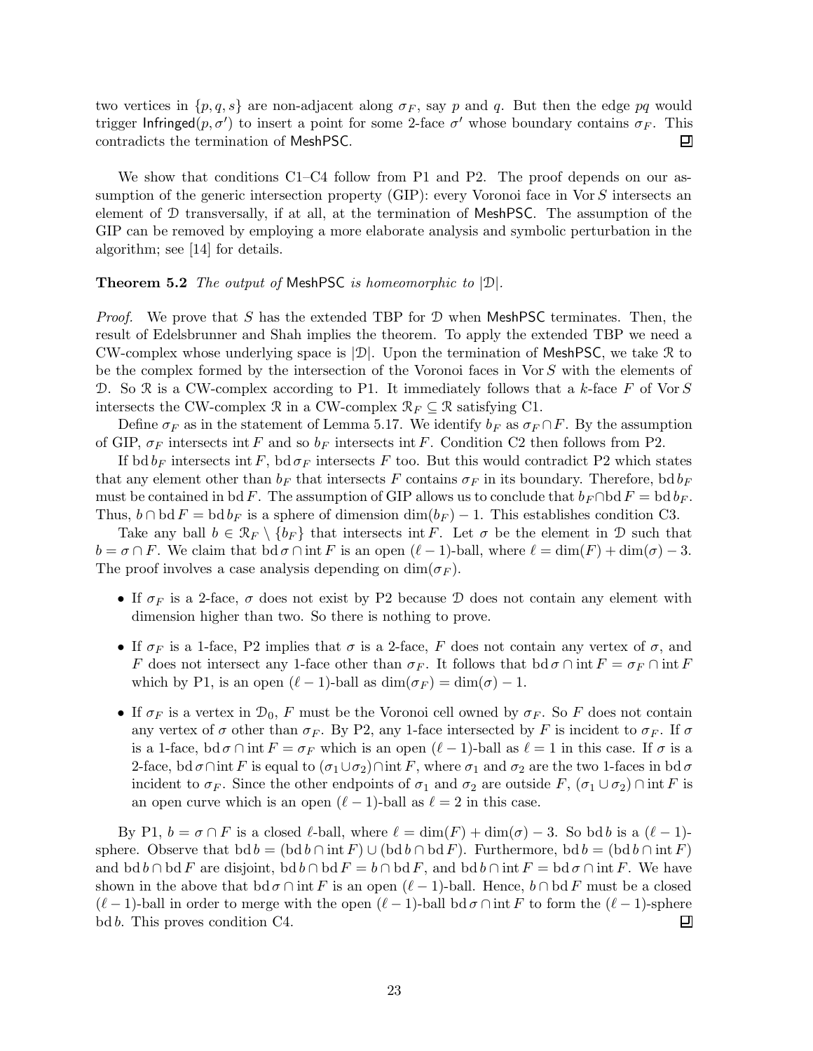two vertices in $\{p, q, s\}$ are non-adjacent along $\sigma_F$, say $p$ and $q$. But then the edge $pq$ would trigger $\mathsf{Infringed}(p, \sigma')$ to insert a point for some 2-face $\sigma'$ whose boundary contains $\sigma_F$. This contradicts the termination of MeshPSC. ⊒

We show that conditions C1–C4 follow from P1 and P2. The proof depends on our assumption of the generic intersection property (GIP): every Voronoi face in $\mathrm{Vor}\, S$ intersects an element of $\mathcal{D}$ transversally, if at all, at the termination of MeshPSC. The assumption of the GIP can be removed by employing a more elaborate analysis and symbolic perturbation in the algorithm; see [14] for details.

**Theorem 5.2** *The output of* MeshPSC *is homeomorphic to* $|\mathcal{D}|$.

*Proof.* We prove that $S$ has the extended TBP for $\mathcal{D}$ when MeshPSC terminates. Then, the result of Edelsbrunner and Shah implies the theorem. To apply the extended TBP we need a CW-complex whose underlying space is $|\mathcal{D}|$. Upon the termination of MeshPSC, we take $\mathcal{R}$ to be the complex formed by the intersection of the Voronoi faces in $\mathrm{Vor}\, S$ with the elements of $\mathcal{D}$. So $\mathcal{R}$ is a CW-complex according to P1. It immediately follows that a $k$-face $F$ of $\mathrm{Vor}\, S$ intersects the CW-complex $\mathcal{R}$ in a CW-complex $\mathcal{R}_F \subseteq \mathcal{R}$ satisfying C1.

Define $\sigma_F$ as in the statement of Lemma 5.17. We identify $b_F$ as $\sigma_F \cap F$. By the assumption of GIP, $\sigma_F$ intersects $\mathrm{int}\, F$ and so $b_F$ intersects $\mathrm{int}\, F$. Condition C2 then follows from P2.

If $\mathrm{bd}\, b_F$ intersects $\mathrm{int}\, F$, $\mathrm{bd}\, \sigma_F$ intersects $F$ too. But this would contradict P2 which states that any element other than $b_F$ that intersects $F$ contains $\sigma_F$ in its boundary. Therefore, $\mathrm{bd}\, b_F$ must be contained in $\mathrm{bd}\, F$. The assumption of GIP allows us to conclude that $b_F \cap \mathrm{bd}\, F = \mathrm{bd}\, b_F$. Thus, $b \cap \mathrm{bd}\, F = \mathrm{bd}\, b_F$ is a sphere of dimension $\dim(b_F) - 1$. This establishes condition C3.

Take any ball $b \in \mathcal{R}_F \setminus \{b_F\}$ that intersects $\mathrm{int}\, F$. Let $\sigma$ be the element in $\mathcal{D}$ such that $b = \sigma \cap F$. We claim that $\mathrm{bd}\, \sigma \cap \mathrm{int}\, F$ is an open $(\ell - 1)$-ball, where $\ell = \dim(F) + \dim(\sigma) - 3$. The proof involves a case analysis depending on $\dim(\sigma_F)$.

- If $\sigma_F$ is a 2-face, $\sigma$ does not exist by P2 because $\mathcal{D}$ does not contain any element with dimension higher than two. So there is nothing to prove.
- If $\sigma_F$ is a 1-face, P2 implies that $\sigma$ is a 2-face, $F$ does not contain any vertex of $\sigma$, and $F$ does not intersect any 1-face other than $\sigma_F$. It follows that $\mathrm{bd}\, \sigma \cap \mathrm{int}\, F = \sigma_F \cap \mathrm{int}\, F$ which by P1, is an open $(\ell - 1)$-ball as $\dim(\sigma_F) = \dim(\sigma) - 1$.
- If $\sigma_F$ is a vertex in $\mathcal{D}_0$, $F$ must be the Voronoi cell owned by $\sigma_F$. So $F$ does not contain any vertex of $\sigma$ other than $\sigma_F$. By P2, any 1-face intersected by $F$ is incident to $\sigma_F$. If $\sigma$ is a 1-face, $\mathrm{bd}\, \sigma \cap \mathrm{int}\, F = \sigma_F$ which is an open $(\ell - 1)$-ball as $\ell = 1$ in this case. If $\sigma$ is a 2-face, $\mathrm{bd}\, \sigma \cap \mathrm{int}\, F$ is equal to $(\sigma_1 \cup \sigma_2) \cap \mathrm{int}\, F$, where $\sigma_1$ and $\sigma_2$ are the two 1-faces in $\mathrm{bd}\, \sigma$ incident to $\sigma_F$. Since the other endpoints of $\sigma_1$ and $\sigma_2$ are outside $F$, $(\sigma_1 \cup \sigma_2) \cap \mathrm{int}\, F$ is an open curve which is an open $(\ell - 1)$-ball as $\ell = 2$ in this case.

By P1, $b = \sigma \cap F$ is a closed $\ell$-ball, where $\ell = \dim(F) + \dim(\sigma) - 3$. So $\mathrm{bd}\, b$ is a $(\ell - 1)$-sphere. Observe that $\mathrm{bd}\, b = (\mathrm{bd}\, b \cap \mathrm{int}\, F) \cup (\mathrm{bd}\, b \cap \mathrm{bd}\, F)$. Furthermore, $\mathrm{bd}\, b = (\mathrm{bd}\, b \cap \mathrm{int}\, F)$ and $\mathrm{bd}\, b \cap \mathrm{bd}\, F$ are disjoint, $\mathrm{bd}\, b \cap \mathrm{bd}\, F = b \cap \mathrm{bd}\, F$, and $\mathrm{bd}\, b \cap \mathrm{int}\, F = \mathrm{bd}\, \sigma \cap \mathrm{int}\, F$. We have shown in the above that $\mathrm{bd}\, \sigma \cap \mathrm{int}\, F$ is an open $(\ell - 1)$-ball. Hence, $b \cap \mathrm{bd}\, F$ must be a closed $(\ell - 1)$-ball in order to merge with the open $(\ell - 1)$-ball $\mathrm{bd}\, \sigma \cap \mathrm{int}\, F$ to form the $(\ell - 1)$-sphere $\mathrm{bd}\, b$. This proves condition C4. ⊒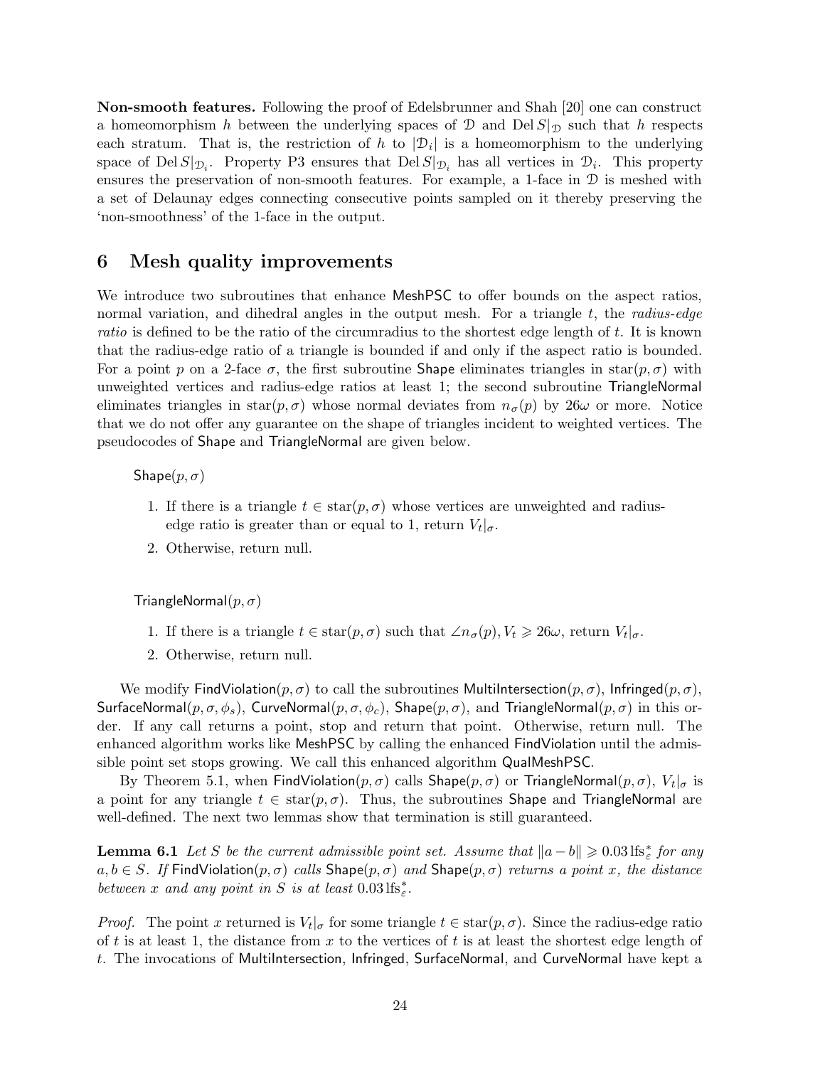**Non-smooth features.** Following the proof of Edelsbrunner and Shah [20] one can construct a homeomorphism $h$ between the underlying spaces of $\mathcal{D}$ and $\mathrm{Del}\, S|_{\mathcal{D}}$ such that $h$ respects each stratum. That is, the restriction of $h$ to $|\mathcal{D}_i|$ is a homeomorphism to the underlying space of $\mathrm{Del}\, S|_{\mathcal{D}_i}$. Property P3 ensures that $\mathrm{Del}\, S|_{\mathcal{D}_i}$ has all vertices in $\mathcal{D}_i$. This property ensures the preservation of non-smooth features. For example, a 1-face in $\mathcal{D}$ is meshed with a set of Delaunay edges connecting consecutive points sampled on it thereby preserving the 'non-smoothness' of the 1-face in the output.

## 6 Mesh quality improvements

We introduce two subroutines that enhance MeshPSC to offer bounds on the aspect ratios, normal variation, and dihedral angles in the output mesh. For a triangle $t$, the *radius-edge ratio* is defined to be the ratio of the circumradius to the shortest edge length of $t$. It is known that the radius-edge ratio of a triangle is bounded if and only if the aspect ratio is bounded. For a point $p$ on a 2-face $\sigma$, the first subroutine Shape eliminates triangles in $\mathrm{star}(p, \sigma)$ with unweighted vertices and radius-edge ratios at least 1; the second subroutine TriangleNormal eliminates triangles in $\mathrm{star}(p, \sigma)$ whose normal deviates from $n_\sigma(p)$ by $26\omega$ or more. Notice that we do not offer any guarantee on the shape of triangles incident to weighted vertices. The pseudocodes of Shape and TriangleNormal are given below.

Shape$(p, \sigma)$

1. If there is a triangle $t \in \mathrm{star}(p, \sigma)$ whose vertices are unweighted and radius-edge ratio is greater than or equal to 1, return $V_t|_\sigma$.
2. Otherwise, return null.

TriangleNormal$(p, \sigma)$

1. If there is a triangle $t \in \mathrm{star}(p, \sigma)$ such that $\angle n_\sigma(p), V_t \geqslant 26\omega$, return $V_t|_\sigma$.
2. Otherwise, return null.

We modify FindViolation$(p, \sigma)$ to call the subroutines MultiIntersection$(p, \sigma)$, Infringed$(p, \sigma)$, SurfaceNormal$(p, \sigma, \phi_s)$, CurveNormal$(p, \sigma, \phi_c)$, Shape$(p, \sigma)$, and TriangleNormal$(p, \sigma)$ in this order. If any call returns a point, stop and return that point. Otherwise, return null. The enhanced algorithm works like MeshPSC by calling the enhanced FindViolation until the admissible point set stops growing. We call this enhanced algorithm QualMeshPSC.

By Theorem 5.1, when FindViolation$(p, \sigma)$ calls Shape$(p, \sigma)$ or TriangleNormal$(p, \sigma)$, $V_t|_\sigma$ is a point for any triangle $t \in \mathrm{star}(p, \sigma)$. Thus, the subroutines Shape and TriangleNormal are well-defined. The next two lemmas show that termination is still guaranteed.

**Lemma 6.1** *Let $S$ be the current admissible point set. Assume that $\|a - b\| \geqslant 0.03\, \mathrm{lfs}^*_\varepsilon$ for any $a, b \in S$. If* FindViolation$(p, \sigma)$ *calls* Shape$(p, \sigma)$ *and* Shape$(p, \sigma)$ *returns a point $x$, the distance between $x$ and any point in $S$ is at least $0.03\, \mathrm{lfs}^*_\varepsilon$.*

*Proof.* The point $x$ returned is $V_t|_\sigma$ for some triangle $t \in \mathrm{star}(p, \sigma)$. Since the radius-edge ratio of $t$ is at least 1, the distance from $x$ to the vertices of $t$ is at least the shortest edge length of $t$. The invocations of MultiIntersection, Infringed, SurfaceNormal, and CurveNormal have kept a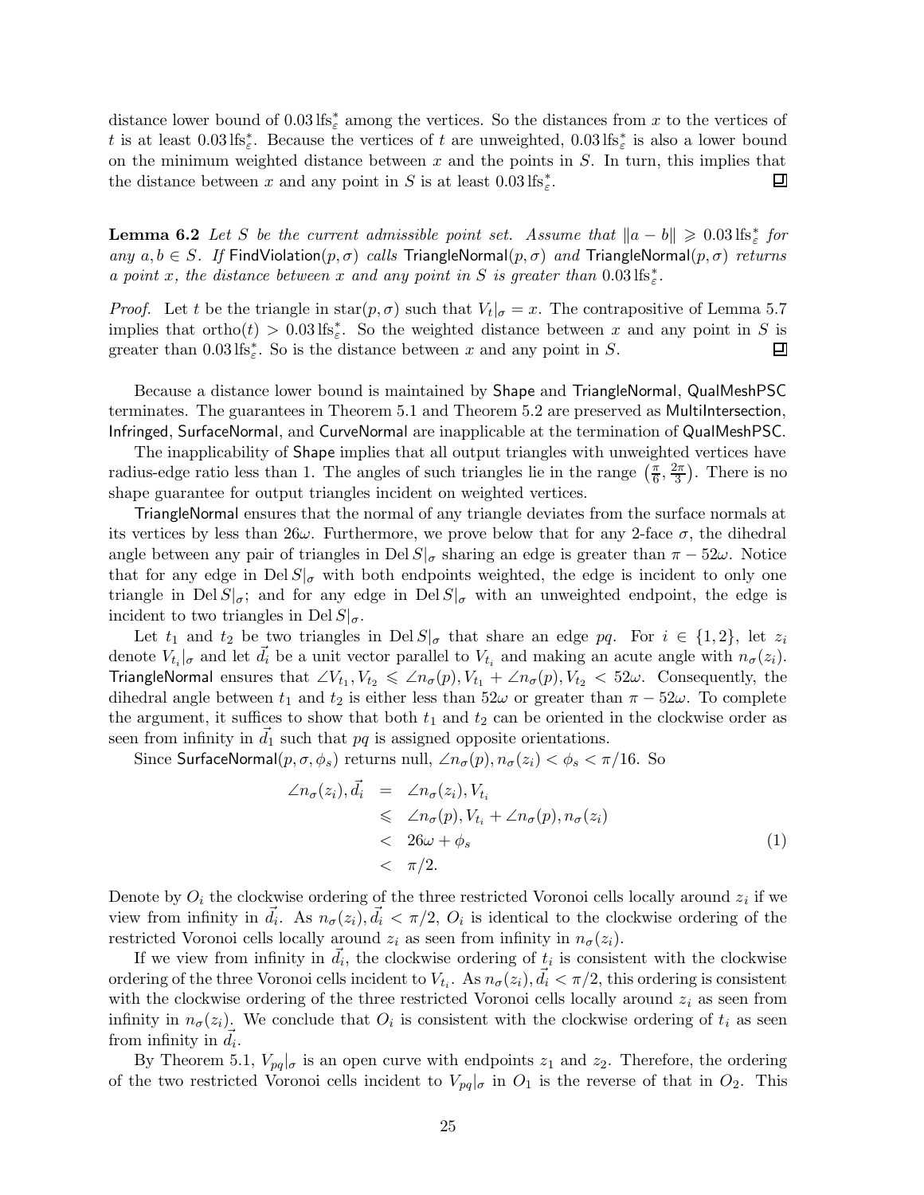distance lower bound of $0.03\,\mathrm{lfs}^*_\varepsilon$ among the vertices. So the distances from $x$ to the vertices of $t$ is at least $0.03\,\mathrm{lfs}^*_\varepsilon$. Because the vertices of $t$ are unweighted, $0.03\,\mathrm{lfs}^*_\varepsilon$ is also a lower bound on the minimum weighted distance between $x$ and the points in $S$. In turn, this implies that the distance between $x$ and any point in $S$ is at least $0.03\,\mathrm{lfs}^*_\varepsilon$. ◻

**Lemma 6.2** *Let $S$ be the current admissible point set. Assume that $\|a - b\| \geqslant 0.03\,\mathrm{lfs}^*_\varepsilon$ for any $a, b \in S$. If* FindViolation$(p, \sigma)$ *calls* TriangleNormal$(p, \sigma)$ *and* TriangleNormal$(p, \sigma)$ *returns a point $x$, the distance between $x$ and any point in $S$ is greater than $0.03\,\mathrm{lfs}^*_\varepsilon$.*

*Proof.* Let $t$ be the triangle in $\mathrm{star}(p, \sigma)$ such that $V_t|_\sigma = x$. The contrapositive of Lemma 5.7 implies that $\mathrm{ortho}(t) > 0.03\,\mathrm{lfs}^*_\varepsilon$. So the weighted distance between $x$ and any point in $S$ is greater than $0.03\,\mathrm{lfs}^*_\varepsilon$. So is the distance between $x$ and any point in $S$. ◻

Because a distance lower bound is maintained by Shape and TriangleNormal, QualMeshPSC terminates. The guarantees in Theorem 5.1 and Theorem 5.2 are preserved as MultiIntersection, Infringed, SurfaceNormal, and CurveNormal are inapplicable at the termination of QualMeshPSC.

The inapplicability of Shape implies that all output triangles with unweighted vertices have radius-edge ratio less than 1. The angles of such triangles lie in the range $\left(\frac{\pi}{6}, \frac{2\pi}{3}\right)$. There is no shape guarantee for output triangles incident on weighted vertices.

TriangleNormal ensures that the normal of any triangle deviates from the surface normals at its vertices by less than $26\omega$. Furthermore, we prove below that for any 2-face $\sigma$, the dihedral angle between any pair of triangles in $\mathrm{Del}\,S|_\sigma$ sharing an edge is greater than $\pi - 52\omega$. Notice that for any edge in $\mathrm{Del}\,S|_\sigma$ with both endpoints weighted, the edge is incident to only one triangle in $\mathrm{Del}\,S|_\sigma$; and for any edge in $\mathrm{Del}\,S|_\sigma$ with an unweighted endpoint, the edge is incident to two triangles in $\mathrm{Del}\,S|_\sigma$.

Let $t_1$ and $t_2$ be two triangles in $\mathrm{Del}\,S|_\sigma$ that share an edge $pq$. For $i \in \{1, 2\}$, let $z_i$ denote $V_{t_i}|_\sigma$ and let $\vec{d_i}$ be a unit vector parallel to $V_{t_i}$ and making an acute angle with $n_\sigma(z_i)$. TriangleNormal ensures that $\angle V_{t_1}, V_{t_2} \leqslant \angle n_\sigma(p), V_{t_1} + \angle n_\sigma(p), V_{t_2} < 52\omega$. Consequently, the dihedral angle between $t_1$ and $t_2$ is either less than $52\omega$ or greater than $\pi - 52\omega$. To complete the argument, it suffices to show that both $t_1$ and $t_2$ can be oriented in the clockwise order as seen from infinity in $\vec{d_1}$ such that $pq$ is assigned opposite orientations.

Since SurfaceNormal$(p, \sigma, \phi_s)$ returns null, $\angle n_\sigma(p), n_\sigma(z_i) < \phi_s < \pi/16$. So

$$
\begin{aligned}
\angle n_\sigma(z_i), \vec{d_i} &= \angle n_\sigma(z_i), V_{t_i} \\
&\leqslant \angle n_\sigma(p), V_{t_i} + \angle n_\sigma(p), n_\sigma(z_i) \\
&< 26\omega + \phi_s \\
&< \pi/2.
\end{aligned} \tag{1}
$$

Denote by $O_i$ the clockwise ordering of the three restricted Voronoi cells locally around $z_i$ if we view from infinity in $\vec{d_i}$. As $n_\sigma(z_i), \vec{d_i} < \pi/2$, $O_i$ is identical to the clockwise ordering of the restricted Voronoi cells locally around $z_i$ as seen from infinity in $n_\sigma(z_i)$.

If we view from infinity in $\vec{d_i}$, the clockwise ordering of $t_i$ is consistent with the clockwise ordering of the three Voronoi cells incident to $V_{t_i}$. As $n_\sigma(z_i), \vec{d_i} < \pi/2$, this ordering is consistent with the clockwise ordering of the three restricted Voronoi cells locally around $z_i$ as seen from infinity in $n_\sigma(z_i)$. We conclude that $O_i$ is consistent with the clockwise ordering of $t_i$ as seen from infinity in $\vec{d_i}$.

By Theorem 5.1, $V_{pq}|_\sigma$ is an open curve with endpoints $z_1$ and $z_2$. Therefore, the ordering of the two restricted Voronoi cells incident to $V_{pq}|_\sigma$ in $O_1$ is the reverse of that in $O_2$. This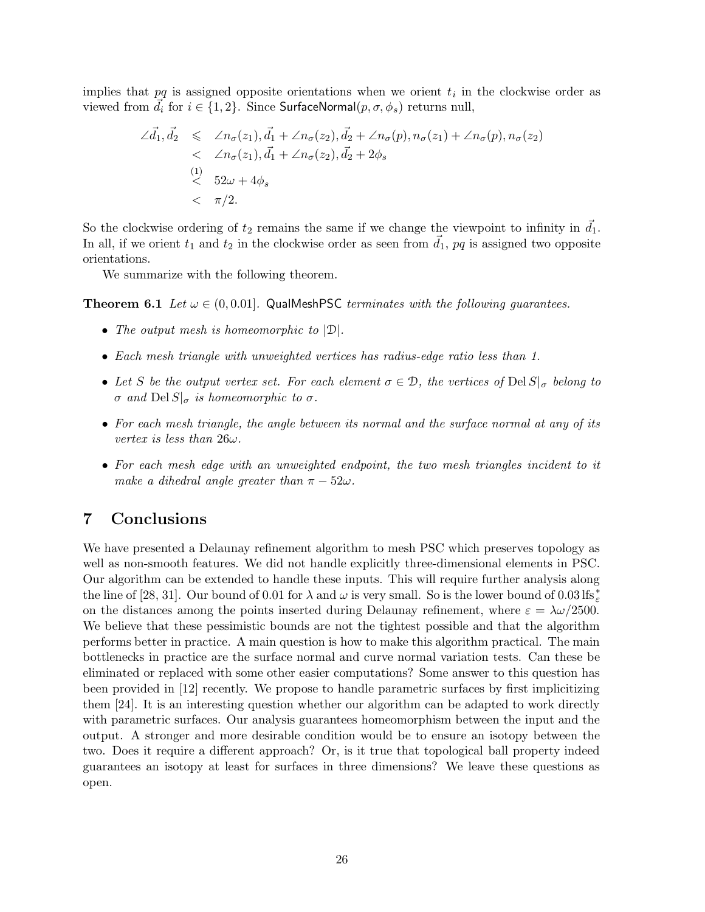implies that $pq$ is assigned opposite orientations when we orient $t_i$ in the clockwise order as viewed from $\vec{d_i}$ for $i \in \{1,2\}$. Since $\mathsf{SurfaceNormal}(p, \sigma, \phi_s)$ returns null,

$$
\begin{aligned}
\angle \vec{d_1}, \vec{d_2} &\leqslant \angle n_\sigma(z_1), \vec{d_1} + \angle n_\sigma(z_2), \vec{d_2} + \angle n_\sigma(p), n_\sigma(z_1) + \angle n_\sigma(p), n_\sigma(z_2) \\
&< \angle n_\sigma(z_1), \vec{d_1} + \angle n_\sigma(z_2), \vec{d_2} + 2\phi_s \\
&\overset{(1)}{<} 52\omega + 4\phi_s \\
&< \pi/2.
\end{aligned}
$$

So the clockwise ordering of $t_2$ remains the same if we change the viewpoint to infinity in $\vec{d_1}$. In all, if we orient $t_1$ and $t_2$ in the clockwise order as seen from $\vec{d_1}$, $pq$ is assigned two opposite orientations.

We summarize with the following theorem.

**Theorem 6.1** *Let $\omega \in (0, 0.01]$. $\mathsf{QualMeshPSC}$ terminates with the following guarantees.*

- *The output mesh is homeomorphic to $|\mathcal{D}|$.*
- *Each mesh triangle with unweighted vertices has radius-edge ratio less than 1.*
- *Let $S$ be the output vertex set. For each element $\sigma \in \mathcal{D}$, the vertices of $\mathrm{Del}\, S|_\sigma$ belong to $\sigma$ and $\mathrm{Del}\, S|_\sigma$ is homeomorphic to $\sigma$.*
- *For each mesh triangle, the angle between its normal and the surface normal at any of its vertex is less than $26\omega$.*
- *For each mesh edge with an unweighted endpoint, the two mesh triangles incident to it make a dihedral angle greater than $\pi - 52\omega$.*

## 7 Conclusions

We have presented a Delaunay refinement algorithm to mesh PSC which preserves topology as well as non-smooth features. We did not handle explicitly three-dimensional elements in PSC. Our algorithm can be extended to handle these inputs. This will require further analysis along the line of [28, 31]. Our bound of 0.01 for $\lambda$ and $\omega$ is very small. So is the lower bound of $0.03\,\mathrm{lfs}^*_\varepsilon$ on the distances among the points inserted during Delaunay refinement, where $\varepsilon = \lambda\omega/2500$. We believe that these pessimistic bounds are not the tightest possible and that the algorithm performs better in practice. A main question is how to make this algorithm practical. The main bottlenecks in practice are the surface normal and curve normal variation tests. Can these be eliminated or replaced with some other easier computations? Some answer to this question has been provided in [12] recently. We propose to handle parametric surfaces by first implicitizing them [24]. It is an interesting question whether our algorithm can be adapted to work directly with parametric surfaces. Our analysis guarantees homeomorphism between the input and the output. A stronger and more desirable condition would be to ensure an isotopy between the two. Does it require a different approach? Or, is it true that topological ball property indeed guarantees an isotopy at least for surfaces in three dimensions? We leave these questions as open.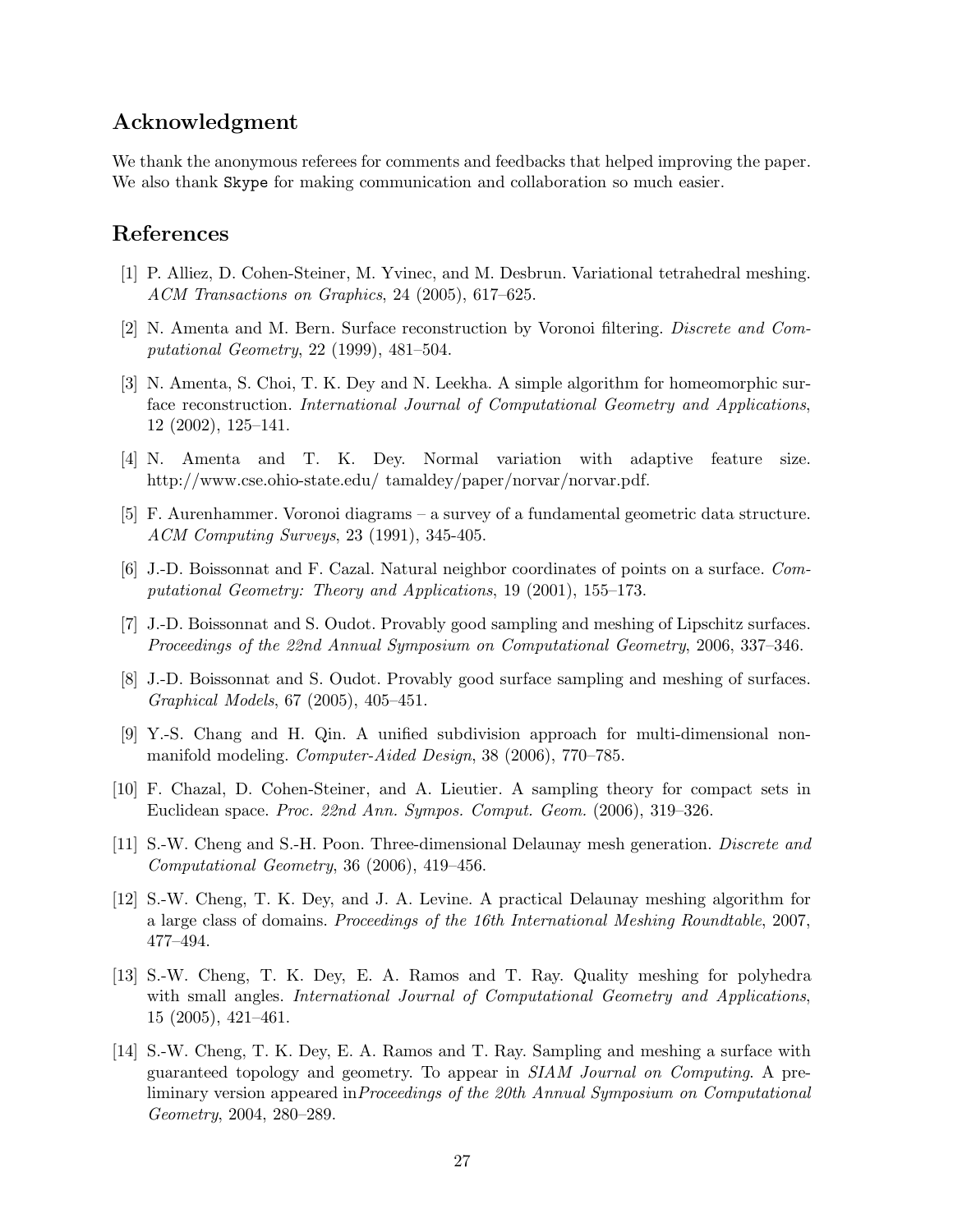## Acknowledgment

We thank the anonymous referees for comments and feedbacks that helped improving the paper. We also thank `Skype` for making communication and collaboration so much easier.

## References

[1] P. Alliez, D. Cohen-Steiner, M. Yvinec, and M. Desbrun. Variational tetrahedral meshing. *ACM Transactions on Graphics*, 24 (2005), 617–625.

[2] N. Amenta and M. Bern. Surface reconstruction by Voronoi filtering. *Discrete and Computational Geometry*, 22 (1999), 481–504.

[3] N. Amenta, S. Choi, T. K. Dey and N. Leekha. A simple algorithm for homeomorphic surface reconstruction. *International Journal of Computational Geometry and Applications*, 12 (2002), 125–141.

[4] N. Amenta and T. K. Dey. Normal variation with adaptive feature size. http://www.cse.ohio-state.edu/ tamaldey/paper/norvar/norvar.pdf.

[5] F. Aurenhammer. Voronoi diagrams – a survey of a fundamental geometric data structure. *ACM Computing Surveys*, 23 (1991), 345-405.

[6] J.-D. Boissonnat and F. Cazal. Natural neighbor coordinates of points on a surface. *Computational Geometry: Theory and Applications*, 19 (2001), 155–173.

[7] J.-D. Boissonnat and S. Oudot. Provably good sampling and meshing of Lipschitz surfaces. *Proceedings of the 22nd Annual Symposium on Computational Geometry*, 2006, 337–346.

[8] J.-D. Boissonnat and S. Oudot. Provably good surface sampling and meshing of surfaces. *Graphical Models*, 67 (2005), 405–451.

[9] Y.-S. Chang and H. Qin. A unified subdivision approach for multi-dimensional non-manifold modeling. *Computer-Aided Design*, 38 (2006), 770–785.

[10] F. Chazal, D. Cohen-Steiner, and A. Lieutier. A sampling theory for compact sets in Euclidean space. *Proc. 22nd Ann. Sympos. Comput. Geom.* (2006), 319–326.

[11] S.-W. Cheng and S.-H. Poon. Three-dimensional Delaunay mesh generation. *Discrete and Computational Geometry*, 36 (2006), 419–456.

[12] S.-W. Cheng, T. K. Dey, and J. A. Levine. A practical Delaunay meshing algorithm for a large class of domains. *Proceedings of the 16th International Meshing Roundtable*, 2007, 477–494.

[13] S.-W. Cheng, T. K. Dey, E. A. Ramos and T. Ray. Quality meshing for polyhedra with small angles. *International Journal of Computational Geometry and Applications*, 15 (2005), 421–461.

[14] S.-W. Cheng, T. K. Dey, E. A. Ramos and T. Ray. Sampling and meshing a surface with guaranteed topology and geometry. To appear in *SIAM Journal on Computing*. A preliminary version appeared in*Proceedings of the 20th Annual Symposium on Computational Geometry*, 2004, 280–289.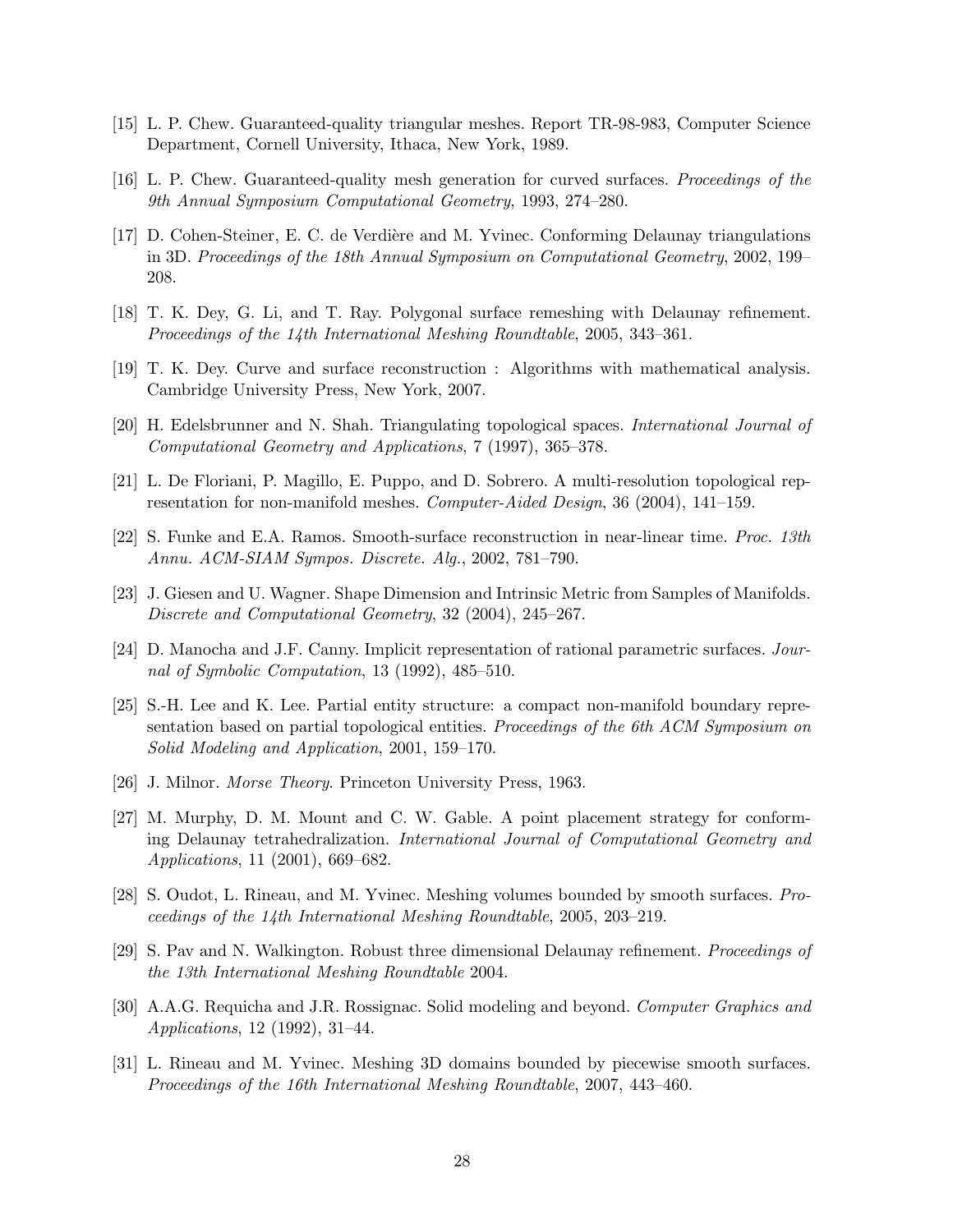[15] L. P. Chew. Guaranteed-quality triangular meshes. Report TR-98-983, Computer Science Department, Cornell University, Ithaca, New York, 1989.

[16] L. P. Chew. Guaranteed-quality mesh generation for curved surfaces. *Proceedings of the 9th Annual Symposium Computational Geometry*, 1993, 274–280.

[17] D. Cohen-Steiner, E. C. de Verdière and M. Yvinec. Conforming Delaunay triangulations in 3D. *Proceedings of the 18th Annual Symposium on Computational Geometry*, 2002, 199–208.

[18] T. K. Dey, G. Li, and T. Ray. Polygonal surface remeshing with Delaunay refinement. *Proceedings of the 14th International Meshing Roundtable*, 2005, 343–361.

[19] T. K. Dey. Curve and surface reconstruction : Algorithms with mathematical analysis. Cambridge University Press, New York, 2007.

[20] H. Edelsbrunner and N. Shah. Triangulating topological spaces. *International Journal of Computational Geometry and Applications*, 7 (1997), 365–378.

[21] L. De Floriani, P. Magillo, E. Puppo, and D. Sobrero. A multi-resolution topological representation for non-manifold meshes. *Computer-Aided Design*, 36 (2004), 141–159.

[22] S. Funke and E.A. Ramos. Smooth-surface reconstruction in near-linear time. *Proc. 13th Annu. ACM-SIAM Sympos. Discrete. Alg.*, 2002, 781–790.

[23] J. Giesen and U. Wagner. Shape Dimension and Intrinsic Metric from Samples of Manifolds. *Discrete and Computational Geometry*, 32 (2004), 245–267.

[24] D. Manocha and J.F. Canny. Implicit representation of rational parametric surfaces. *Journal of Symbolic Computation*, 13 (1992), 485–510.

[25] S.-H. Lee and K. Lee. Partial entity structure: a compact non-manifold boundary representation based on partial topological entities. *Proceedings of the 6th ACM Symposium on Solid Modeling and Application*, 2001, 159–170.

[26] J. Milnor. *Morse Theory*. Princeton University Press, 1963.

[27] M. Murphy, D. M. Mount and C. W. Gable. A point placement strategy for conforming Delaunay tetrahedralization. *International Journal of Computational Geometry and Applications*, 11 (2001), 669–682.

[28] S. Oudot, L. Rineau, and M. Yvinec. Meshing volumes bounded by smooth surfaces. *Proceedings of the 14th International Meshing Roundtable*, 2005, 203–219.

[29] S. Pav and N. Walkington. Robust three dimensional Delaunay refinement. *Proceedings of the 13th International Meshing Roundtable* 2004.

[30] A.A.G. Requicha and J.R. Rossignac. Solid modeling and beyond. *Computer Graphics and Applications*, 12 (1992), 31–44.

[31] L. Rineau and M. Yvinec. Meshing 3D domains bounded by piecewise smooth surfaces. *Proceedings of the 16th International Meshing Roundtable*, 2007, 443–460.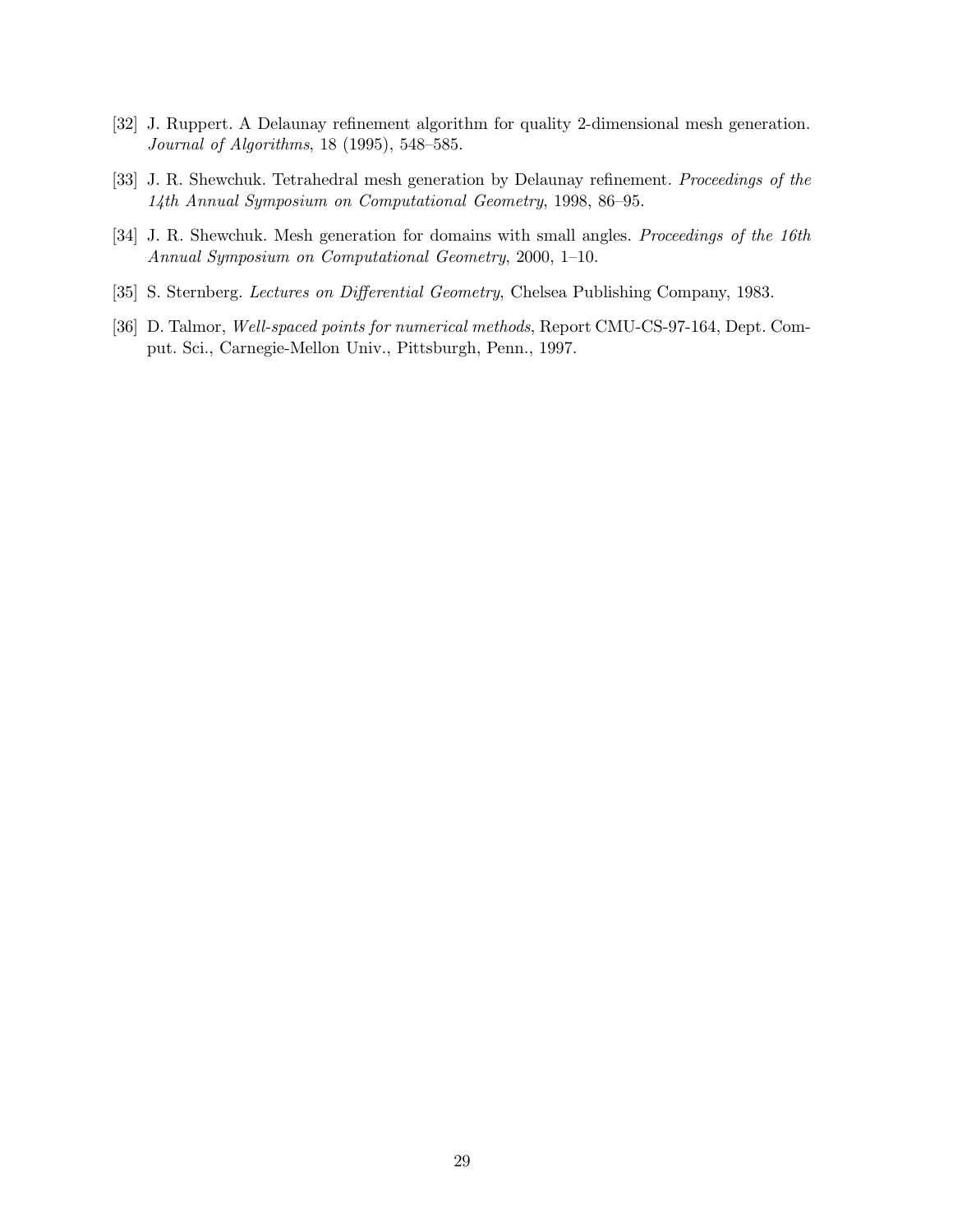[32] J. Ruppert. A Delaunay refinement algorithm for quality 2-dimensional mesh generation. *Journal of Algorithms*, 18 (1995), 548–585.

[33] J. R. Shewchuk. Tetrahedral mesh generation by Delaunay refinement. *Proceedings of the 14th Annual Symposium on Computational Geometry*, 1998, 86–95.

[34] J. R. Shewchuk. Mesh generation for domains with small angles. *Proceedings of the 16th Annual Symposium on Computational Geometry*, 2000, 1–10.

[35] S. Sternberg. *Lectures on Differential Geometry*, Chelsea Publishing Company, 1983.

[36] D. Talmor, *Well-spaced points for numerical methods*, Report CMU-CS-97-164, Dept. Comput. Sci., Carnegie-Mellon Univ., Pittsburgh, Penn., 1997.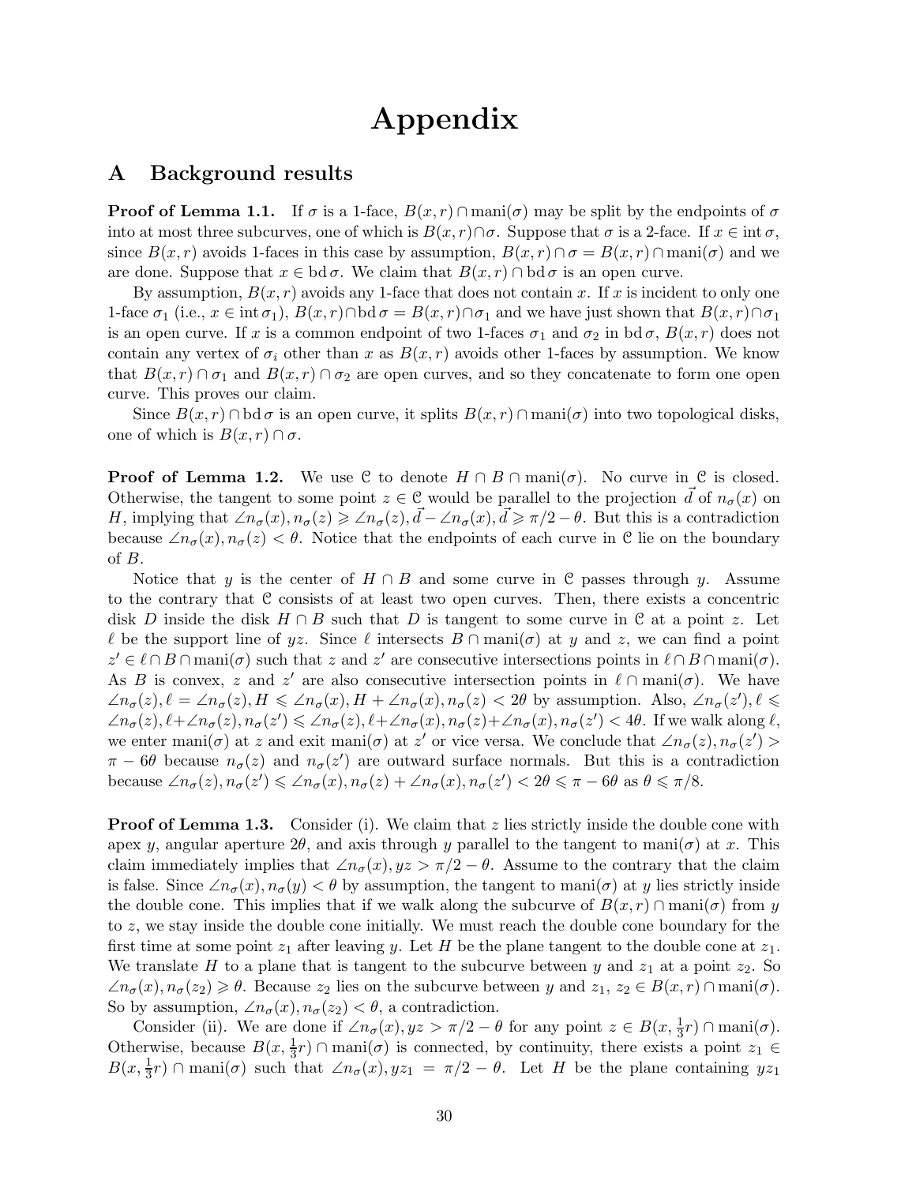# Appendix

## A Background results

**Proof of Lemma 1.1.** If $\sigma$ is a 1-face, $B(x,r) \cap \mathrm{mani}(\sigma)$ may be split by the endpoints of $\sigma$ into at most three subcurves, one of which is $B(x,r) \cap \sigma$. Suppose that $\sigma$ is a 2-face. If $x \in \mathrm{int}\,\sigma$, since $B(x,r)$ avoids 1-faces in this case by assumption, $B(x,r) \cap \sigma = B(x,r) \cap \mathrm{mani}(\sigma)$ and we are done. Suppose that $x \in \mathrm{bd}\,\sigma$. We claim that $B(x,r) \cap \mathrm{bd}\,\sigma$ is an open curve.

By assumption, $B(x,r)$ avoids any 1-face that does not contain $x$. If $x$ is incident to only one 1-face $\sigma_1$ (i.e., $x \in \mathrm{int}\,\sigma_1$), $B(x,r) \cap \mathrm{bd}\,\sigma = B(x,r) \cap \sigma_1$ and we have just shown that $B(x,r) \cap \sigma_1$ is an open curve. If $x$ is a common endpoint of two 1-faces $\sigma_1$ and $\sigma_2$ in $\mathrm{bd}\,\sigma$, $B(x,r)$ does not contain any vertex of $\sigma_i$ other than $x$ as $B(x,r)$ avoids other 1-faces by assumption. We know that $B(x,r) \cap \sigma_1$ and $B(x,r) \cap \sigma_2$ are open curves, and so they concatenate to form one open curve. This proves our claim.

Since $B(x,r) \cap \mathrm{bd}\,\sigma$ is an open curve, it splits $B(x,r) \cap \mathrm{mani}(\sigma)$ into two topological disks, one of which is $B(x,r) \cap \sigma$.

**Proof of Lemma 1.2.** We use $\mathcal{C}$ to denote $H \cap B \cap \mathrm{mani}(\sigma)$. No curve in $\mathcal{C}$ is closed. Otherwise, the tangent to some point $z \in \mathcal{C}$ would be parallel to the projection $\vec{d}$ of $n_\sigma(x)$ on $H$, implying that $\angle n_\sigma(x), n_\sigma(z) \geqslant \angle n_\sigma(z), \vec{d} - \angle n_\sigma(x), \vec{d} \geqslant \pi/2 - \theta$. But this is a contradiction because $\angle n_\sigma(x), n_\sigma(z) < \theta$. Notice that the endpoints of each curve in $\mathcal{C}$ lie on the boundary of $B$.

Notice that $y$ is the center of $H \cap B$ and some curve in $\mathcal{C}$ passes through $y$. Assume to the contrary that $\mathcal{C}$ consists of at least two open curves. Then, there exists a concentric disk $D$ inside the disk $H \cap B$ such that $D$ is tangent to some curve in $\mathcal{C}$ at a point $z$. Let $\ell$ be the support line of $yz$. Since $\ell$ intersects $B \cap \mathrm{mani}(\sigma)$ at $y$ and $z$, we can find a point $z' \in \ell \cap B \cap \mathrm{mani}(\sigma)$ such that $z$ and $z'$ are consecutive intersections points in $\ell \cap B \cap \mathrm{mani}(\sigma)$. As $B$ is convex, $z$ and $z'$ are also consecutive intersection points in $\ell \cap \mathrm{mani}(\sigma)$. We have $\angle n_\sigma(z), \ell = \angle n_\sigma(z), H \leqslant \angle n_\sigma(x), H + \angle n_\sigma(x), n_\sigma(z) < 2\theta$ by assumption. Also, $\angle n_\sigma(z'), \ell \leqslant \angle n_\sigma(z), \ell + \angle n_\sigma(z), n_\sigma(z') \leqslant \angle n_\sigma(z), \ell + \angle n_\sigma(x), n_\sigma(z) + \angle n_\sigma(x), n_\sigma(z') < 4\theta$. If we walk along $\ell$, we enter $\mathrm{mani}(\sigma)$ at $z$ and exit $\mathrm{mani}(\sigma)$ at $z'$ or vice versa. We conclude that $\angle n_\sigma(z), n_\sigma(z') > \pi - 6\theta$ because $n_\sigma(z)$ and $n_\sigma(z')$ are outward surface normals. But this is a contradiction because $\angle n_\sigma(z), n_\sigma(z') \leqslant \angle n_\sigma(x), n_\sigma(z) + \angle n_\sigma(x), n_\sigma(z') < 2\theta \leqslant \pi - 6\theta$ as $\theta \leqslant \pi/8$.

**Proof of Lemma 1.3.** Consider (i). We claim that $z$ lies strictly inside the double cone with apex $y$, angular aperture $2\theta$, and axis through $y$ parallel to the tangent to $\mathrm{mani}(\sigma)$ at $x$. This claim immediately implies that $\angle n_\sigma(x), yz > \pi/2 - \theta$. Assume to the contrary that the claim is false. Since $\angle n_\sigma(x), n_\sigma(y) < \theta$ by assumption, the tangent to $\mathrm{mani}(\sigma)$ at $y$ lies strictly inside the double cone. This implies that if we walk along the subcurve of $B(x,r) \cap \mathrm{mani}(\sigma)$ from $y$ to $z$, we stay inside the double cone initially. We must reach the double cone boundary for the first time at some point $z_1$ after leaving $y$. Let $H$ be the plane tangent to the double cone at $z_1$. We translate $H$ to a plane that is tangent to the subcurve between $y$ and $z_1$ at a point $z_2$. So $\angle n_\sigma(x), n_\sigma(z_2) \geqslant \theta$. Because $z_2$ lies on the subcurve between $y$ and $z_1$, $z_2 \in B(x,r) \cap \mathrm{mani}(\sigma)$. So by assumption, $\angle n_\sigma(x), n_\sigma(z_2) < \theta$, a contradiction.

Consider (ii). We are done if $\angle n_\sigma(x), yz > \pi/2 - \theta$ for any point $z \in B(x, \frac{1}{3}r) \cap \mathrm{mani}(\sigma)$. Otherwise, because $B(x, \frac{1}{3}r) \cap \mathrm{mani}(\sigma)$ is connected, by continuity, there exists a point $z_1 \in B(x, \frac{1}{3}r) \cap \mathrm{mani}(\sigma)$ such that $\angle n_\sigma(x), yz_1 = \pi/2 - \theta$. Let $H$ be the plane containing $yz_1$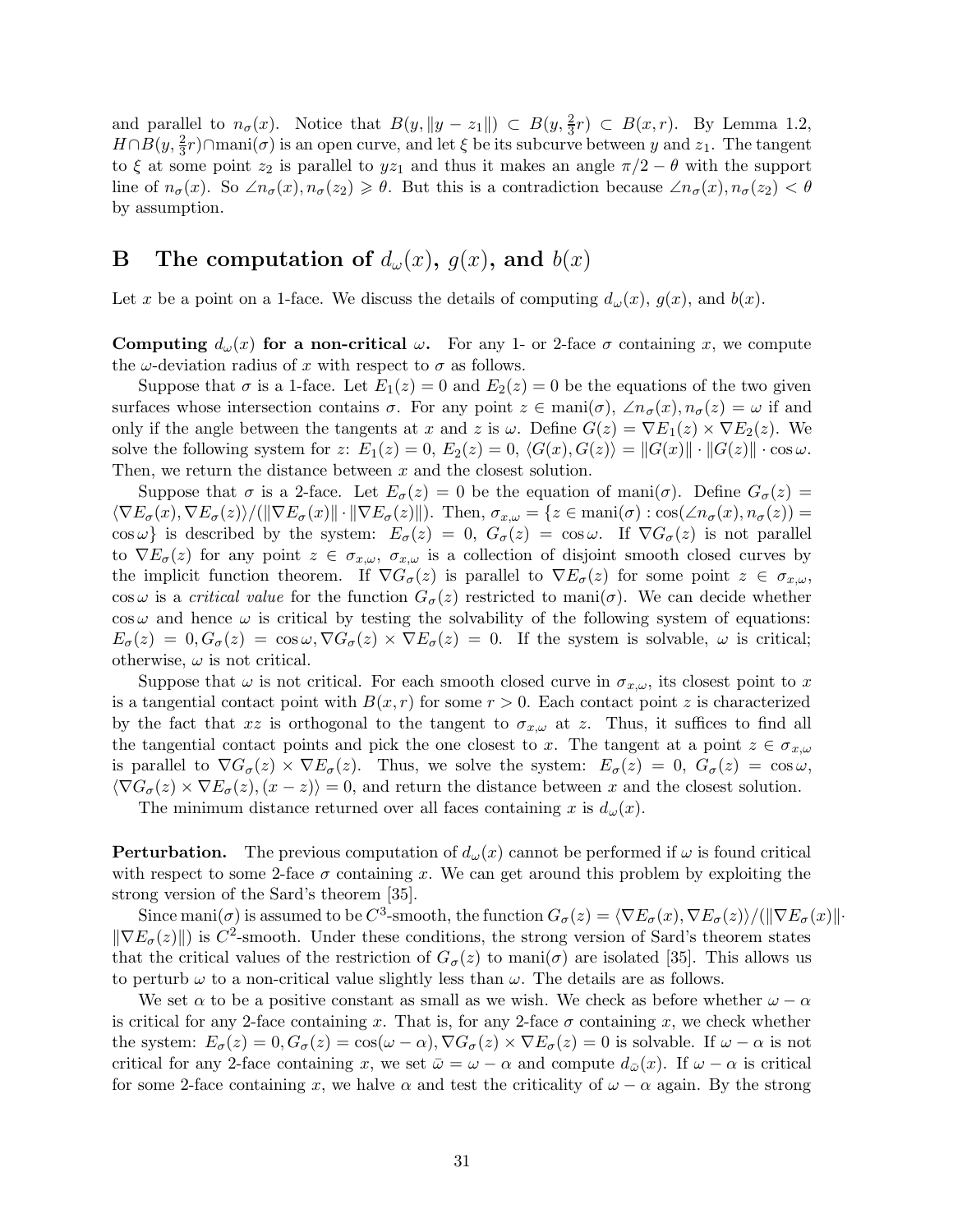and parallel to $n_\sigma(x)$. Notice that $B(y, \|y - z_1\|) \subset B(y, \frac{2}{3}r) \subset B(x, r)$. By Lemma 1.2, $H \cap B(y, \frac{2}{3}r) \cap \text{mani}(\sigma)$ is an open curve, and let $\xi$ be its subcurve between $y$ and $z_1$. The tangent to $\xi$ at some point $z_2$ is parallel to $yz_1$ and thus it makes an angle $\pi/2 - \theta$ with the support line of $n_\sigma(x)$. So $\angle n_\sigma(x), n_\sigma(z_2) \geqslant \theta$. But this is a contradiction because $\angle n_\sigma(x), n_\sigma(z_2) < \theta$ by assumption.

# B The computation of $d_\omega(x)$, $g(x)$, and $b(x)$

Let $x$ be a point on a 1-face. We discuss the details of computing $d_\omega(x)$, $g(x)$, and $b(x)$.

**Computing $d_\omega(x)$ for a non-critical $\omega$.** For any 1- or 2-face $\sigma$ containing $x$, we compute the $\omega$-deviation radius of $x$ with respect to $\sigma$ as follows.

Suppose that $\sigma$ is a 1-face. Let $E_1(z) = 0$ and $E_2(z) = 0$ be the equations of the two given surfaces whose intersection contains $\sigma$. For any point $z \in \text{mani}(\sigma)$, $\angle n_\sigma(x), n_\sigma(z) = \omega$ if and only if the angle between the tangents at $x$ and $z$ is $\omega$. Define $G(z) = \nabla E_1(z) \times \nabla E_2(z)$. We solve the following system for $z$: $E_1(z) = 0$, $E_2(z) = 0$, $\langle G(x), G(z) \rangle = \|G(x)\| \cdot \|G(z)\| \cdot \cos\omega$. Then, we return the distance between $x$ and the closest solution.

Suppose that $\sigma$ is a 2-face. Let $E_\sigma(z) = 0$ be the equation of $\text{mani}(\sigma)$. Define $G_\sigma(z) = \langle \nabla E_\sigma(x), \nabla E_\sigma(z) \rangle / (\|\nabla E_\sigma(x)\| \cdot \|\nabla E_\sigma(z)\|)$. Then, $\sigma_{x,\omega} = \{z \in \text{mani}(\sigma) : \cos(\angle n_\sigma(x), n_\sigma(z)) = \cos\omega\}$ is described by the system: $E_\sigma(z) = 0$, $G_\sigma(z) = \cos\omega$. If $\nabla G_\sigma(z)$ is not parallel to $\nabla E_\sigma(z)$ for any point $z \in \sigma_{x,\omega}$, $\sigma_{x,\omega}$ is a collection of disjoint smooth closed curves by the implicit function theorem. If $\nabla G_\sigma(z)$ is parallel to $\nabla E_\sigma(z)$ for some point $z \in \sigma_{x,\omega}$, $\cos\omega$ is a *critical value* for the function $G_\sigma(z)$ restricted to $\text{mani}(\sigma)$. We can decide whether $\cos\omega$ and hence $\omega$ is critical by testing the solvability of the following system of equations: $E_\sigma(z) = 0, G_\sigma(z) = \cos\omega, \nabla G_\sigma(z) \times \nabla E_\sigma(z) = 0$. If the system is solvable, $\omega$ is critical; otherwise, $\omega$ is not critical.

Suppose that $\omega$ is not critical. For each smooth closed curve in $\sigma_{x,\omega}$, its closest point to $x$ is a tangential contact point with $B(x, r)$ for some $r > 0$. Each contact point $z$ is characterized by the fact that $xz$ is orthogonal to the tangent to $\sigma_{x,\omega}$ at $z$. Thus, it suffices to find all the tangential contact points and pick the one closest to $x$. The tangent at a point $z \in \sigma_{x,\omega}$ is parallel to $\nabla G_\sigma(z) \times \nabla E_\sigma(z)$. Thus, we solve the system: $E_\sigma(z) = 0$, $G_\sigma(z) = \cos\omega$, $\langle \nabla G_\sigma(z) \times \nabla E_\sigma(z), (x - z) \rangle = 0$, and return the distance between $x$ and the closest solution.

The minimum distance returned over all faces containing $x$ is $d_\omega(x)$.

**Perturbation.** The previous computation of $d_\omega(x)$ cannot be performed if $\omega$ is found critical with respect to some 2-face $\sigma$ containing $x$. We can get around this problem by exploiting the strong version of the Sard's theorem [35].

Since $\text{mani}(\sigma)$ is assumed to be $C^3$-smooth, the function $G_\sigma(z) = \langle \nabla E_\sigma(x), \nabla E_\sigma(z) \rangle / (\|\nabla E_\sigma(x)\| \cdot \|\nabla E_\sigma(z)\|)$ is $C^2$-smooth. Under these conditions, the strong version of Sard's theorem states that the critical values of the restriction of $G_\sigma(z)$ to $\text{mani}(\sigma)$ are isolated [35]. This allows us to perturb $\omega$ to a non-critical value slightly less than $\omega$. The details are as follows.

We set $\alpha$ to be a positive constant as small as we wish. We check as before whether $\omega - \alpha$ is critical for any 2-face containing $x$. That is, for any 2-face $\sigma$ containing $x$, we check whether the system: $E_\sigma(z) = 0, G_\sigma(z) = \cos(\omega - \alpha), \nabla G_\sigma(z) \times \nabla E_\sigma(z) = 0$ is solvable. If $\omega - \alpha$ is not critical for any 2-face containing $x$, we set $\bar{\omega} = \omega - \alpha$ and compute $d_{\bar{\omega}}(x)$. If $\omega - \alpha$ is critical for some 2-face containing $x$, we halve $\alpha$ and test the criticality of $\omega - \alpha$ again. By the strong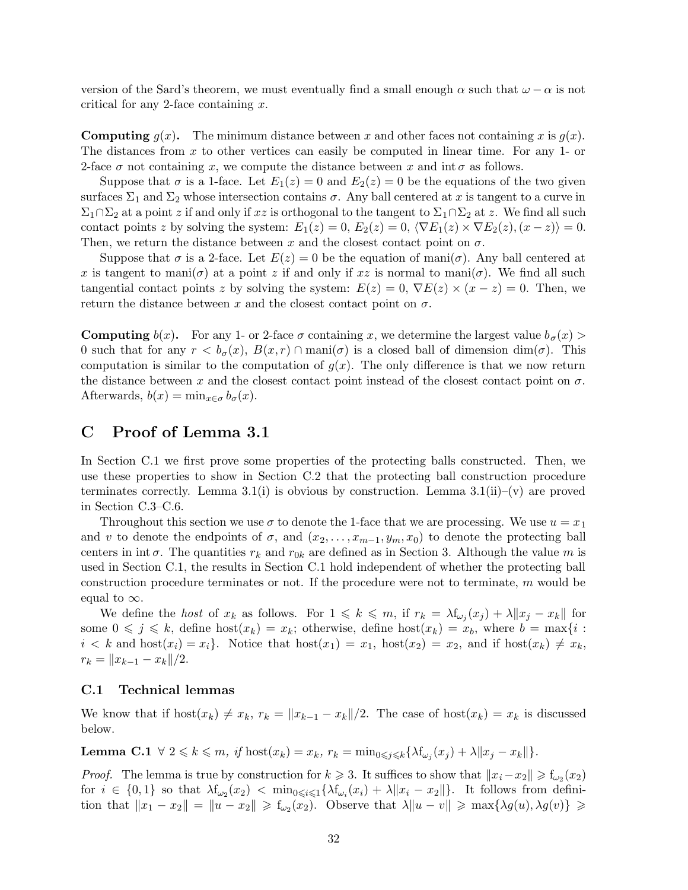version of the Sard's theorem, we must eventually find a small enough $\alpha$ such that $\omega - \alpha$ is not critical for any 2-face containing $x$.

**Computing $g(x)$.** The minimum distance between $x$ and other faces not containing $x$ is $g(x)$. The distances from $x$ to other vertices can easily be computed in linear time. For any 1- or 2-face $\sigma$ not containing $x$, we compute the distance between $x$ and $\text{int}\,\sigma$ as follows.

Suppose that $\sigma$ is a 1-face. Let $E_1(z) = 0$ and $E_2(z) = 0$ be the equations of the two given surfaces $\Sigma_1$ and $\Sigma_2$ whose intersection contains $\sigma$. Any ball centered at $x$ is tangent to a curve in $\Sigma_1 \cap \Sigma_2$ at a point $z$ if and only if $xz$ is orthogonal to the tangent to $\Sigma_1 \cap \Sigma_2$ at $z$. We find all such contact points $z$ by solving the system: $E_1(z) = 0$, $E_2(z) = 0$, $\langle \nabla E_1(z) \times \nabla E_2(z), (x - z) \rangle = 0$. Then, we return the distance between $x$ and the closest contact point on $\sigma$.

Suppose that $\sigma$ is a 2-face. Let $E(z) = 0$ be the equation of $\text{mani}(\sigma)$. Any ball centered at $x$ is tangent to $\text{mani}(\sigma)$ at a point $z$ if and only if $xz$ is normal to $\text{mani}(\sigma)$. We find all such tangential contact points $z$ by solving the system: $E(z) = 0$, $\nabla E(z) \times (x - z) = 0$. Then, we return the distance between $x$ and the closest contact point on $\sigma$.

**Computing $b(x)$.** For any 1- or 2-face $\sigma$ containing $x$, we determine the largest value $b_\sigma(x) > 0$ such that for any $r < b_\sigma(x)$, $B(x, r) \cap \text{mani}(\sigma)$ is a closed ball of dimension $\dim(\sigma)$. This computation is similar to the computation of $g(x)$. The only difference is that we now return the distance between $x$ and the closest contact point instead of the closest contact point on $\sigma$. Afterwards, $b(x) = \min_{x \in \sigma} b_\sigma(x)$.

# C Proof of Lemma 3.1

In Section C.1 we first prove some properties of the protecting balls constructed. Then, we use these properties to show in Section C.2 that the protecting ball construction procedure terminates correctly. Lemma 3.1(i) is obvious by construction. Lemma 3.1(ii)–(v) are proved in Section C.3–C.6.

Throughout this section we use $\sigma$ to denote the 1-face that we are processing. We use $u = x_1$ and $v$ to denote the endpoints of $\sigma$, and $(x_2, \ldots, x_{m-1}, y_m, x_0)$ to denote the protecting ball centers in $\text{int}\,\sigma$. The quantities $r_k$ and $r_{0k}$ are defined as in Section 3. Although the value $m$ is used in Section C.1, the results in Section C.1 hold independent of whether the protecting ball construction procedure terminates or not. If the procedure were not to terminate, $m$ would be equal to $\infty$.

We define the *host* of $x_k$ as follows. For $1 \leqslant k \leqslant m$, if $r_k = \lambda \mathrm{f}_{\omega_j}(x_j) + \lambda \|x_j - x_k\|$ for some $0 \leqslant j \leqslant k$, define $\text{host}(x_k) = x_k$; otherwise, define $\text{host}(x_k) = x_b$, where $b = \max\{i : i < k \text{ and } \text{host}(x_i) = x_i\}$. Notice that $\text{host}(x_1) = x_1$, $\text{host}(x_2) = x_2$, and if $\text{host}(x_k) \neq x_k$, $r_k = \|x_{k-1} - x_k\|/2$.

## C.1 Technical lemmas

We know that if $\text{host}(x_k) \neq x_k$, $r_k = \|x_{k-1} - x_k\|/2$. The case of $\text{host}(x_k) = x_k$ is discussed below.

**Lemma C.1** *$\forall\ 2 \leqslant k \leqslant m$, if $\text{host}(x_k) = x_k$, $r_k = \min_{0 \leqslant j \leqslant k}\{\lambda \mathrm{f}_{\omega_j}(x_j) + \lambda \|x_j - x_k\|\}$.*

*Proof.* The lemma is true by construction for $k \geqslant 3$. It suffices to show that $\|x_i - x_2\| \geqslant \mathrm{f}_{\omega_2}(x_2)$ for $i \in \{0, 1\}$ so that $\lambda \mathrm{f}_{\omega_2}(x_2) < \min_{0 \leqslant i \leqslant 1}\{\lambda \mathrm{f}_{\omega_i}(x_i) + \lambda \|x_i - x_2\|\}$. It follows from definition that $\|x_1 - x_2\| = \|u - x_2\| \geqslant \mathrm{f}_{\omega_2}(x_2)$. Observe that $\lambda \|u - v\| \geqslant \max\{\lambda g(u), \lambda g(v)\} \geqslant$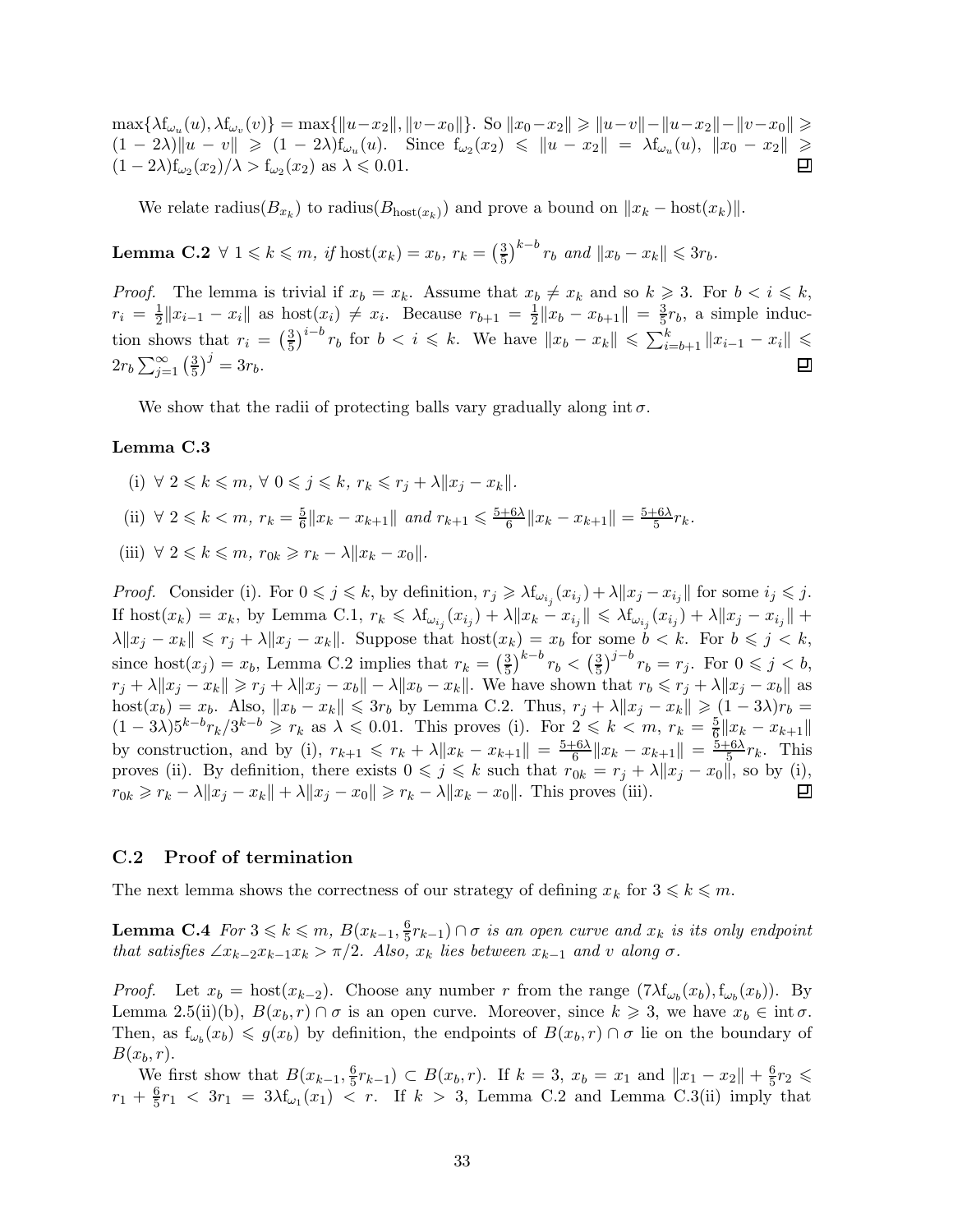$\max\{\lambda f_{\omega_u}(u), \lambda f_{\omega_v}(v)\} = \max\{\|u-x_2\|, \|v-x_0\|\}$. So $\|x_0-x_2\| \geqslant \|u-v\|-\|u-x_2\|-\|v-x_0\| \geqslant (1-2\lambda)\|u-v\| \geqslant (1-2\lambda)f_{\omega_u}(u)$. Since $f_{\omega_2}(x_2) \leqslant \|u-x_2\| = \lambda f_{\omega_u}(u)$, $\|x_0-x_2\| \geqslant (1-2\lambda)f_{\omega_2}(x_2)/\lambda > f_{\omega_2}(x_2)$ as $\lambda \leqslant 0.01$. ∎

We relate radius$(B_{x_k})$ to radius$(B_{\mathrm{host}(x_k)})$ and prove a bound on $\|x_k - \mathrm{host}(x_k)\|$.

**Lemma C.2** *$\forall\ 1 \leqslant k \leqslant m$, if $\mathrm{host}(x_k) = x_b$, $r_k = \left(\frac{3}{5}\right)^{k-b} r_b$ and $\|x_b - x_k\| \leqslant 3r_b$.*

*Proof.* The lemma is trivial if $x_b = x_k$. Assume that $x_b \neq x_k$ and so $k \geqslant 3$. For $b < i \leqslant k$, $r_i = \frac{1}{2}\|x_{i-1}-x_i\|$ as $\mathrm{host}(x_i) \neq x_i$. Because $r_{b+1} = \frac{1}{2}\|x_b - x_{b+1}\| = \frac{3}{5}r_b$, a simple induction shows that $r_i = \left(\frac{3}{5}\right)^{i-b} r_b$ for $b < i \leqslant k$. We have $\|x_b - x_k\| \leqslant \sum_{i=b+1}^{k} \|x_{i-1}-x_i\| \leqslant 2r_b \sum_{j=1}^{\infty}\left(\frac{3}{5}\right)^j = 3r_b$. ∎

We show that the radii of protecting balls vary gradually along $\mathrm{int}\,\sigma$.

**Lemma C.3**

(i) $\forall\ 2 \leqslant k \leqslant m,\ \forall\ 0 \leqslant j \leqslant k,\ r_k \leqslant r_j + \lambda\|x_j - x_k\|$.

(ii) $\forall\ 2 \leqslant k < m,\ r_k = \frac{5}{6}\|x_k - x_{k+1}\|$ and $r_{k+1} \leqslant \frac{5+6\lambda}{6}\|x_k - x_{k+1}\| = \frac{5+6\lambda}{5} r_k$.

(iii) $\forall\ 2 \leqslant k \leqslant m,\ r_{0k} \geqslant r_k - \lambda\|x_k - x_0\|$.

*Proof.* Consider (i). For $0 \leqslant j \leqslant k$, by definition, $r_j \geqslant \lambda f_{\omega_{i_j}}(x_{i_j}) + \lambda\|x_j - x_{i_j}\|$ for some $i_j \leqslant j$. If $\mathrm{host}(x_k) = x_k$, by Lemma C.1, $r_k \leqslant \lambda f_{\omega_{i_j}}(x_{i_j}) + \lambda\|x_k - x_{i_j}\| \leqslant \lambda f_{\omega_{i_j}}(x_{i_j}) + \lambda\|x_j - x_{i_j}\| + \lambda\|x_j - x_k\| \leqslant r_j + \lambda\|x_j - x_k\|$. Suppose that $\mathrm{host}(x_k) = x_b$ for some $b < k$. For $b \leqslant j < k$, since $\mathrm{host}(x_j) = x_b$, Lemma C.2 implies that $r_k = \left(\frac{3}{5}\right)^{k-b} r_b < \left(\frac{3}{5}\right)^{j-b} r_b = r_j$. For $0 \leqslant j < b$, $r_j + \lambda\|x_j - x_k\| \geqslant r_j + \lambda\|x_j - x_b\| - \lambda\|x_b - x_k\|$. We have shown that $r_b \leqslant r_j + \lambda\|x_j - x_b\|$ as $\mathrm{host}(x_b) = x_b$. Also, $\|x_b - x_k\| \leqslant 3r_b$ by Lemma C.2. Thus, $r_j + \lambda\|x_j - x_k\| \geqslant (1-3\lambda)r_b = (1-3\lambda)5^{k-b}r_k/3^{k-b} \geqslant r_k$ as $\lambda \leqslant 0.01$. This proves (i). For $2 \leqslant k < m$, $r_k = \frac{5}{6}\|x_k - x_{k+1}\|$ by construction, and by (i), $r_{k+1} \leqslant r_k + \lambda\|x_k - x_{k+1}\| = \frac{5+6\lambda}{6}\|x_k - x_{k+1}\| = \frac{5+6\lambda}{5} r_k$. This proves (ii). By definition, there exists $0 \leqslant j \leqslant k$ such that $r_{0k} = r_j + \lambda\|x_j - x_0\|$, so by (i), $r_{0k} \geqslant r_k - \lambda\|x_j - x_k\| + \lambda\|x_j - x_0\| \geqslant r_k - \lambda\|x_k - x_0\|$. This proves (iii). ∎

## C.2 Proof of termination

The next lemma shows the correctness of our strategy of defining $x_k$ for $3 \leqslant k \leqslant m$.

**Lemma C.4** *For $3 \leqslant k \leqslant m$, $B(x_{k-1}, \frac{6}{5}r_{k-1}) \cap \sigma$ is an open curve and $x_k$ is its only endpoint that satisfies $\angle x_{k-2}x_{k-1}x_k > \pi/2$. Also, $x_k$ lies between $x_{k-1}$ and $v$ along $\sigma$.*

*Proof.* Let $x_b = \mathrm{host}(x_{k-2})$. Choose any number $r$ from the range $(7\lambda f_{\omega_b}(x_b), f_{\omega_b}(x_b))$. By Lemma 2.5(ii)(b), $B(x_b, r) \cap \sigma$ is an open curve. Moreover, since $k \geqslant 3$, we have $x_b \in \mathrm{int}\,\sigma$. Then, as $f_{\omega_b}(x_b) \leqslant g(x_b)$ by definition, the endpoints of $B(x_b, r) \cap \sigma$ lie on the boundary of $B(x_b, r)$.

We first show that $B(x_{k-1}, \frac{6}{5}r_{k-1}) \subset B(x_b, r)$. If $k = 3$, $x_b = x_1$ and $\|x_1 - x_2\| + \frac{6}{5}r_2 \leqslant r_1 + \frac{6}{5}r_1 < 3r_1 = 3\lambda f_{\omega_1}(x_1) < r$. If $k > 3$, Lemma C.2 and Lemma C.3(ii) imply that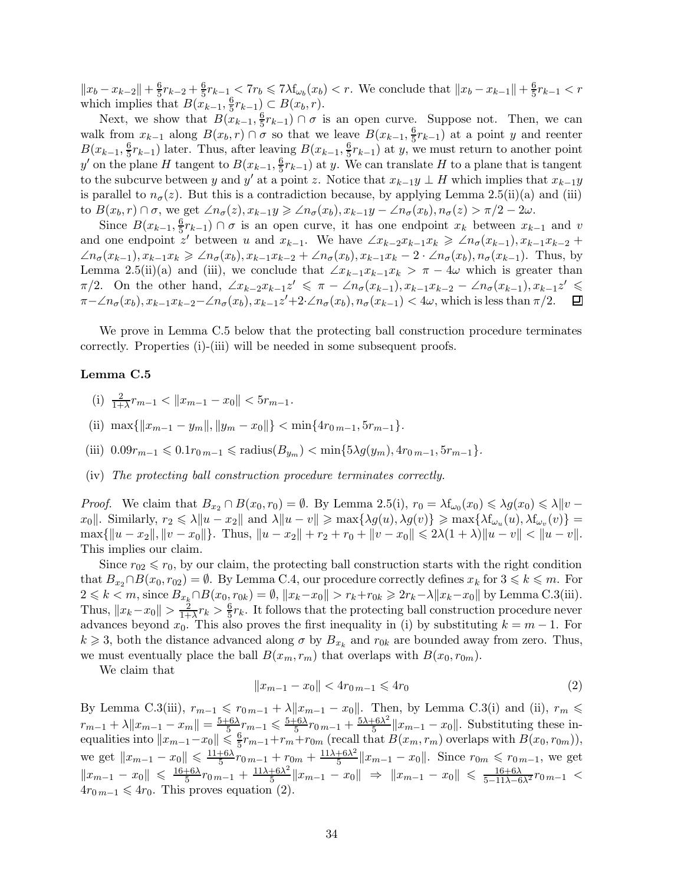$\|x_b - x_{k-2}\| + \frac{6}{5}r_{k-2} + \frac{6}{5}r_{k-1} < 7r_b \leqslant 7\lambda \mathrm{f}_{\omega_b}(x_b) < r$. We conclude that $\|x_b - x_{k-1}\| + \frac{6}{5}r_{k-1} < r$ which implies that $B(x_{k-1}, \frac{6}{5}r_{k-1}) \subset B(x_b, r)$.

Next, we show that $B(x_{k-1}, \frac{6}{5}r_{k-1}) \cap \sigma$ is an open curve. Suppose not. Then, we can walk from $x_{k-1}$ along $B(x_b, r) \cap \sigma$ so that we leave $B(x_{k-1}, \frac{6}{5}r_{k-1})$ at a point $y$ and reenter $B(x_{k-1}, \frac{6}{5}r_{k-1})$ later. Thus, after leaving $B(x_{k-1}, \frac{6}{5}r_{k-1})$ at $y$, we must return to another point $y'$ on the plane $H$ tangent to $B(x_{k-1}, \frac{6}{5}r_{k-1})$ at $y$. We can translate $H$ to a plane that is tangent to the subcurve between $y$ and $y'$ at a point $z$. Notice that $x_{k-1}y \perp H$ which implies that $x_{k-1}y$ is parallel to $n_\sigma(z)$. But this is a contradiction because, by applying Lemma 2.5(ii)(a) and (iii) to $B(x_b, r) \cap \sigma$, we get $\angle n_\sigma(z), x_{k-1}y \geqslant \angle n_\sigma(x_b), x_{k-1}y - \angle n_\sigma(x_b), n_\sigma(z) > \pi/2 - 2\omega$.

Since $B(x_{k-1}, \frac{6}{5}r_{k-1}) \cap \sigma$ is an open curve, it has one endpoint $x_k$ between $x_{k-1}$ and $v$ and one endpoint $z'$ between $u$ and $x_{k-1}$. We have $\angle x_{k-2}x_{k-1}x_k \geqslant \angle n_\sigma(x_{k-1}), x_{k-1}x_{k-2} + \angle n_\sigma(x_{k-1}), x_{k-1}x_k \geqslant \angle n_\sigma(x_b), x_{k-1}x_{k-2} + \angle n_\sigma(x_b), x_{k-1}x_k - 2 \cdot \angle n_\sigma(x_b), n_\sigma(x_{k-1})$. Thus, by Lemma 2.5(ii)(a) and (iii), we conclude that $\angle x_{k-1}x_{k-1}x_k > \pi - 4\omega$ which is greater than $\pi/2$. On the other hand, $\angle x_{k-2}x_{k-1}z' \leqslant \pi - \angle n_\sigma(x_{k-1}), x_{k-1}x_{k-2} - \angle n_\sigma(x_{k-1}), x_{k-1}z' \leqslant \pi - \angle n_\sigma(x_b), x_{k-1}x_{k-2} - \angle n_\sigma(x_b), x_{k-1}z' + 2 \cdot \angle n_\sigma(x_b), n_\sigma(x_{k-1}) < 4\omega$, which is less than $\pi/2$. ◻

We prove in Lemma C.5 below that the protecting ball construction procedure terminates correctly. Properties (i)-(iii) will be needed in some subsequent proofs.

**Lemma C.5**

(i) $\frac{2}{1+\lambda}r_{m-1} < \|x_{m-1} - x_0\| < 5r_{m-1}$.

(ii) $\max\{\|x_{m-1} - y_m\|, \|y_m - x_0\|\} < \min\{4r_{0\,m-1}, 5r_{m-1}\}$.

(iii) $0.09r_{m-1} \leqslant 0.1r_{0\,m-1} \leqslant \mathrm{radius}(B_{y_m}) < \min\{5\lambda g(y_m), 4r_{0\,m-1}, 5r_{m-1}\}$.

(iv) *The protecting ball construction procedure terminates correctly.*

*Proof.* We claim that $B_{x_2} \cap B(x_0, r_0) = \emptyset$. By Lemma 2.5(i), $r_0 = \lambda \mathrm{f}_{\omega_0}(x_0) \leqslant \lambda g(x_0) \leqslant \lambda\|v - x_0\|$. Similarly, $r_2 \leqslant \lambda\|u - x_2\|$ and $\lambda\|u - v\| \geqslant \max\{\lambda g(u), \lambda g(v)\} \geqslant \max\{\lambda \mathrm{f}_{\omega_u}(u), \lambda \mathrm{f}_{\omega_v}(v)\} = \max\{\|u - x_2\|, \|v - x_0\|\}$. Thus, $\|u - x_2\| + r_2 + r_0 + \|v - x_0\| \leqslant 2\lambda(1+\lambda)\|u - v\| < \|u - v\|$. This implies our claim.

Since $r_{02} \leqslant r_0$, by our claim, the protecting ball construction starts with the right condition that $B_{x_2} \cap B(x_0, r_{02}) = \emptyset$. By Lemma C.4, our procedure correctly defines $x_k$ for $3 \leqslant k \leqslant m$. For $2 \leqslant k < m$, since $B_{x_k} \cap B(x_0, r_{0k}) = \emptyset$, $\|x_k - x_0\| > r_k + r_{0k} \geqslant 2r_k - \lambda\|x_k - x_0\|$ by Lemma C.3(iii). Thus, $\|x_k - x_0\| > \frac{2}{1+\lambda}r_k > \frac{6}{5}r_k$. It follows that the protecting ball construction procedure never advances beyond $x_0$. This also proves the first inequality in (i) by substituting $k = m-1$. For $k \geqslant 3$, both the distance advanced along $\sigma$ by $B_{x_k}$ and $r_{0k}$ are bounded away from zero. Thus, we must eventually place the ball $B(x_m, r_m)$ that overlaps with $B(x_0, r_{0m})$.

We claim that

$$\|x_{m-1} - x_0\| < 4r_{0\,m-1} \leqslant 4r_0 \tag{2}$$

By Lemma C.3(iii), $r_{m-1} \leqslant r_{0\,m-1} + \lambda\|x_{m-1} - x_0\|$. Then, by Lemma C.3(i) and (ii), $r_m \leqslant r_{m-1} + \lambda\|x_{m-1} - x_m\| = \frac{5+6\lambda}{5}r_{m-1} \leqslant \frac{5+6\lambda}{5}r_{0\,m-1} + \frac{5\lambda+6\lambda^2}{5}\|x_{m-1} - x_0\|$. Substituting these inequalities into $\|x_{m-1} - x_0\| \leqslant \frac{6}{5}r_{m-1} + r_m + r_{0m}$ (recall that $B(x_m, r_m)$ overlaps with $B(x_0, r_{0m})$), we get $\|x_{m-1} - x_0\| \leqslant \frac{11+6\lambda}{5}r_{0\,m-1} + r_{0m} + \frac{11\lambda+6\lambda^2}{5}\|x_{m-1} - x_0\|$. Since $r_{0m} \leqslant r_{0\,m-1}$, we get $\|x_{m-1} - x_0\| \leqslant \frac{16+6\lambda}{5}r_{0\,m-1} + \frac{11\lambda+6\lambda^2}{5}\|x_{m-1} - x_0\| \Rightarrow \|x_{m-1} - x_0\| \leqslant \frac{16+6\lambda}{5-11\lambda-6\lambda^2}r_{0\,m-1} < 4r_{0\,m-1} \leqslant 4r_0$. This proves equation (2).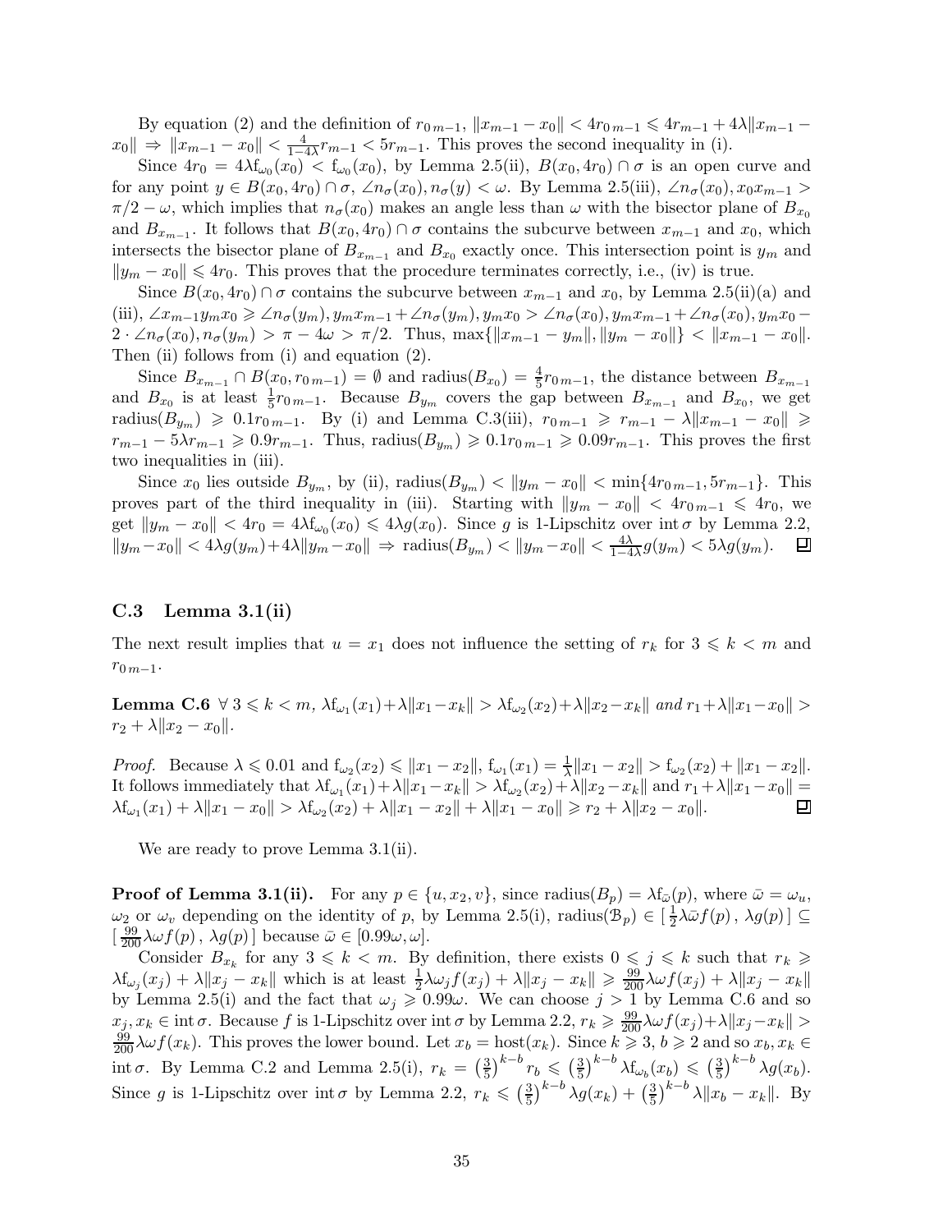By equation (2) and the definition of $r_{0\,m-1}$, $\|x_{m-1} - x_0\| < 4r_{0\,m-1} \leqslant 4r_{m-1} + 4\lambda\|x_{m-1} - x_0\| \Rightarrow \|x_{m-1} - x_0\| < \frac{4}{1-4\lambda} r_{m-1} < 5r_{m-1}$. This proves the second inequality in (i).

Since $4r_0 = 4\lambda \mathrm{f}_{\omega_0}(x_0) < \mathrm{f}_{\omega_0}(x_0)$, by Lemma 2.5(ii), $B(x_0, 4r_0) \cap \sigma$ is an open curve and for any point $y \in B(x_0, 4r_0) \cap \sigma$, $\angle n_\sigma(x_0), n_\sigma(y) < \omega$. By Lemma 2.5(iii), $\angle n_\sigma(x_0), x_0x_{m-1} > \pi/2 - \omega$, which implies that $n_\sigma(x_0)$ makes an angle less than $\omega$ with the bisector plane of $B_{x_0}$ and $B_{x_{m-1}}$. It follows that $B(x_0, 4r_0) \cap \sigma$ contains the subcurve between $x_{m-1}$ and $x_0$, which intersects the bisector plane of $B_{x_{m-1}}$ and $B_{x_0}$ exactly once. This intersection point is $y_m$ and $\|y_m - x_0\| \leqslant 4r_0$. This proves that the procedure terminates correctly, i.e., (iv) is true.

Since $B(x_0, 4r_0) \cap \sigma$ contains the subcurve between $x_{m-1}$ and $x_0$, by Lemma 2.5(ii)(a) and (iii), $\angle x_{m-1}y_mx_0 \geqslant \angle n_\sigma(y_m), y_mx_{m-1} + \angle n_\sigma(y_m), y_mx_0 > \angle n_\sigma(x_0), y_mx_{m-1} + \angle n_\sigma(x_0), y_mx_0 - 2 \cdot \angle n_\sigma(x_0), n_\sigma(y_m) > \pi - 4\omega > \pi/2$. Thus, $\max\{\|x_{m-1} - y_m\|, \|y_m - x_0\|\} < \|x_{m-1} - x_0\|$. Then (ii) follows from (i) and equation (2).

Since $B_{x_{m-1}} \cap B(x_0, r_{0\,m-1}) = \emptyset$ and $\mathrm{radius}(B_{x_0}) = \frac{4}{5} r_{0\,m-1}$, the distance between $B_{x_{m-1}}$ and $B_{x_0}$ is at least $\frac{1}{5} r_{0\,m-1}$. Because $B_{y_m}$ covers the gap between $B_{x_{m-1}}$ and $B_{x_0}$, we get $\mathrm{radius}(B_{y_m}) \geqslant 0.1 r_{0\,m-1}$. By (i) and Lemma C.3(iii), $r_{0\,m-1} \geqslant r_{m-1} - \lambda\|x_{m-1} - x_0\| \geqslant r_{m-1} - 5\lambda r_{m-1} \geqslant 0.9 r_{m-1}$. Thus, $\mathrm{radius}(B_{y_m}) \geqslant 0.1 r_{0\,m-1} \geqslant 0.09 r_{m-1}$. This proves the first two inequalities in (iii).

Since $x_0$ lies outside $B_{y_m}$, by (ii), $\mathrm{radius}(B_{y_m}) < \|y_m - x_0\| < \min\{4r_{0\,m-1}, 5r_{m-1}\}$. This proves part of the third inequality in (iii). Starting with $\|y_m - x_0\| < 4r_{0\,m-1} \leqslant 4r_0$, we get $\|y_m - x_0\| < 4r_0 = 4\lambda \mathrm{f}_{\omega_0}(x_0) \leqslant 4\lambda g(x_0)$. Since $g$ is 1-Lipschitz over $\mathrm{int}\,\sigma$ by Lemma 2.2, $\|y_m - x_0\| < 4\lambda g(y_m) + 4\lambda\|y_m - x_0\| \Rightarrow \mathrm{radius}(B_{y_m}) < \|y_m - x_0\| < \frac{4\lambda}{1-4\lambda} g(y_m) < 5\lambda g(y_m)$. ◻

## C.3 Lemma 3.1(ii)

The next result implies that $u = x_1$ does not influence the setting of $r_k$ for $3 \leqslant k < m$ and $r_{0\,m-1}$.

**Lemma C.6** *$\forall\, 3 \leqslant k < m$, $\lambda \mathrm{f}_{\omega_1}(x_1) + \lambda\|x_1 - x_k\| > \lambda \mathrm{f}_{\omega_2}(x_2) + \lambda\|x_2 - x_k\|$ and $r_1 + \lambda\|x_1 - x_0\| > r_2 + \lambda\|x_2 - x_0\|$.*

*Proof.* Because $\lambda \leqslant 0.01$ and $\mathrm{f}_{\omega_2}(x_2) \leqslant \|x_1 - x_2\|$, $\mathrm{f}_{\omega_1}(x_1) = \frac{1}{\lambda}\|x_1 - x_2\| > \mathrm{f}_{\omega_2}(x_2) + \|x_1 - x_2\|$. It follows immediately that $\lambda \mathrm{f}_{\omega_1}(x_1) + \lambda\|x_1 - x_k\| > \lambda \mathrm{f}_{\omega_2}(x_2) + \lambda\|x_2 - x_k\|$ and $r_1 + \lambda\|x_1 - x_0\| = \lambda \mathrm{f}_{\omega_1}(x_1) + \lambda\|x_1 - x_0\| > \lambda \mathrm{f}_{\omega_2}(x_2) + \lambda\|x_1 - x_2\| + \lambda\|x_1 - x_0\| \geqslant r_2 + \lambda\|x_2 - x_0\|$. ◻

We are ready to prove Lemma 3.1(ii).

**Proof of Lemma 3.1(ii).** For any $p \in \{u, x_2, v\}$, since $\mathrm{radius}(B_p) = \lambda \mathrm{f}_{\bar{\omega}}(p)$, where $\bar{\omega} = \omega_u$, $\omega_2$ or $\omega_v$ depending on the identity of $p$, by Lemma 2.5(i), $\mathrm{radius}(\mathcal{B}_p) \in [\,\frac{1}{2}\lambda\bar{\omega} f(p)\,,\, \lambda g(p)\,] \subseteq [\,\frac{99}{200}\lambda\omega f(p)\,,\, \lambda g(p)\,]$ because $\bar{\omega} \in [0.99\omega, \omega]$.

Consider $B_{x_k}$ for any $3 \leqslant k < m$. By definition, there exists $0 \leqslant j \leqslant k$ such that $r_k \geqslant \lambda \mathrm{f}_{\omega_j}(x_j) + \lambda\|x_j - x_k\|$ which is at least $\frac{1}{2}\lambda\omega_j f(x_j) + \lambda\|x_j - x_k\| \geqslant \frac{99}{200}\lambda\omega f(x_j) + \lambda\|x_j - x_k\|$ by Lemma 2.5(i) and the fact that $\omega_j \geqslant 0.99\omega$. We can choose $j > 1$ by Lemma C.6 and so $x_j, x_k \in \mathrm{int}\,\sigma$. Because $f$ is 1-Lipschitz over $\mathrm{int}\,\sigma$ by Lemma 2.2, $r_k \geqslant \frac{99}{200}\lambda\omega f(x_j) + \lambda\|x_j - x_k\| > \frac{99}{200}\lambda\omega f(x_k)$. This proves the lower bound. Let $x_b = \mathrm{host}(x_k)$. Since $k \geqslant 3$, $b \geqslant 2$ and so $x_b, x_k \in \mathrm{int}\,\sigma$. By Lemma C.2 and Lemma 2.5(i), $r_k = \left(\frac{3}{5}\right)^{k-b} r_b \leqslant \left(\frac{3}{5}\right)^{k-b} \lambda \mathrm{f}_{\omega_b}(x_b) \leqslant \left(\frac{3}{5}\right)^{k-b} \lambda g(x_b)$. Since $g$ is 1-Lipschitz over $\mathrm{int}\,\sigma$ by Lemma 2.2, $r_k \leqslant \left(\frac{3}{5}\right)^{k-b} \lambda g(x_k) + \left(\frac{3}{5}\right)^{k-b} \lambda\|x_b - x_k\|$. By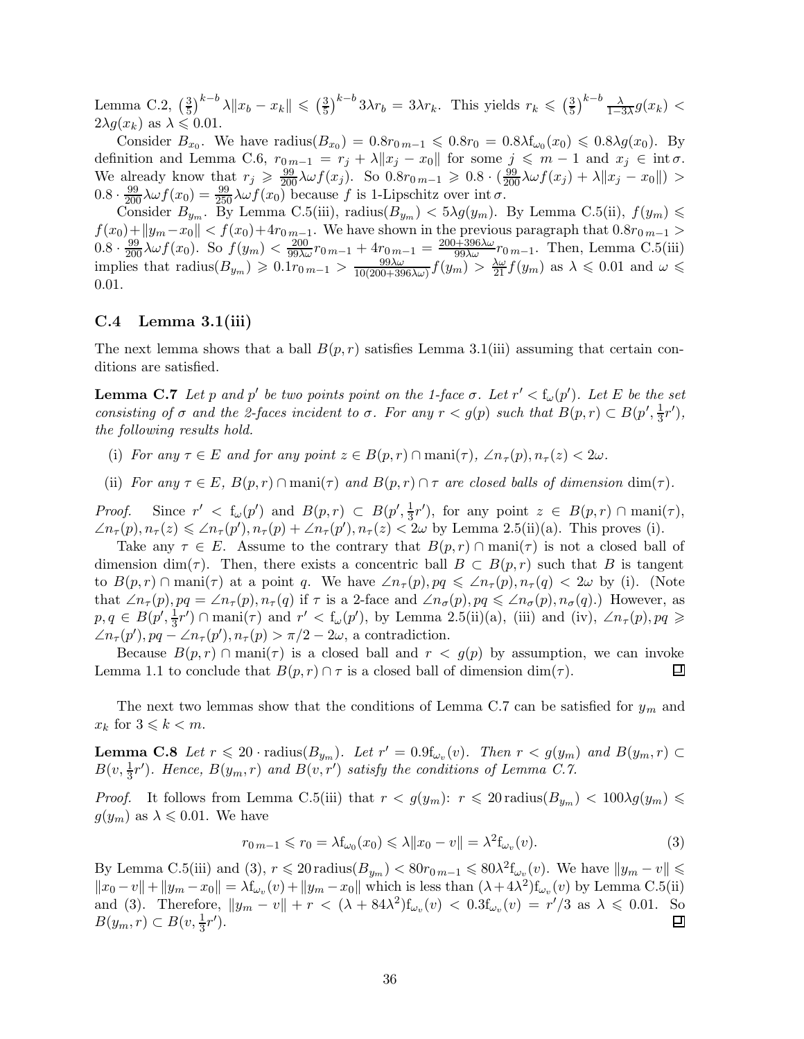Lemma C.2, $\left(\frac{3}{5}\right)^{k-b}\lambda\|x_b - x_k\| \leqslant \left(\frac{3}{5}\right)^{k-b} 3\lambda r_b = 3\lambda r_k$. This yields $r_k \leqslant \left(\frac{3}{5}\right)^{k-b} \frac{\lambda}{1-3\lambda} g(x_k) < 2\lambda g(x_k)$ as $\lambda \leqslant 0.01$.

Consider $B_{x_0}$. We have $\text{radius}(B_{x_0}) = 0.8 r_{0\,m-1} \leqslant 0.8 r_0 = 0.8\lambda \mathrm{f}_{\omega_0}(x_0) \leqslant 0.8\lambda g(x_0)$. By definition and Lemma C.6, $r_{0\,m-1} = r_j + \lambda\|x_j - x_0\|$ for some $j \leqslant m-1$ and $x_j \in \operatorname{int}\sigma$. We already know that $r_j \geqslant \frac{99}{200}\lambda\omega f(x_j)$. So $0.8 r_{0\,m-1} \geqslant 0.8 \cdot (\frac{99}{200}\lambda\omega f(x_j) + \lambda\|x_j - x_0\|) > 0.8 \cdot \frac{99}{200}\lambda\omega f(x_0) = \frac{99}{250}\lambda\omega f(x_0)$ because $f$ is 1-Lipschitz over $\operatorname{int}\sigma$.

Consider $B_{y_m}$. By Lemma C.5(iii), $\text{radius}(B_{y_m}) < 5\lambda g(y_m)$. By Lemma C.5(ii), $f(y_m) \leqslant f(x_0) + \|y_m - x_0\| < f(x_0) + 4 r_{0\,m-1}$. We have shown in the previous paragraph that $0.8 r_{0\,m-1} > 0.8 \cdot \frac{99}{200}\lambda\omega f(x_0)$. So $f(y_m) < \frac{200}{99\lambda\omega} r_{0\,m-1} + 4 r_{0\,m-1} = \frac{200+396\lambda\omega}{99\lambda\omega} r_{0\,m-1}$. Then, Lemma C.5(iii) implies that $\text{radius}(B_{y_m}) \geqslant 0.1 r_{0\,m-1} > \frac{99\lambda\omega}{10(200+396\lambda\omega)} f(y_m) > \frac{\lambda\omega}{21} f(y_m)$ as $\lambda \leqslant 0.01$ and $\omega \leqslant 0.01$.

### C.4 Lemma 3.1(iii)

The next lemma shows that a ball $B(p,r)$ satisfies Lemma 3.1(iii) assuming that certain conditions are satisfied.

**Lemma C.7** *Let $p$ and $p'$ be two points point on the 1-face $\sigma$. Let $r' < \mathrm{f}_\omega(p')$. Let $E$ be the set consisting of $\sigma$ and the 2-faces incident to $\sigma$. For any $r < g(p)$ such that $B(p,r) \subset B(p', \frac{1}{3}r')$, the following results hold.*

- (i) *For any $\tau \in E$ and for any point $z \in B(p,r) \cap \text{mani}(\tau)$, $\angle n_\tau(p), n_\tau(z) < 2\omega$.*
- (ii) *For any $\tau \in E$, $B(p,r) \cap \text{mani}(\tau)$ and $B(p,r) \cap \tau$ are closed balls of dimension $\dim(\tau)$.*

*Proof.* Since $r' < \mathrm{f}_\omega(p')$ and $B(p,r) \subset B(p', \frac{1}{3}r')$, for any point $z \in B(p,r) \cap \text{mani}(\tau)$, $\angle n_\tau(p), n_\tau(z) \leqslant \angle n_\tau(p'), n_\tau(p) + \angle n_\tau(p'), n_\tau(z) < 2\omega$ by Lemma 2.5(ii)(a). This proves (i).

Take any $\tau \in E$. Assume to the contrary that $B(p,r) \cap \text{mani}(\tau)$ is not a closed ball of dimension $\dim(\tau)$. Then, there exists a concentric ball $B \subset B(p,r)$ such that $B$ is tangent to $B(p,r) \cap \text{mani}(\tau)$ at a point $q$. We have $\angle n_\tau(p), pq \leqslant \angle n_\tau(p), n_\tau(q) < 2\omega$ by (i). (Note that $\angle n_\tau(p), pq = \angle n_\tau(p), n_\tau(q)$ if $\tau$ is a 2-face and $\angle n_\sigma(p), pq \leqslant \angle n_\sigma(p), n_\sigma(q)$.) However, as $p, q \in B(p', \frac{1}{3}r') \cap \text{mani}(\tau)$ and $r' < \mathrm{f}_\omega(p')$, by Lemma 2.5(ii)(a), (iii) and (iv), $\angle n_\tau(p), pq \geqslant \angle n_\tau(p'), pq - \angle n_\tau(p'), n_\tau(p) > \pi/2 - 2\omega$, a contradiction.

Because $B(p,r) \cap \text{mani}(\tau)$ is a closed ball and $r < g(p)$ by assumption, we can invoke Lemma 1.1 to conclude that $B(p,r) \cap \tau$ is a closed ball of dimension $\dim(\tau)$. ∎

The next two lemmas show that the conditions of Lemma C.7 can be satisfied for $y_m$ and $x_k$ for $3 \leqslant k < m$.

**Lemma C.8** *Let $r \leqslant 20 \cdot \text{radius}(B_{y_m})$. Let $r' = 0.9\mathrm{f}_{\omega_v}(v)$. Then $r < g(y_m)$ and $B(y_m, r) \subset B(v, \frac{1}{3}r')$. Hence, $B(y_m, r)$ and $B(v, r')$ satisfy the conditions of Lemma C.7.*

*Proof.* It follows from Lemma C.5(iii) that $r < g(y_m)$: $r \leqslant 20\,\text{radius}(B_{y_m}) < 100\lambda g(y_m) \leqslant g(y_m)$ as $\lambda \leqslant 0.01$. We have

$$r_{0\,m-1} \leqslant r_0 = \lambda \mathrm{f}_{\omega_0}(x_0) \leqslant \lambda\|x_0 - v\| = \lambda^2 \mathrm{f}_{\omega_v}(v). \tag{3}$$

By Lemma C.5(iii) and (3), $r \leqslant 20\,\text{radius}(B_{y_m}) < 80 r_{0\,m-1} \leqslant 80\lambda^2 \mathrm{f}_{\omega_v}(v)$. We have $\|y_m - v\| \leqslant \|x_0 - v\| + \|y_m - x_0\| = \lambda \mathrm{f}_{\omega_v}(v) + \|y_m - x_0\|$ which is less than $(\lambda + 4\lambda^2)\mathrm{f}_{\omega_v}(v)$ by Lemma C.5(ii) and (3). Therefore, $\|y_m - v\| + r < (\lambda + 84\lambda^2)\mathrm{f}_{\omega_v}(v) < 0.3\mathrm{f}_{\omega_v}(v) = r'/3$ as $\lambda \leqslant 0.01$. So $B(y_m, r) \subset B(v, \frac{1}{3}r')$. ∎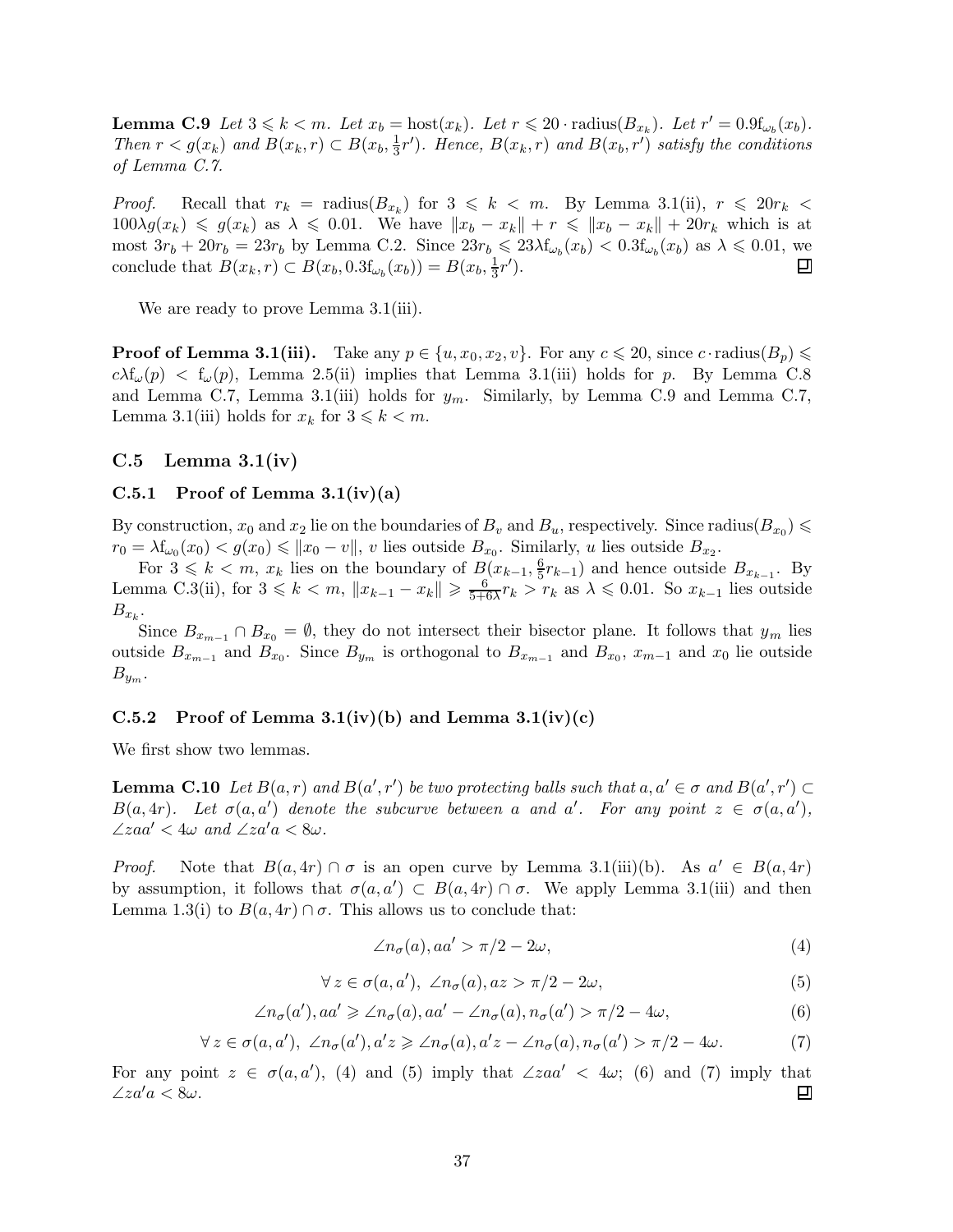**Lemma C.9** *Let $3 \leqslant k < m$. Let $x_b = \text{host}(x_k)$. Let $r \leqslant 20 \cdot \text{radius}(B_{x_k})$. Let $r' = 0.9\text{f}_{\omega_b}(x_b)$. Then $r < g(x_k)$ and $B(x_k, r) \subset B(x_b, \frac{1}{3}r')$. Hence, $B(x_k, r)$ and $B(x_b, r')$ satisfy the conditions of Lemma C.7.*

*Proof.* Recall that $r_k = \text{radius}(B_{x_k})$ for $3 \leqslant k < m$. By Lemma 3.1(ii), $r \leqslant 20r_k < 100\lambda g(x_k) \leqslant g(x_k)$ as $\lambda \leqslant 0.01$. We have $\|x_b - x_k\| + r \leqslant \|x_b - x_k\| + 20r_k$ which is at most $3r_b + 20r_b = 23r_b$ by Lemma C.2. Since $23r_b \leqslant 23\lambda\text{f}_{\omega_b}(x_b) < 0.3\text{f}_{\omega_b}(x_b)$ as $\lambda \leqslant 0.01$, we conclude that $B(x_k, r) \subset B(x_b, 0.3\text{f}_{\omega_b}(x_b)) = B(x_b, \frac{1}{3}r')$. ∎

We are ready to prove Lemma 3.1(iii).

**Proof of Lemma 3.1(iii).** Take any $p \in \{u, x_0, x_2, v\}$. For any $c \leqslant 20$, since $c \cdot \text{radius}(B_p) \leqslant c\lambda\text{f}_{\omega}(p) < \text{f}_{\omega}(p)$, Lemma 2.5(ii) implies that Lemma 3.1(iii) holds for $p$. By Lemma C.8 and Lemma C.7, Lemma 3.1(iii) holds for $y_m$. Similarly, by Lemma C.9 and Lemma C.7, Lemma 3.1(iii) holds for $x_k$ for $3 \leqslant k < m$.

## C.5 Lemma 3.1(iv)

### C.5.1 Proof of Lemma 3.1(iv)(a)

By construction, $x_0$ and $x_2$ lie on the boundaries of $B_v$ and $B_u$, respectively. Since $\text{radius}(B_{x_0}) \leqslant r_0 = \lambda\text{f}_{\omega_0}(x_0) < g(x_0) \leqslant \|x_0 - v\|$, $v$ lies outside $B_{x_0}$. Similarly, $u$ lies outside $B_{x_2}$.

For $3 \leqslant k < m$, $x_k$ lies on the boundary of $B(x_{k-1}, \frac{6}{5}r_{k-1})$ and hence outside $B_{x_{k-1}}$. By Lemma C.3(ii), for $3 \leqslant k < m$, $\|x_{k-1} - x_k\| \geqslant \frac{6}{5+6\lambda}r_k > r_k$ as $\lambda \leqslant 0.01$. So $x_{k-1}$ lies outside $B_{x_k}$.

Since $B_{x_{m-1}} \cap B_{x_0} = \emptyset$, they do not intersect their bisector plane. It follows that $y_m$ lies outside $B_{x_{m-1}}$ and $B_{x_0}$. Since $B_{y_m}$ is orthogonal to $B_{x_{m-1}}$ and $B_{x_0}$, $x_{m-1}$ and $x_0$ lie outside $B_{y_m}$.

### C.5.2 Proof of Lemma 3.1(iv)(b) and Lemma 3.1(iv)(c)

We first show two lemmas.

**Lemma C.10** *Let $B(a, r)$ and $B(a', r')$ be two protecting balls such that $a, a' \in \sigma$ and $B(a', r') \subset B(a, 4r)$. Let $\sigma(a, a')$ denote the subcurve between $a$ and $a'$. For any point $z \in \sigma(a, a')$, $\angle zaa' < 4\omega$ and $\angle za'a < 8\omega$.*

*Proof.* Note that $B(a, 4r) \cap \sigma$ is an open curve by Lemma 3.1(iii)(b). As $a' \in B(a, 4r)$ by assumption, it follows that $\sigma(a, a') \subset B(a, 4r) \cap \sigma$. We apply Lemma 3.1(iii) and then Lemma 1.3(i) to $B(a, 4r) \cap \sigma$. This allows us to conclude that:

$$\angle n_\sigma(a), aa' > \pi/2 - 2\omega, \tag{4}$$

$$\forall\, z \in \sigma(a, a'),\ \angle n_\sigma(a), az > \pi/2 - 2\omega, \tag{5}$$

$$\angle n_\sigma(a'), aa' \geqslant \angle n_\sigma(a), aa' - \angle n_\sigma(a), n_\sigma(a') > \pi/2 - 4\omega, \tag{6}$$

$$\forall\, z \in \sigma(a, a'),\ \angle n_\sigma(a'), a'z \geqslant \angle n_\sigma(a), a'z - \angle n_\sigma(a), n_\sigma(a') > \pi/2 - 4\omega. \tag{7}$$

For any point $z \in \sigma(a, a')$, (4) and (5) imply that $\angle zaa' < 4\omega$; (6) and (7) imply that $\angle za'a < 8\omega$. ∎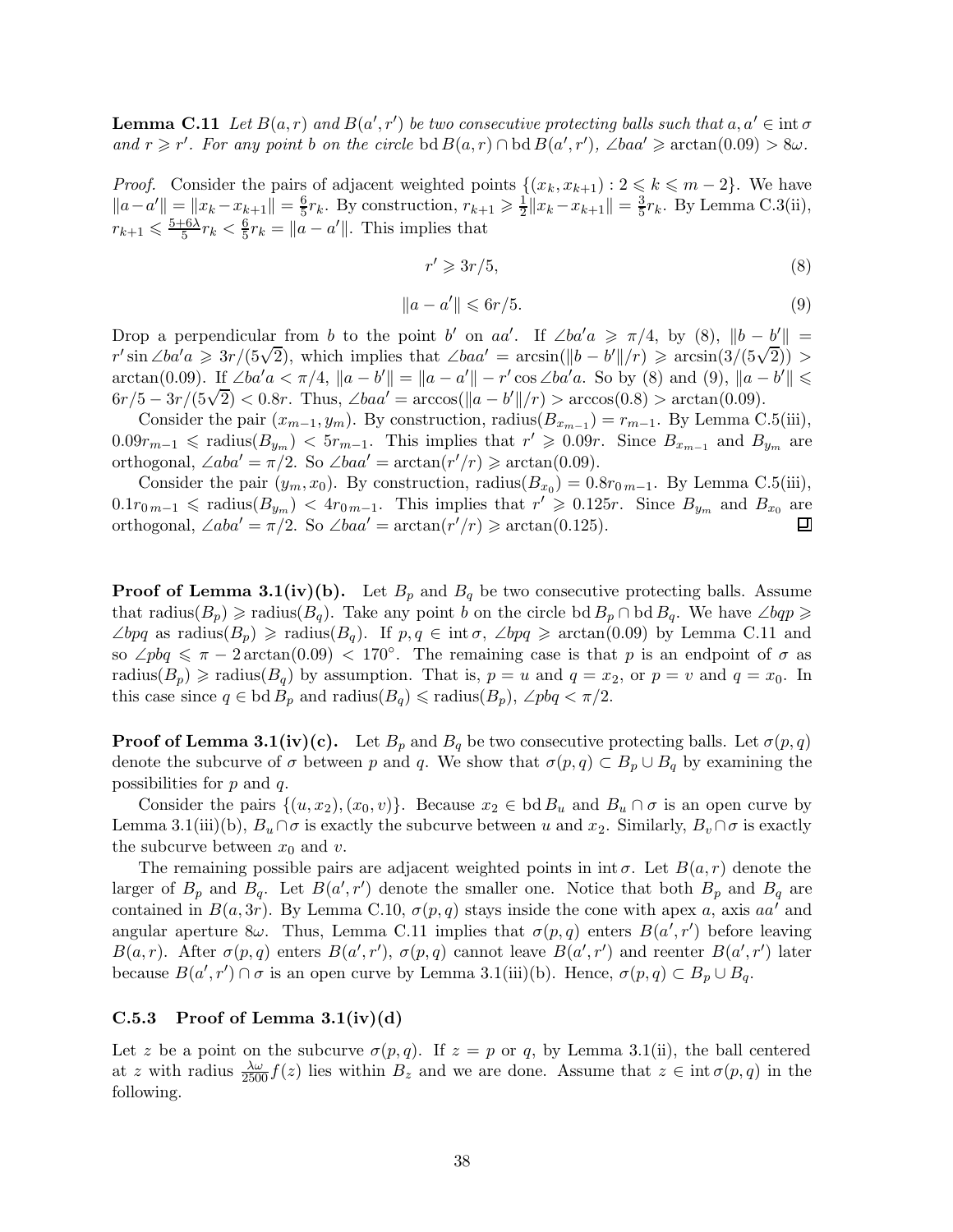**Lemma C.11** *Let $B(a,r)$ and $B(a',r')$ be two consecutive protecting balls such that $a, a' \in \operatorname{int}\sigma$ and $r \geqslant r'$. For any point $b$ on the circle $\operatorname{bd} B(a,r) \cap \operatorname{bd} B(a',r')$, $\angle baa' \geqslant \arctan(0.09) > 8\omega$.*

*Proof.* Consider the pairs of adjacent weighted points $\{(x_k, x_{k+1}) : 2 \leqslant k \leqslant m-2\}$. We have $\|a-a'\| = \|x_k - x_{k+1}\| = \frac{6}{5}r_k$. By construction, $r_{k+1} \geqslant \frac{1}{2}\|x_k - x_{k+1}\| = \frac{3}{5}r_k$. By Lemma C.3(ii), $r_{k+1} \leqslant \frac{5+6\lambda}{5}r_k < \frac{6}{5}r_k = \|a-a'\|$. This implies that

$$r' \geqslant 3r/5, \tag{8}$$

$$\|a-a'\| \leqslant 6r/5. \tag{9}$$

Drop a perpendicular from $b$ to the point $b'$ on $aa'$. If $\angle ba'a \geqslant \pi/4$, by (8), $\|b-b'\| = r'\sin\angle ba'a \geqslant 3r/(5\sqrt{2})$, which implies that $\angle baa' = \arcsin(\|b-b'\|/r) \geqslant \arcsin(3/(5\sqrt{2})) > \arctan(0.09)$. If $\angle ba'a < \pi/4$, $\|a-b'\| = \|a-a'\| - r'\cos\angle ba'a$. So by (8) and (9), $\|a-b'\| \leqslant 6r/5 - 3r/(5\sqrt{2}) < 0.8r$. Thus, $\angle baa' = \arccos(\|a-b'\|/r) > \arccos(0.8) > \arctan(0.09)$.

Consider the pair $(x_{m-1}, y_m)$. By construction, $\operatorname{radius}(B_{x_{m-1}}) = r_{m-1}$. By Lemma C.5(iii), $0.09r_{m-1} \leqslant \operatorname{radius}(B_{y_m}) < 5r_{m-1}$. This implies that $r' \geqslant 0.09r$. Since $B_{x_{m-1}}$ and $B_{y_m}$ are orthogonal, $\angle aba' = \pi/2$. So $\angle baa' = \arctan(r'/r) \geqslant \arctan(0.09)$.

Consider the pair $(y_m, x_0)$. By construction, $\operatorname{radius}(B_{x_0}) = 0.8r_{0\,m-1}$. By Lemma C.5(iii), $0.1r_{0\,m-1} \leqslant \operatorname{radius}(B_{y_m}) < 4r_{0\,m-1}$. This implies that $r' \geqslant 0.125r$. Since $B_{y_m}$ and $B_{x_0}$ are orthogonal, $\angle aba' = \pi/2$. So $\angle baa' = \arctan(r'/r) \geqslant \arctan(0.125)$. ∎

**Proof of Lemma 3.1(iv)(b).** Let $B_p$ and $B_q$ be two consecutive protecting balls. Assume that $\operatorname{radius}(B_p) \geqslant \operatorname{radius}(B_q)$. Take any point $b$ on the circle $\operatorname{bd} B_p \cap \operatorname{bd} B_q$. We have $\angle bqp \geqslant \angle bpq$ as $\operatorname{radius}(B_p) \geqslant \operatorname{radius}(B_q)$. If $p, q \in \operatorname{int}\sigma$, $\angle bpq \geqslant \arctan(0.09)$ by Lemma C.11 and so $\angle pbq \leqslant \pi - 2\arctan(0.09) < 170^\circ$. The remaining case is that $p$ is an endpoint of $\sigma$ as $\operatorname{radius}(B_p) \geqslant \operatorname{radius}(B_q)$ by assumption. That is, $p = u$ and $q = x_2$, or $p = v$ and $q = x_0$. In this case since $q \in \operatorname{bd} B_p$ and $\operatorname{radius}(B_q) \leqslant \operatorname{radius}(B_p)$, $\angle pbq < \pi/2$.

**Proof of Lemma 3.1(iv)(c).** Let $B_p$ and $B_q$ be two consecutive protecting balls. Let $\sigma(p,q)$ denote the subcurve of $\sigma$ between $p$ and $q$. We show that $\sigma(p,q) \subset B_p \cup B_q$ by examining the possibilities for $p$ and $q$.

Consider the pairs $\{(u, x_2), (x_0, v)\}$. Because $x_2 \in \operatorname{bd} B_u$ and $B_u \cap \sigma$ is an open curve by Lemma 3.1(iii)(b), $B_u \cap \sigma$ is exactly the subcurve between $u$ and $x_2$. Similarly, $B_v \cap \sigma$ is exactly the subcurve between $x_0$ and $v$.

The remaining possible pairs are adjacent weighted points in $\operatorname{int}\sigma$. Let $B(a,r)$ denote the larger of $B_p$ and $B_q$. Let $B(a',r')$ denote the smaller one. Notice that both $B_p$ and $B_q$ are contained in $B(a,3r)$. By Lemma C.10, $\sigma(p,q)$ stays inside the cone with apex $a$, axis $aa'$ and angular aperture $8\omega$. Thus, Lemma C.11 implies that $\sigma(p,q)$ enters $B(a',r')$ before leaving $B(a,r)$. After $\sigma(p,q)$ enters $B(a',r')$, $\sigma(p,q)$ cannot leave $B(a',r')$ and reenter $B(a',r')$ later because $B(a',r') \cap \sigma$ is an open curve by Lemma 3.1(iii)(b). Hence, $\sigma(p,q) \subset B_p \cup B_q$.

### C.5.3 Proof of Lemma 3.1(iv)(d)

Let $z$ be a point on the subcurve $\sigma(p,q)$. If $z = p$ or $q$, by Lemma 3.1(ii), the ball centered at $z$ with radius $\frac{\lambda\omega}{2500}f(z)$ lies within $B_z$ and we are done. Assume that $z \in \operatorname{int}\sigma(p,q)$ in the following.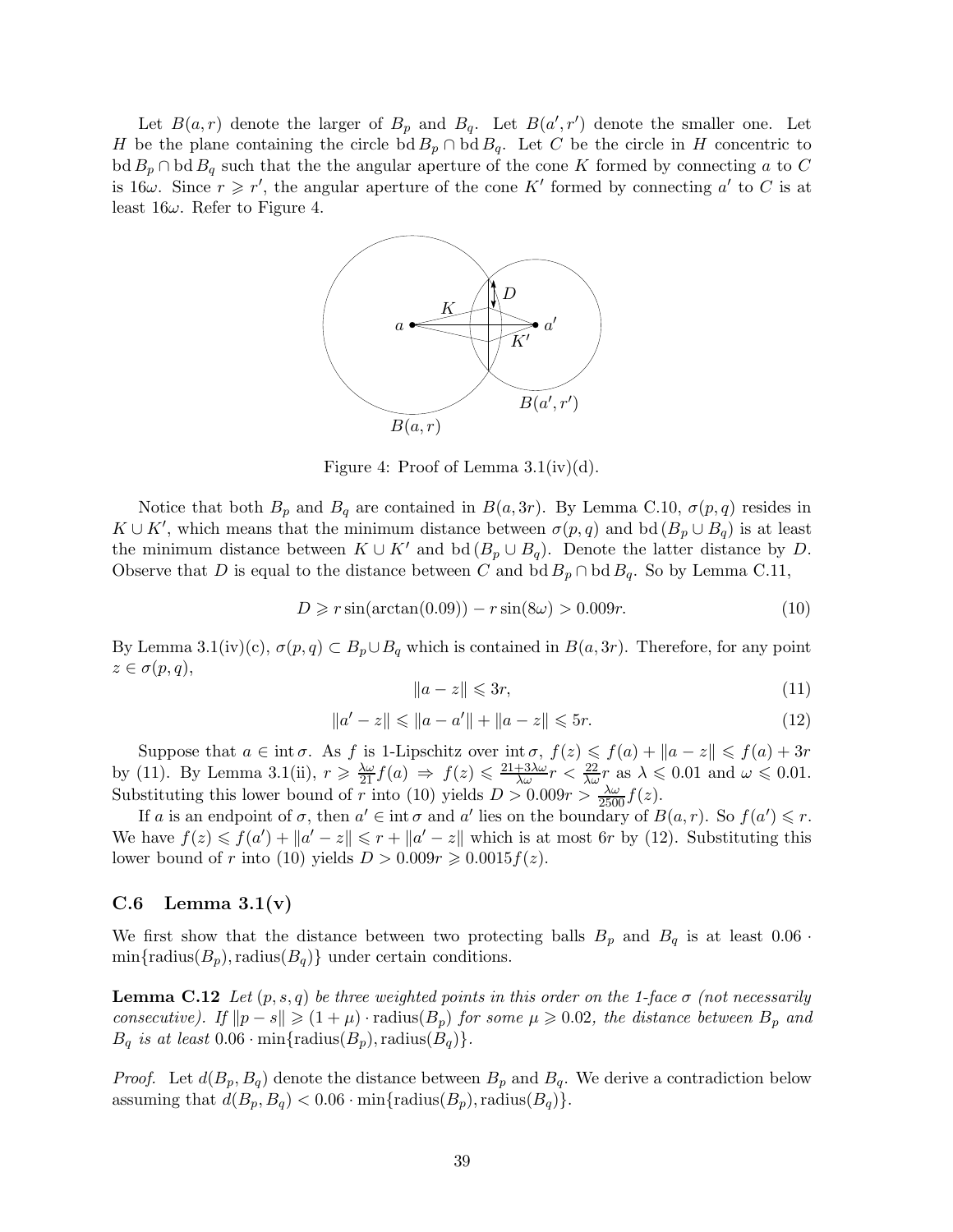Let $B(a, r)$ denote the larger of $B_p$ and $B_q$. Let $B(a', r')$ denote the smaller one. Let $H$ be the plane containing the circle $\mathrm{bd}\, B_p \cap \mathrm{bd}\, B_q$. Let $C$ be the circle in $H$ concentric to $\mathrm{bd}\, B_p \cap \mathrm{bd}\, B_q$ such that the the angular aperture of the cone $K$ formed by connecting $a$ to $C$ is $16\omega$. Since $r \geqslant r'$, the angular aperture of the cone $K'$ formed by connecting $a'$ to $C$ is at least $16\omega$. Refer to Figure 4.

Figure 4: Proof of Lemma 3.1(iv)(d).

Notice that both $B_p$ and $B_q$ are contained in $B(a, 3r)$. By Lemma C.10, $\sigma(p, q)$ resides in $K \cup K'$, which means that the minimum distance between $\sigma(p, q)$ and $\mathrm{bd}\, (B_p \cup B_q)$ is at least the minimum distance between $K \cup K'$ and $\mathrm{bd}\, (B_p \cup B_q)$. Denote the latter distance by $D$. Observe that $D$ is equal to the distance between $C$ and $\mathrm{bd}\, B_p \cap \mathrm{bd}\, B_q$. So by Lemma C.11,

$$D \geqslant r \sin(\arctan(0.09)) - r \sin(8\omega) > 0.009r. \tag{10}$$

By Lemma 3.1(iv)(c), $\sigma(p, q) \subset B_p \cup B_q$ which is contained in $B(a, 3r)$. Therefore, for any point $z \in \sigma(p, q)$,

$$\|a - z\| \leqslant 3r, \tag{11}$$

$$\|a' - z\| \leqslant \|a - a'\| + \|a - z\| \leqslant 5r. \tag{12}$$

Suppose that $a \in \mathrm{int}\, \sigma$. As $f$ is 1-Lipschitz over $\mathrm{int}\, \sigma$, $f(z) \leqslant f(a) + \|a - z\| \leqslant f(a) + 3r$ by (11). By Lemma 3.1(ii), $r \geqslant \frac{\lambda\omega}{21} f(a) \Rightarrow f(z) \leqslant \frac{21 + 3\lambda\omega}{\lambda\omega} r < \frac{22}{\lambda\omega} r$ as $\lambda \leqslant 0.01$ and $\omega \leqslant 0.01$. Substituting this lower bound of $r$ into (10) yields $D > 0.009r > \frac{\lambda\omega}{2500} f(z)$.

If $a$ is an endpoint of $\sigma$, then $a' \in \mathrm{int}\, \sigma$ and $a'$ lies on the boundary of $B(a, r)$. So $f(a') \leqslant r$. We have $f(z) \leqslant f(a') + \|a' - z\| \leqslant r + \|a' - z\|$ which is at most $6r$ by (12). Substituting this lower bound of $r$ into (10) yields $D > 0.009r \geqslant 0.0015 f(z)$.

### C.6 Lemma 3.1(v)

We first show that the distance between two protecting balls $B_p$ and $B_q$ is at least $0.06 \cdot \min\{\mathrm{radius}(B_p), \mathrm{radius}(B_q)\}$ under certain conditions.

**Lemma C.12** *Let $(p, s, q)$ be three weighted points in this order on the 1-face $\sigma$ (not necessarily consecutive). If $\|p - s\| \geqslant (1 + \mu) \cdot \mathrm{radius}(B_p)$ for some $\mu \geqslant 0.02$, the distance between $B_p$ and $B_q$ is at least $0.06 \cdot \min\{\mathrm{radius}(B_p), \mathrm{radius}(B_q)\}$.*

*Proof.* Let $d(B_p, B_q)$ denote the distance between $B_p$ and $B_q$. We derive a contradiction below assuming that $d(B_p, B_q) < 0.06 \cdot \min\{\mathrm{radius}(B_p), \mathrm{radius}(B_q)\}$.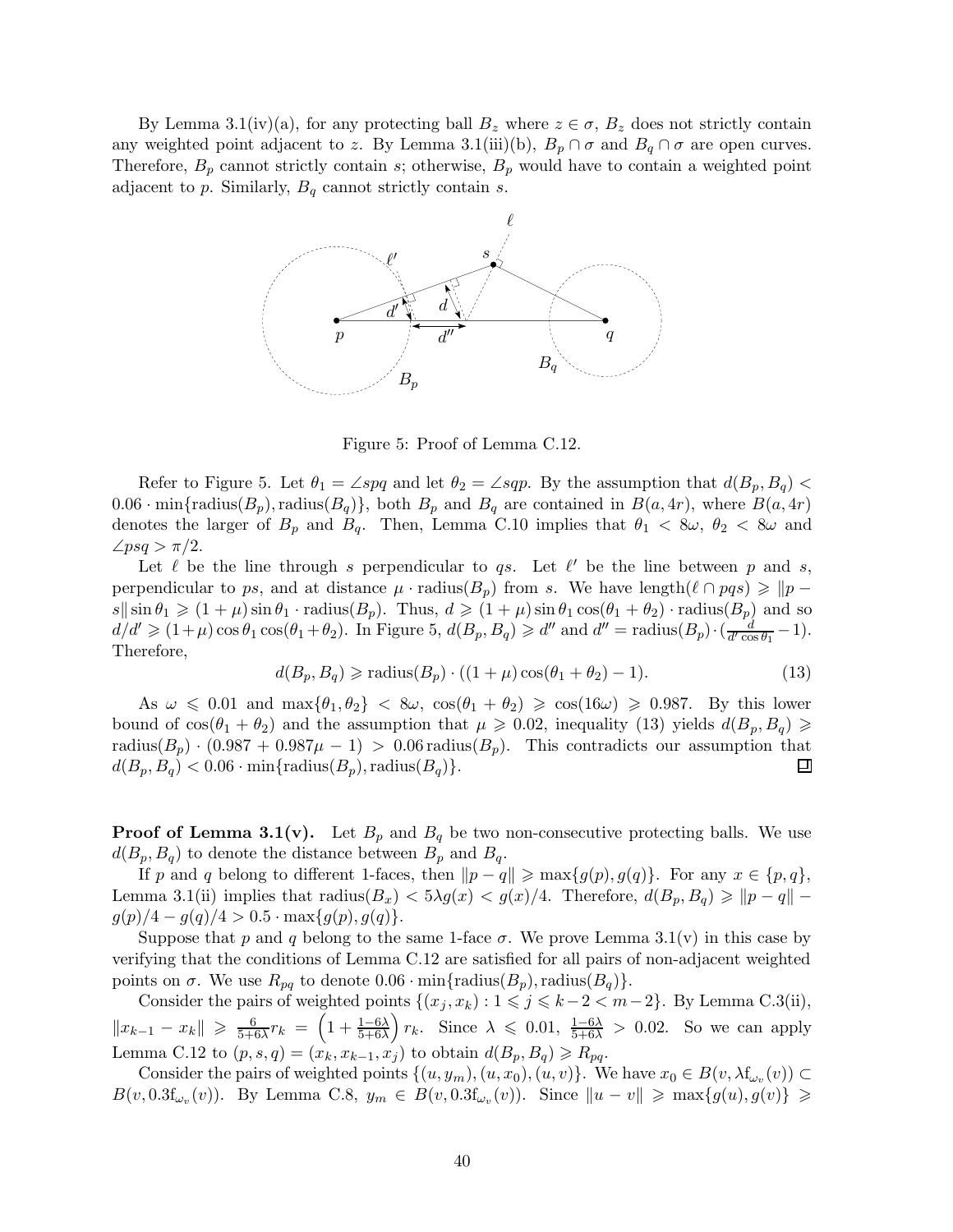By Lemma 3.1(iv)(a), for any protecting ball $B_z$ where $z \in \sigma$, $B_z$ does not strictly contain any weighted point adjacent to $z$. By Lemma 3.1(iii)(b), $B_p \cap \sigma$ and $B_q \cap \sigma$ are open curves. Therefore, $B_p$ cannot strictly contain $s$; otherwise, $B_p$ would have to contain a weighted point adjacent to $p$. Similarly, $B_q$ cannot strictly contain $s$.

Figure 5: Proof of Lemma C.12.

Refer to Figure 5. Let $\theta_1 = \angle spq$ and let $\theta_2 = \angle sqp$. By the assumption that $d(B_p, B_q) < 0.06 \cdot \min\{\text{radius}(B_p), \text{radius}(B_q)\}$, both $B_p$ and $B_q$ are contained in $B(a, 4r)$, where $B(a, 4r)$ denotes the larger of $B_p$ and $B_q$. Then, Lemma C.10 implies that $\theta_1 < 8\omega$, $\theta_2 < 8\omega$ and $\angle psq > \pi/2$.

Let $\ell$ be the line through $s$ perpendicular to $qs$. Let $\ell'$ be the line between $p$ and $s$, perpendicular to $ps$, and at distance $\mu \cdot \text{radius}(B_p)$ from $s$. We have length$(\ell \cap pqs) \geqslant \|p - s\| \sin\theta_1 \geqslant (1+\mu)\sin\theta_1 \cdot \text{radius}(B_p)$. Thus, $d \geqslant (1+\mu)\sin\theta_1 \cos(\theta_1+\theta_2) \cdot \text{radius}(B_p)$ and so $d/d' \geqslant (1+\mu)\cos\theta_1\cos(\theta_1+\theta_2)$. In Figure 5, $d(B_p, B_q) \geqslant d''$ and $d'' = \text{radius}(B_p) \cdot (\frac{d}{d'\cos\theta_1} - 1)$. Therefore,

$$d(B_p, B_q) \geqslant \text{radius}(B_p) \cdot ((1+\mu)\cos(\theta_1+\theta_2) - 1). \tag{13}$$

As $\omega \leqslant 0.01$ and $\max\{\theta_1, \theta_2\} < 8\omega$, $\cos(\theta_1+\theta_2) \geqslant \cos(16\omega) \geqslant 0.987$. By this lower bound of $\cos(\theta_1+\theta_2)$ and the assumption that $\mu \geqslant 0.02$, inequality (13) yields $d(B_p, B_q) \geqslant \text{radius}(B_p) \cdot (0.987 + 0.987\mu - 1) > 0.06\,\text{radius}(B_p)$. This contradicts our assumption that $d(B_p, B_q) < 0.06 \cdot \min\{\text{radius}(B_p), \text{radius}(B_q)\}$. ◻

**Proof of Lemma 3.1(v).** Let $B_p$ and $B_q$ be two non-consecutive protecting balls. We use $d(B_p, B_q)$ to denote the distance between $B_p$ and $B_q$.

If $p$ and $q$ belong to different 1-faces, then $\|p - q\| \geqslant \max\{g(p), g(q)\}$. For any $x \in \{p, q\}$, Lemma 3.1(ii) implies that $\text{radius}(B_x) < 5\lambda g(x) < g(x)/4$. Therefore, $d(B_p, B_q) \geqslant \|p - q\| - g(p)/4 - g(q)/4 > 0.5 \cdot \max\{g(p), g(q)\}$.

Suppose that $p$ and $q$ belong to the same 1-face $\sigma$. We prove Lemma 3.1(v) in this case by verifying that the conditions of Lemma C.12 are satisfied for all pairs of non-adjacent weighted points on $\sigma$. We use $R_{pq}$ to denote $0.06 \cdot \min\{\text{radius}(B_p), \text{radius}(B_q)\}$.

Consider the pairs of weighted points $\{(x_j, x_k) : 1 \leqslant j \leqslant k-2 < m-2\}$. By Lemma C.3(ii), $\|x_{k-1} - x_k\| \geqslant \frac{6}{5+6\lambda} r_k = \left(1 + \frac{1-6\lambda}{5+6\lambda}\right) r_k$. Since $\lambda \leqslant 0.01$, $\frac{1-6\lambda}{5+6\lambda} > 0.02$. So we can apply Lemma C.12 to $(p, s, q) = (x_k, x_{k-1}, x_j)$ to obtain $d(B_p, B_q) \geqslant R_{pq}$.

Consider the pairs of weighted points $\{(u, y_m), (u, x_0), (u, v)\}$. We have $x_0 \in B(v, \lambda \mathrm{f}_{\omega_v}(v)) \subset B(v, 0.3\mathrm{f}_{\omega_v}(v))$. By Lemma C.8, $y_m \in B(v, 0.3\mathrm{f}_{\omega_v}(v))$. Since $\|u - v\| \geqslant \max\{g(u), g(v)\} \geqslant$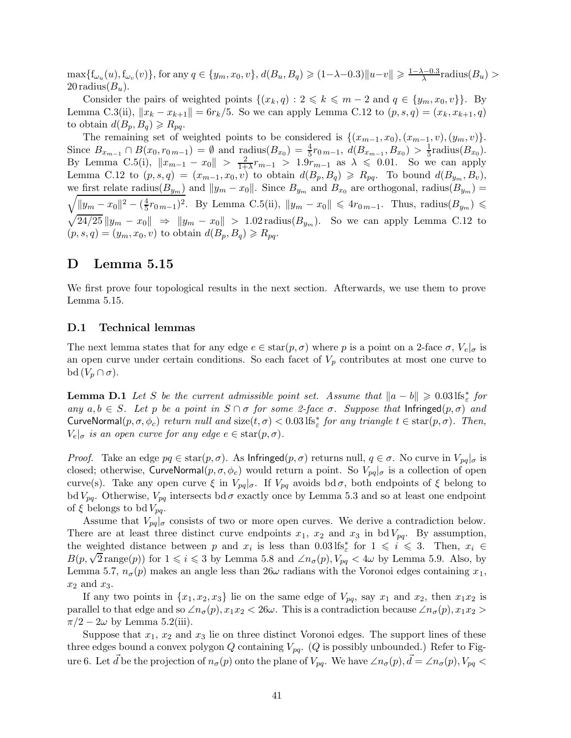$\max\{\mathrm{f}_{\omega_u}(u), \mathrm{f}_{\omega_v}(v)\}$, for any $q \in \{y_m, x_0, v\}$, $d(B_u, B_q) \geqslant (1-\lambda-0.3)\|u-v\| \geqslant \frac{1-\lambda-0.3}{\lambda}\mathrm{radius}(B_u) > 20\,\mathrm{radius}(B_u)$.

Consider the pairs of weighted points $\{(x_k, q) : 2 \leqslant k \leqslant m-2 \text{ and } q \in \{y_m, x_0, v\}\}$. By Lemma C.3(ii), $\|x_k - x_{k+1}\| = 6r_k/5$. So we can apply Lemma C.12 to $(p, s, q) = (x_k, x_{k+1}, q)$ to obtain $d(B_p, B_q) \geqslant R_{pq}$.

The remaining set of weighted points to be considered is $\{(x_{m-1}, x_0), (x_{m-1}, v), (y_m, v)\}$. Since $B_{x_{m-1}} \cap B(x_0, r_{0\,m-1}) = \emptyset$ and $\mathrm{radius}(B_{x_0}) = \frac{4}{5}r_{0\,m-1}$, $d(B_{x_{m-1}}, B_{x_0}) > \frac{1}{5}\mathrm{radius}(B_{x_0})$. By Lemma C.5(i), $\|x_{m-1} - x_0\| > \frac{2}{1+\lambda}r_{m-1} > 1.9r_{m-1}$ as $\lambda \leqslant 0.01$. So we can apply Lemma C.12 to $(p, s, q) = (x_{m-1}, x_0, v)$ to obtain $d(B_p, B_q) \geqslant R_{pq}$. To bound $d(B_{y_m}, B_v)$, we first relate $\mathrm{radius}(B_{y_m})$ and $\|y_m - x_0\|$. Since $B_{y_m}$ and $B_{x_0}$ are orthogonal, $\mathrm{radius}(B_{y_m}) = \sqrt{\|y_m - x_0\|^2 - (\frac{4}{5}r_{0\,m-1})^2}$. By Lemma C.5(ii), $\|y_m - x_0\| \leqslant 4r_{0\,m-1}$. Thus, $\mathrm{radius}(B_{y_m}) \leqslant \sqrt{24/25}\,\|y_m - x_0\| \;\Rightarrow\; \|y_m - x_0\| > 1.02\,\mathrm{radius}(B_{y_m})$. So we can apply Lemma C.12 to $(p, s, q) = (y_m, x_0, v)$ to obtain $d(B_p, B_q) \geqslant R_{pq}$.

# D Lemma 5.15

We first prove four topological results in the next section. Afterwards, we use them to prove Lemma 5.15.

## D.1 Technical lemmas

The next lemma states that for any edge $e \in \mathrm{star}(p, \sigma)$ where $p$ is a point on a 2-face $\sigma$, $V_e|_\sigma$ is an open curve under certain conditions. So each facet of $V_p$ contributes at most one curve to $\mathrm{bd}\,(V_p \cap \sigma)$.

**Lemma D.1** *Let $S$ be the current admissible point set. Assume that $\|a - b\| \geqslant 0.03\,\mathrm{lfs}^*_\varepsilon$ for any $a, b \in S$. Let $p$ be a point in $S \cap \sigma$ for some 2-face $\sigma$. Suppose that* $\mathsf{Infringed}(p, \sigma)$ *and* $\mathsf{CurveNormal}(p, \sigma, \phi_c)$ *return null and $\mathrm{size}(t, \sigma) < 0.03\,\mathrm{lfs}^*_\varepsilon$ for any triangle $t \in \mathrm{star}(p, \sigma)$. Then, $V_e|_\sigma$ is an open curve for any edge $e \in \mathrm{star}(p, \sigma)$.*

*Proof.* Take an edge $pq \in \mathrm{star}(p, \sigma)$. As $\mathsf{Infringed}(p, \sigma)$ returns null, $q \in \sigma$. No curve in $V_{pq}|_\sigma$ is closed; otherwise, $\mathsf{CurveNormal}(p, \sigma, \phi_c)$ would return a point. So $V_{pq}|_\sigma$ is a collection of open curve(s). Take any open curve $\xi$ in $V_{pq}|_\sigma$. If $V_{pq}$ avoids $\mathrm{bd}\,\sigma$, both endpoints of $\xi$ belong to $\mathrm{bd}\,V_{pq}$. Otherwise, $V_{pq}$ intersects $\mathrm{bd}\,\sigma$ exactly once by Lemma 5.3 and so at least one endpoint of $\xi$ belongs to $\mathrm{bd}\,V_{pq}$.

Assume that $V_{pq}|_\sigma$ consists of two or more open curves. We derive a contradiction below. There are at least three distinct curve endpoints $x_1$, $x_2$ and $x_3$ in $\mathrm{bd}\,V_{pq}$. By assumption, the weighted distance between $p$ and $x_i$ is less than $0.03\,\mathrm{lfs}^*_\varepsilon$ for $1 \leqslant i \leqslant 3$. Then, $x_i \in B(p, \sqrt{2}\,\mathrm{range}(p))$ for $1 \leqslant i \leqslant 3$ by Lemma 5.8 and $\angle n_\sigma(p), V_{pq} < 4\omega$ by Lemma 5.9. Also, by Lemma 5.7, $n_\sigma(p)$ makes an angle less than $26\omega$ radians with the Voronoi edges containing $x_1$, $x_2$ and $x_3$.

If any two points in $\{x_1, x_2, x_3\}$ lie on the same edge of $V_{pq}$, say $x_1$ and $x_2$, then $x_1x_2$ is parallel to that edge and so $\angle n_\sigma(p), x_1x_2 < 26\omega$. This is a contradiction because $\angle n_\sigma(p), x_1x_2 > \pi/2 - 2\omega$ by Lemma 5.2(iii).

Suppose that $x_1$, $x_2$ and $x_3$ lie on three distinct Voronoi edges. The support lines of these three edges bound a convex polygon $Q$ containing $V_{pq}$. ($Q$ is possibly unbounded.) Refer to Figure 6. Let $\vec{d}$ be the projection of $n_\sigma(p)$ onto the plane of $V_{pq}$. We have $\angle n_\sigma(p), \vec{d} = \angle n_\sigma(p), V_{pq} <$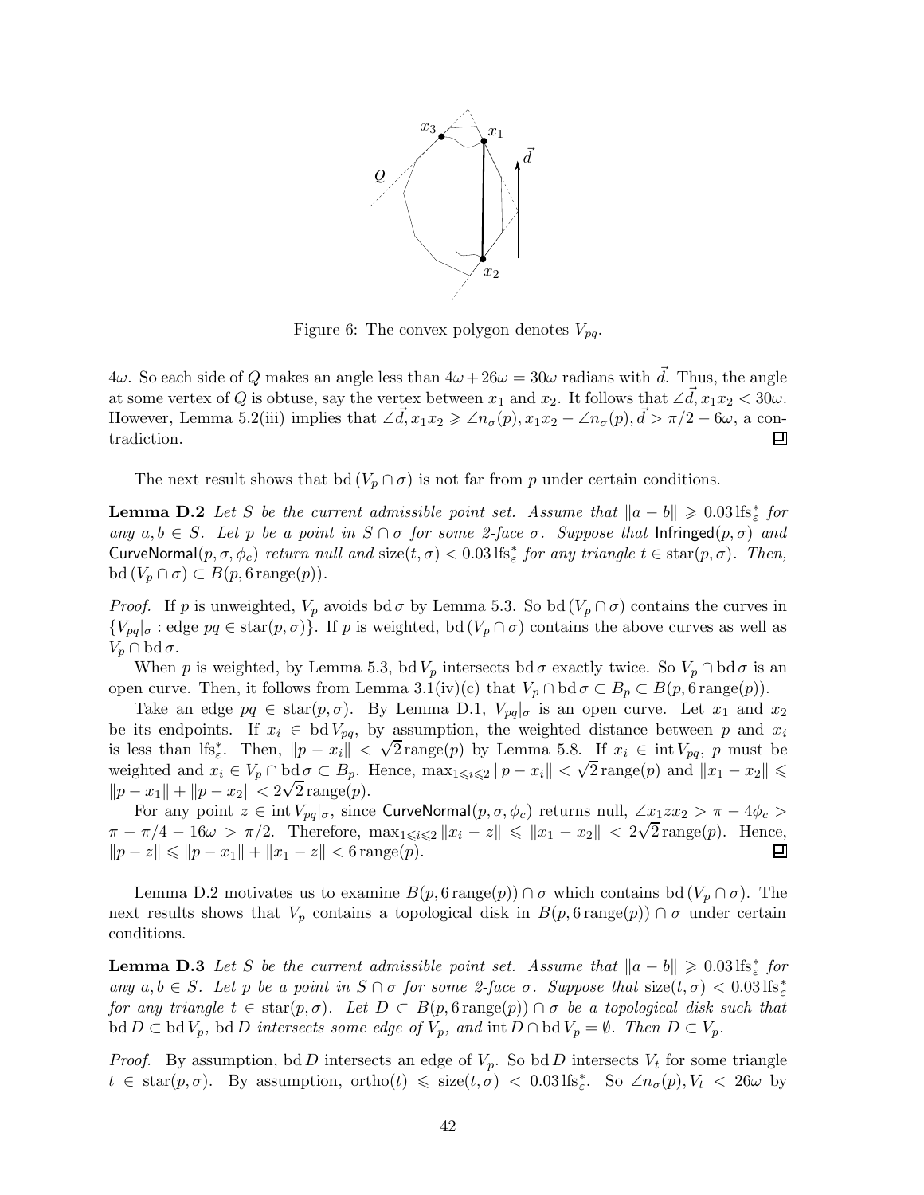Figure 6: The convex polygon denotes $V_{pq}$.

$4\omega$. So each side of $Q$ makes an angle less than $4\omega + 26\omega = 30\omega$ radians with $\vec{d}$. Thus, the angle at some vertex of $Q$ is obtuse, say the vertex between $x_1$ and $x_2$. It follows that $\angle \vec{d}, x_1x_2 < 30\omega$. However, Lemma 5.2(iii) implies that $\angle \vec{d}, x_1x_2 \geqslant \angle n_\sigma(p), x_1x_2 - \angle n_\sigma(p), \vec{d} > \pi/2 - 6\omega$, a contradiction. ∎

The next result shows that $\mathrm{bd}\,(V_p \cap \sigma)$ is not far from $p$ under certain conditions.

**Lemma D.2** *Let $S$ be the current admissible point set. Assume that $\|a - b\| \geqslant 0.03\,\mathrm{lfs}^*_\varepsilon$ for any $a, b \in S$. Let $p$ be a point in $S \cap \sigma$ for some 2-face $\sigma$. Suppose that* $\mathsf{Infringed}(p, \sigma)$ *and* $\mathsf{CurveNormal}(p, \sigma, \phi_c)$ *return null and $\mathrm{size}(t, \sigma) < 0.03\,\mathrm{lfs}^*_\varepsilon$ for any triangle $t \in \mathrm{star}(p, \sigma)$. Then, $\mathrm{bd}\,(V_p \cap \sigma) \subset B(p, 6\,\mathrm{range}(p))$.*

*Proof.* If $p$ is unweighted, $V_p$ avoids $\mathrm{bd}\,\sigma$ by Lemma 5.3. So $\mathrm{bd}\,(V_p \cap \sigma)$ contains the curves in $\{V_{pq}|_\sigma : \text{edge } pq \in \mathrm{star}(p, \sigma)\}$. If $p$ is weighted, $\mathrm{bd}\,(V_p \cap \sigma)$ contains the above curves as well as $V_p \cap \mathrm{bd}\,\sigma$.

When $p$ is weighted, by Lemma 5.3, $\mathrm{bd}\,V_p$ intersects $\mathrm{bd}\,\sigma$ exactly twice. So $V_p \cap \mathrm{bd}\,\sigma$ is an open curve. Then, it follows from Lemma 3.1(iv)(c) that $V_p \cap \mathrm{bd}\,\sigma \subset B_p \subset B(p, 6\,\mathrm{range}(p))$.

Take an edge $pq \in \mathrm{star}(p, \sigma)$. By Lemma D.1, $V_{pq}|_\sigma$ is an open curve. Let $x_1$ and $x_2$ be its endpoints. If $x_i \in \mathrm{bd}\,V_{pq}$, by assumption, the weighted distance between $p$ and $x_i$ is less than $\mathrm{lfs}^*_\varepsilon$. Then, $\|p - x_i\| < \sqrt{2}\,\mathrm{range}(p)$ by Lemma 5.8. If $x_i \in \mathrm{int}\,V_{pq}$, $p$ must be weighted and $x_i \in V_p \cap \mathrm{bd}\,\sigma \subset B_p$. Hence, $\max_{1 \leqslant i \leqslant 2} \|p - x_i\| < \sqrt{2}\,\mathrm{range}(p)$ and $\|x_1 - x_2\| \leqslant \|p - x_1\| + \|p - x_2\| < 2\sqrt{2}\,\mathrm{range}(p)$.

For any point $z \in \mathrm{int}\,V_{pq}|_\sigma$, since $\mathsf{CurveNormal}(p, \sigma, \phi_c)$ returns null, $\angle x_1 z x_2 > \pi - 4\phi_c > \pi - \pi/4 - 16\omega > \pi/2$. Therefore, $\max_{1 \leqslant i \leqslant 2} \|x_i - z\| \leqslant \|x_1 - x_2\| < 2\sqrt{2}\,\mathrm{range}(p)$. Hence, $\|p - z\| \leqslant \|p - x_1\| + \|x_1 - z\| < 6\,\mathrm{range}(p)$. ∎

Lemma D.2 motivates us to examine $B(p, 6\,\mathrm{range}(p)) \cap \sigma$ which contains $\mathrm{bd}\,(V_p \cap \sigma)$. The next results shows that $V_p$ contains a topological disk in $B(p, 6\,\mathrm{range}(p)) \cap \sigma$ under certain conditions.

**Lemma D.3** *Let $S$ be the current admissible point set. Assume that $\|a - b\| \geqslant 0.03\,\mathrm{lfs}^*_\varepsilon$ for any $a, b \in S$. Let $p$ be a point in $S \cap \sigma$ for some 2-face $\sigma$. Suppose that $\mathrm{size}(t, \sigma) < 0.03\,\mathrm{lfs}^*_\varepsilon$ for any triangle $t \in \mathrm{star}(p, \sigma)$. Let $D \subset B(p, 6\,\mathrm{range}(p)) \cap \sigma$ be a topological disk such that $\mathrm{bd}\,D \subset \mathrm{bd}\,V_p$, $\mathrm{bd}\,D$ intersects some edge of $V_p$, and $\mathrm{int}\,D \cap \mathrm{bd}\,V_p = \emptyset$. Then $D \subset V_p$.*

*Proof.* By assumption, $\mathrm{bd}\,D$ intersects an edge of $V_p$. So $\mathrm{bd}\,D$ intersects $V_t$ for some triangle $t \in \mathrm{star}(p, \sigma)$. By assumption, $\mathrm{ortho}(t) \leqslant \mathrm{size}(t, \sigma) < 0.03\,\mathrm{lfs}^*_\varepsilon$. So $\angle n_\sigma(p), V_t < 26\omega$ by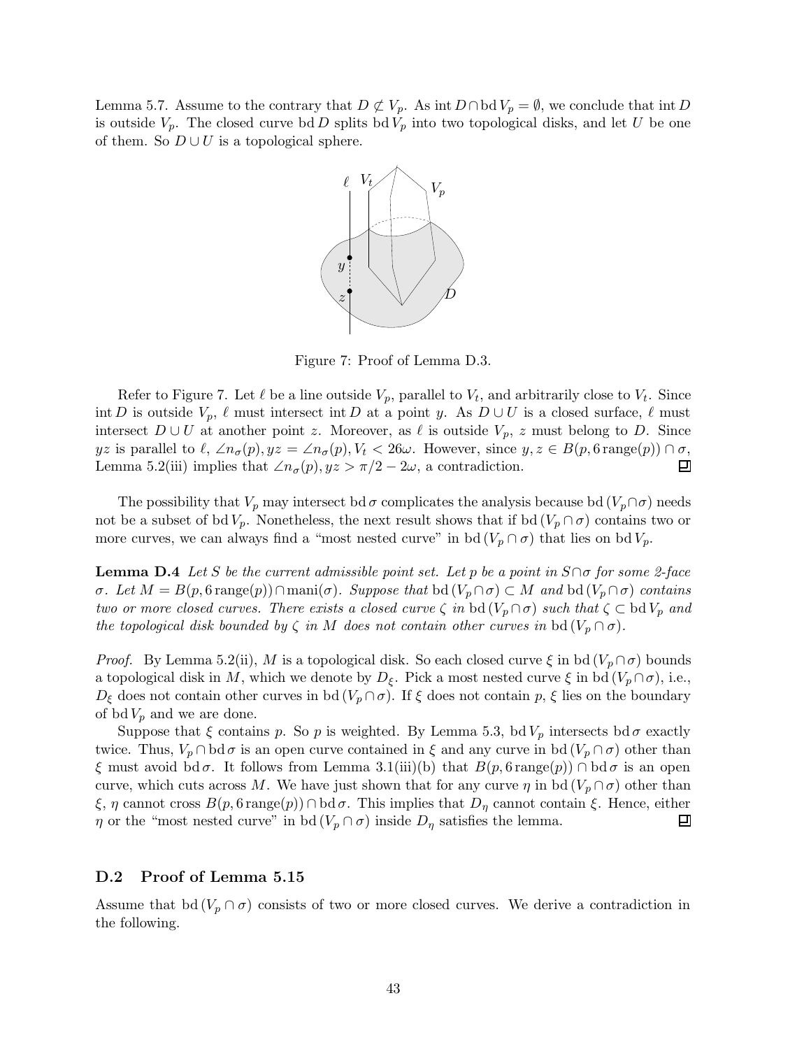Lemma 5.7. Assume to the contrary that $D \not\subset V_p$. As $\mathrm{int}\, D \cap \mathrm{bd}\, V_p = \emptyset$, we conclude that $\mathrm{int}\, D$ is outside $V_p$. The closed curve $\mathrm{bd}\, D$ splits $\mathrm{bd}\, V_p$ into two topological disks, and let $U$ be one of them. So $D \cup U$ is a topological sphere.

Figure 7: Proof of Lemma D.3.

Refer to Figure 7. Let $\ell$ be a line outside $V_p$, parallel to $V_t$, and arbitrarily close to $V_t$. Since $\mathrm{int}\, D$ is outside $V_p$, $\ell$ must intersect $\mathrm{int}\, D$ at a point $y$. As $D \cup U$ is a closed surface, $\ell$ must intersect $D \cup U$ at another point $z$. Moreover, as $\ell$ is outside $V_p$, $z$ must belong to $D$. Since $yz$ is parallel to $\ell$, $\angle n_\sigma(p), yz = \angle n_\sigma(p), V_t < 26\omega$. However, since $y, z \in B(p, 6\,\mathrm{range}(p)) \cap \sigma$, Lemma 5.2(iii) implies that $\angle n_\sigma(p), yz > \pi/2 - 2\omega$, a contradiction. ◻

The possibility that $V_p$ may intersect $\mathrm{bd}\, \sigma$ complicates the analysis because $\mathrm{bd}\,(V_p \cap \sigma)$ needs not be a subset of $\mathrm{bd}\, V_p$. Nonetheless, the next result shows that if $\mathrm{bd}\,(V_p \cap \sigma)$ contains two or more curves, we can always find a "most nested curve" in $\mathrm{bd}\,(V_p \cap \sigma)$ that lies on $\mathrm{bd}\, V_p$.

**Lemma D.4** *Let $S$ be the current admissible point set. Let $p$ be a point in $S \cap \sigma$ for some 2-face $\sigma$. Let $M = B(p, 6\,\mathrm{range}(p)) \cap \mathrm{mani}(\sigma)$. Suppose that $\mathrm{bd}\,(V_p \cap \sigma) \subset M$ and $\mathrm{bd}\,(V_p \cap \sigma)$ contains two or more closed curves. There exists a closed curve $\zeta$ in $\mathrm{bd}\,(V_p \cap \sigma)$ such that $\zeta \subset \mathrm{bd}\, V_p$ and the topological disk bounded by $\zeta$ in $M$ does not contain other curves in $\mathrm{bd}\,(V_p \cap \sigma)$.*

*Proof.* By Lemma 5.2(ii), $M$ is a topological disk. So each closed curve $\xi$ in $\mathrm{bd}\,(V_p \cap \sigma)$ bounds a topological disk in $M$, which we denote by $D_\xi$. Pick a most nested curve $\xi$ in $\mathrm{bd}\,(V_p \cap \sigma)$, i.e., $D_\xi$ does not contain other curves in $\mathrm{bd}\,(V_p \cap \sigma)$. If $\xi$ does not contain $p$, $\xi$ lies on the boundary of $\mathrm{bd}\, V_p$ and we are done.

Suppose that $\xi$ contains $p$. So $p$ is weighted. By Lemma 5.3, $\mathrm{bd}\, V_p$ intersects $\mathrm{bd}\, \sigma$ exactly twice. Thus, $V_p \cap \mathrm{bd}\, \sigma$ is an open curve contained in $\xi$ and any curve in $\mathrm{bd}\,(V_p \cap \sigma)$ other than $\xi$ must avoid $\mathrm{bd}\, \sigma$. It follows from Lemma 3.1(iii)(b) that $B(p, 6\,\mathrm{range}(p)) \cap \mathrm{bd}\, \sigma$ is an open curve, which cuts across $M$. We have just shown that for any curve $\eta$ in $\mathrm{bd}\,(V_p \cap \sigma)$ other than $\xi$, $\eta$ cannot cross $B(p, 6\,\mathrm{range}(p)) \cap \mathrm{bd}\, \sigma$. This implies that $D_\eta$ cannot contain $\xi$. Hence, either $\eta$ or the "most nested curve" in $\mathrm{bd}\,(V_p \cap \sigma)$ inside $D_\eta$ satisfies the lemma. ◻

### D.2 Proof of Lemma 5.15

Assume that $\mathrm{bd}\,(V_p \cap \sigma)$ consists of two or more closed curves. We derive a contradiction in the following.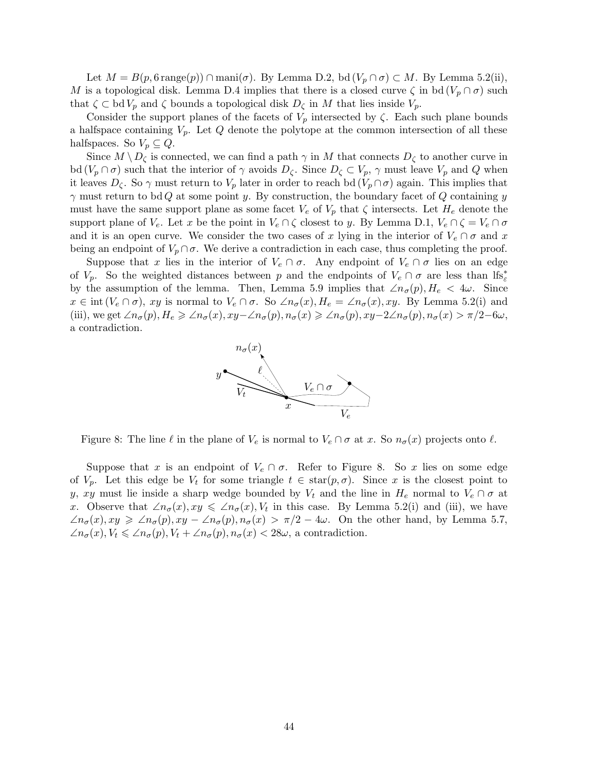Let $M = B(p, 6\,\text{range}(p)) \cap \text{mani}(\sigma)$. By Lemma D.2, $\text{bd}\,(V_p \cap \sigma) \subset M$. By Lemma 5.2(ii), $M$ is a topological disk. Lemma D.4 implies that there is a closed curve $\zeta$ in $\text{bd}\,(V_p \cap \sigma)$ such that $\zeta \subset \text{bd}\,V_p$ and $\zeta$ bounds a topological disk $D_\zeta$ in $M$ that lies inside $V_p$.

Consider the support planes of the facets of $V_p$ intersected by $\zeta$. Each such plane bounds a halfspace containing $V_p$. Let $Q$ denote the polytope at the common intersection of all these halfspaces. So $V_p \subseteq Q$.

Since $M \setminus D_\zeta$ is connected, we can find a path $\gamma$ in $M$ that connects $D_\zeta$ to another curve in $\text{bd}\,(V_p \cap \sigma)$ such that the interior of $\gamma$ avoids $D_\zeta$. Since $D_\zeta \subset V_p$, $\gamma$ must leave $V_p$ and $Q$ when it leaves $D_\zeta$. So $\gamma$ must return to $V_p$ later in order to reach $\text{bd}\,(V_p \cap \sigma)$ again. This implies that $\gamma$ must return to $\text{bd}\,Q$ at some point $y$. By construction, the boundary facet of $Q$ containing $y$ must have the same support plane as some facet $V_e$ of $V_p$ that $\zeta$ intersects. Let $H_e$ denote the support plane of $V_e$. Let $x$ be the point in $V_e \cap \zeta$ closest to $y$. By Lemma D.1, $V_e \cap \zeta = V_e \cap \sigma$ and it is an open curve. We consider the two cases of $x$ lying in the interior of $V_e \cap \sigma$ and $x$ being an endpoint of $V_p \cap \sigma$. We derive a contradiction in each case, thus completing the proof.

Suppose that $x$ lies in the interior of $V_e \cap \sigma$. Any endpoint of $V_e \cap \sigma$ lies on an edge of $V_p$. So the weighted distances between $p$ and the endpoints of $V_e \cap \sigma$ are less than $\text{lfs}^*_\varepsilon$ by the assumption of the lemma. Then, Lemma 5.9 implies that $\angle n_\sigma(p), H_e < 4\omega$. Since $x \in \text{int}\,(V_e \cap \sigma)$, $xy$ is normal to $V_e \cap \sigma$. So $\angle n_\sigma(x), H_e = \angle n_\sigma(x), xy$. By Lemma 5.2(i) and (iii), we get $\angle n_\sigma(p), H_e \geqslant \angle n_\sigma(x), xy - \angle n_\sigma(p), n_\sigma(x) \geqslant \angle n_\sigma(p), xy - 2\angle n_\sigma(p), n_\sigma(x) > \pi/2 - 6\omega$, a contradiction.

$n_\sigma(x)$

$\ell$

$y$

$V_e \cap \sigma$

$V_t$

$x$

$V_e$

Figure 8: The line $\ell$ in the plane of $V_e$ is normal to $V_e \cap \sigma$ at $x$. So $n_\sigma(x)$ projects onto $\ell$.

Suppose that $x$ is an endpoint of $V_e \cap \sigma$. Refer to Figure 8. So $x$ lies on some edge of $V_p$. Let this edge be $V_t$ for some triangle $t \in \text{star}(p, \sigma)$. Since $x$ is the closest point to $y$, $xy$ must lie inside a sharp wedge bounded by $V_t$ and the line in $H_e$ normal to $V_e \cap \sigma$ at $x$. Observe that $\angle n_\sigma(x), xy \leqslant \angle n_\sigma(x), V_t$ in this case. By Lemma 5.2(i) and (iii), we have $\angle n_\sigma(x), xy \geqslant \angle n_\sigma(p), xy - \angle n_\sigma(p), n_\sigma(x) > \pi/2 - 4\omega$. On the other hand, by Lemma 5.7, $\angle n_\sigma(x), V_t \leqslant \angle n_\sigma(p), V_t + \angle n_\sigma(p), n_\sigma(x) < 28\omega$, a contradiction.